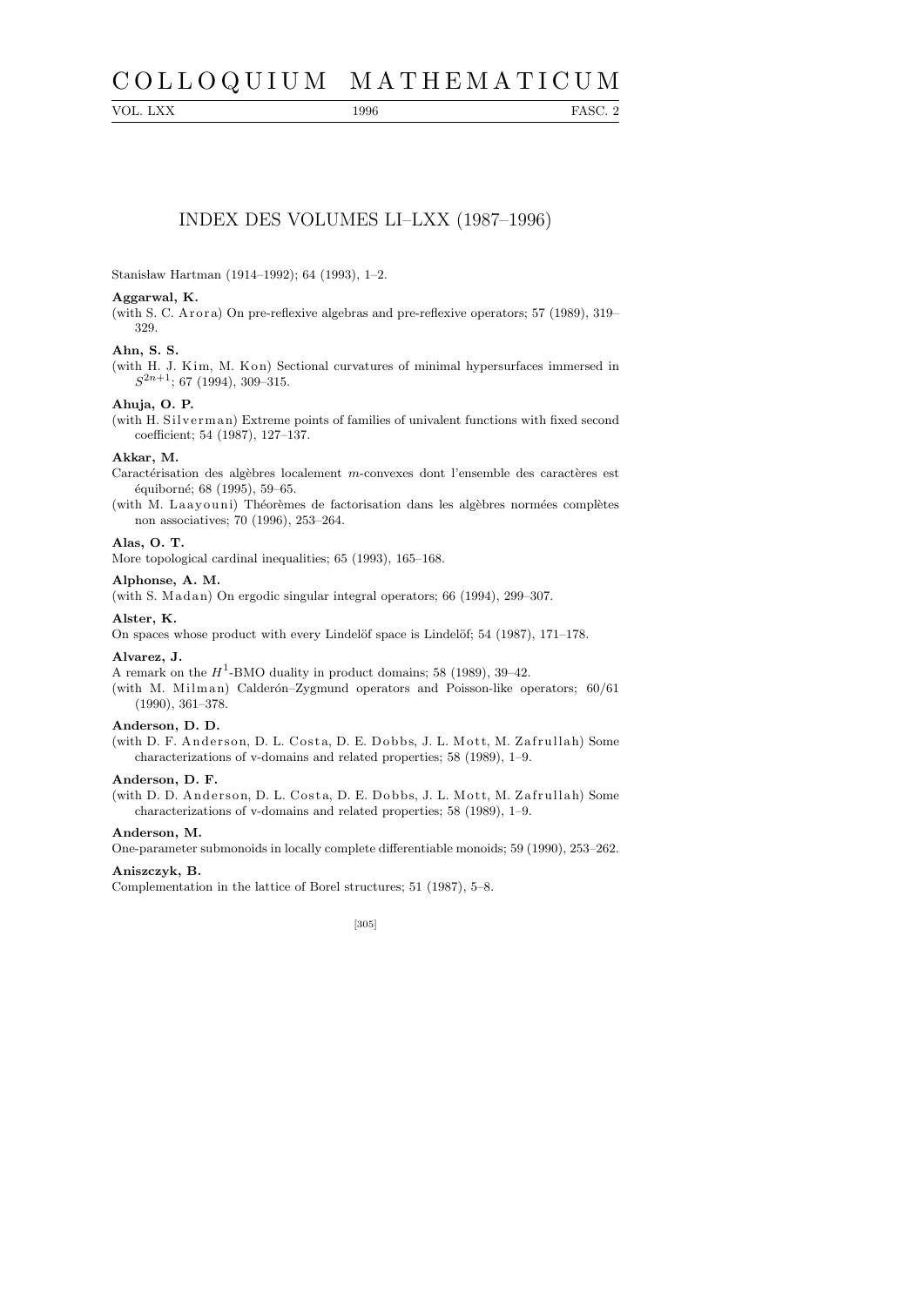# COLLOQUIUM MATHEMATICUM

VOL. LXX 1996 FASC. 2

## INDEX DES VOLUMES LI–LXX (1987–1996)

Stanisław Hartman (1914–1992); 64 (1993), 1–2.

**Aggarwal, K.**

(with S. C. Arora) On pre-reflexive algebras and pre-reflexive operators; 57 (1989), 319–329.

**Ahn, S. S.**

(with H. J. Kim, M. Kon) Sectional curvatures of minimal hypersurfaces immersed in $S^{2n+1}$; 67 (1994), 309–315.

**Ahuja, O. P.**

(with H. Silverman) Extreme points of families of univalent functions with fixed second coefficient; 54 (1987), 127–137.

**Akkar, M.**

Caractérisation des algèbres localement $m$-convexes dont l'ensemble des caractères est équiborné; 68 (1995), 59–65.

(with M. Laayouni) Théorèmes de factorisation dans les algèbres normées complètes non associatives; 70 (1996), 253–264.

**Alas, O. T.**

More topological cardinal inequalities; 65 (1993), 165–168.

**Alphonse, A. M.**

(with S. Madan) On ergodic singular integral operators; 66 (1994), 299–307.

**Alster, K.**

On spaces whose product with every Lindelöf space is Lindelöf; 54 (1987), 171–178.

**Alvarez, J.**

A remark on the $H^1$-BMO duality in product domains; 58 (1989), 39–42.

(with M. Milman) Calderón–Zygmund operators and Poisson-like operators; 60/61 (1990), 361–378.

**Anderson, D. D.**

(with D. F. Anderson, D. L. Costa, D. E. Dobbs, J. L. Mott, M. Zafrullah) Some characterizations of v-domains and related properties; 58 (1989), 1–9.

**Anderson, D. F.**

(with D. D. Anderson, D. L. Costa, D. E. Dobbs, J. L. Mott, M. Zafrullah) Some characterizations of v-domains and related properties; 58 (1989), 1–9.

**Anderson, M.**

One-parameter submonoids in locally complete differentiable monoids; 59 (1990), 253–262.

**Aniszczyk, B.**

Complementation in the lattice of Borel structures; 51 (1987), 5–8.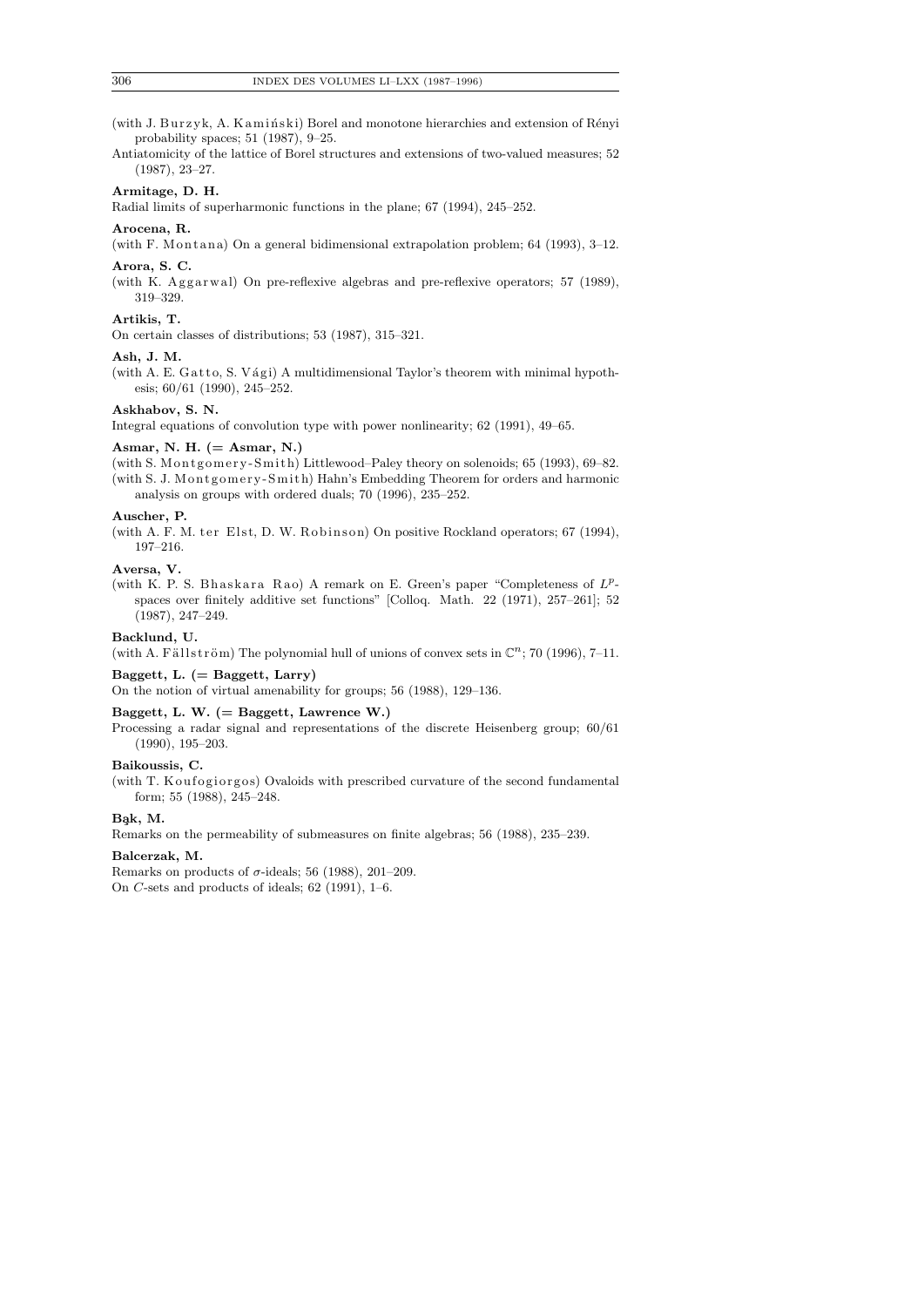(with J. Burzyk, A. Kamiński) Borel and monotone hierarchies and extension of Rényi probability spaces; 51 (1987), 9–25.

Antiatomicity of the lattice of Borel structures and extensions of two-valued measures; 52 (1987), 23–27.

**Armitage, D. H.**

Radial limits of superharmonic functions in the plane; 67 (1994), 245–252.

**Arocena, R.**

(with F. Montana) On a general bidimensional extrapolation problem; 64 (1993), 3–12.

**Arora, S. C.**

(with K. Aggarwal) On pre-reflexive algebras and pre-reflexive operators; 57 (1989), 319–329.

**Artikis, T.**

On certain classes of distributions; 53 (1987), 315–321.

**Ash, J. M.**

(with A. E. Gatto, S. Vági) A multidimensional Taylor's theorem with minimal hypothesis; 60/61 (1990), 245–252.

**Askhabov, S. N.**

Integral equations of convolution type with power nonlinearity; 62 (1991), 49–65.

**Asmar, N. H. (= Asmar, N.)**

(with S. Montgomery-Smith) Littlewood–Paley theory on solenoids; 65 (1993), 69–82.

(with S. J. Montgomery-Smith) Hahn's Embedding Theorem for orders and harmonic analysis on groups with ordered duals; 70 (1996), 235–252.

**Auscher, P.**

(with A. F. M. ter Elst, D. W. Robinson) On positive Rockland operators; 67 (1994), 197–216.

**Aversa, V.**

(with K. P. S. Bhaskara Rao) A remark on E. Green's paper "Completeness of $L^p$-spaces over finitely additive set functions" [Colloq. Math. 22 (1971), 257–261]; 52 (1987), 247–249.

**Backlund, U.**

(with A. Fällström) The polynomial hull of unions of convex sets in $\mathbb{C}^n$; 70 (1996), 7–11.

**Baggett, L. (= Baggett, Larry)**

On the notion of virtual amenability for groups; 56 (1988), 129–136.

**Baggett, L. W. (= Baggett, Lawrence W.)**

Processing a radar signal and representations of the discrete Heisenberg group; 60/61 (1990), 195–203.

**Baikoussis, C.**

(with T. Koufogiorgos) Ovaloids with prescribed curvature of the second fundamental form; 55 (1988), 245–248.

**Bąk, M.**

Remarks on the permeability of submeasures on finite algebras; 56 (1988), 235–239.

**Balcerzak, M.**

Remarks on products of $\sigma$-ideals; 56 (1988), 201–209.

On $C$-sets and products of ideals; 62 (1991), 1–6.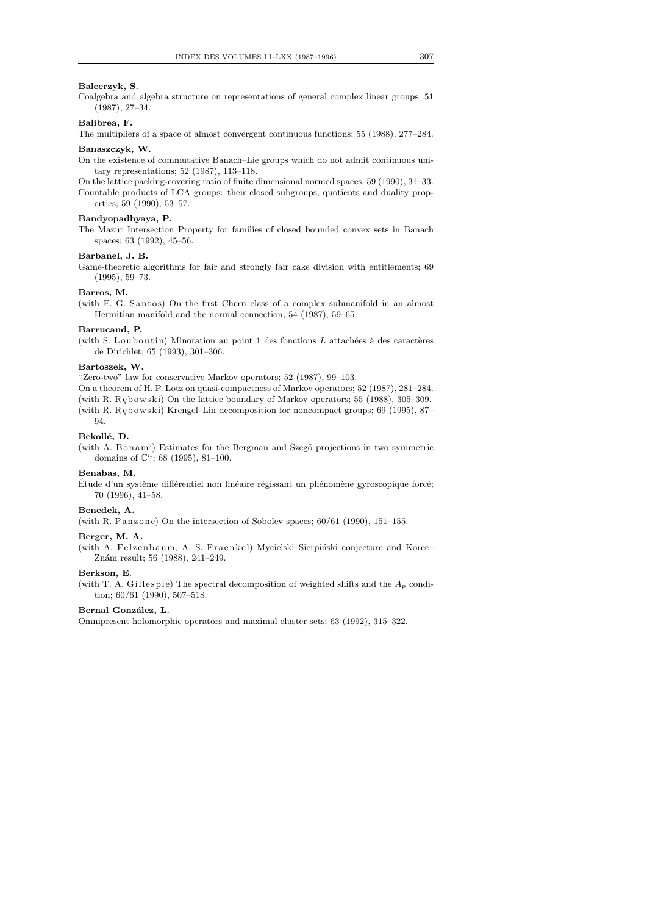**Balcerzyk, S.**

Coalgebra and algebra structure on representations of general complex linear groups; 51 (1987), 27–34.

**Balibrea, F.**

The multipliers of a space of almost convergent continuous functions; 55 (1988), 277–284.

**Banaszczyk, W.**

On the existence of commutative Banach–Lie groups which do not admit continuous unitary representations; 52 (1987), 113–118.

On the lattice packing-covering ratio of finite dimensional normed spaces; 59 (1990), 31–33.

Countable products of LCA groups: their closed subgroups, quotients and duality properties; 59 (1990), 53–57.

**Bandyopadhyaya, P.**

The Mazur Intersection Property for families of closed bounded convex sets in Banach spaces; 63 (1992), 45–56.

**Barbanel, J. B.**

Game-theoretic algorithms for fair and strongly fair cake division with entitlements; 69 (1995), 59–73.

**Barros, M.**

(with F. G. Santos) On the first Chern class of a complex submanifold in an almost Hermitian manifold and the normal connection; 54 (1987), 59–65.

**Barrucand, P.**

(with S. Louboutin) Minoration au point 1 des fonctions $L$ attachées à des caractères de Dirichlet; 65 (1993), 301–306.

**Bartoszek, W.**

"Zero-two" law for conservative Markov operators; 52 (1987), 99–103.

On a theorem of H. P. Lotz on quasi-compactness of Markov operators; 52 (1987), 281–284.

(with R. Rębowski) On the lattice boundary of Markov operators; 55 (1988), 305–309.

(with R. Rębowski) Krengel–Lin decomposition for noncompact groups; 69 (1995), 87–94.

**Bekollé, D.**

(with A. Bonami) Estimates for the Bergman and Szegö projections in two symmetric domains of $\mathbb{C}^n$; 68 (1995), 81–100.

**Benabas, M.**

Étude d'un système différentiel non linéaire régissant un phénomène gyroscopique forcé; 70 (1996), 41–58.

**Benedek, A.**

(with R. Panzone) On the intersection of Sobolev spaces; 60/61 (1990), 151–155.

**Berger, M. A.**

(with A. Felzenbaum, A. S. Fraenkel) Mycielski–Sierpiński conjecture and Korec–Znám result; 56 (1988), 241–249.

**Berkson, E.**

(with T. A. Gillespie) The spectral decomposition of weighted shifts and the $A_p$ condition; 60/61 (1990), 507–518.

**Bernal González, L.**

Omnipresent holomorphic operators and maximal cluster sets; 63 (1992), 315–322.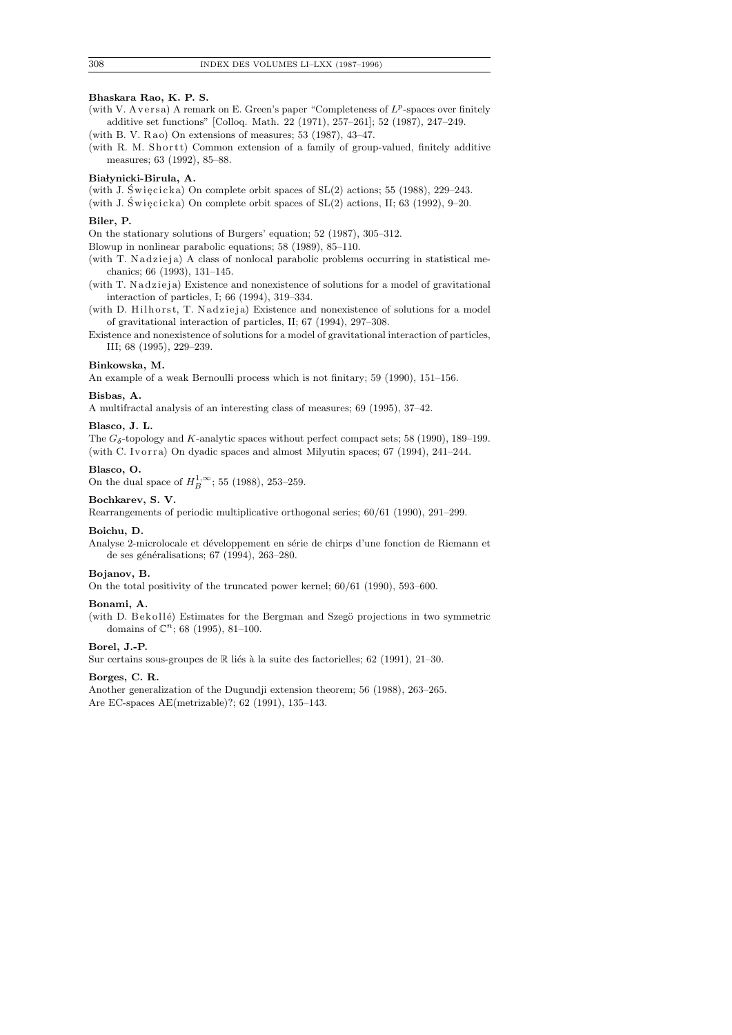**Bhaskara Rao, K. P. S.**

(with V. Aversa) A remark on E. Green's paper "Completeness of $L^p$-spaces over finitely additive set functions" [Colloq. Math. 22 (1971), 257–261]; 52 (1987), 247–249.

(with B. V. Rao) On extensions of measures; 53 (1987), 43–47.

(with R. M. Shortt) Common extension of a family of group-valued, finitely additive measures; 63 (1992), 85–88.

**Białynicki-Birula, A.**

(with J. Święcicka) On complete orbit spaces of SL(2) actions; 55 (1988), 229–243.

(with J. Święcicka) On complete orbit spaces of SL(2) actions, II; 63 (1992), 9–20.

**Biler, P.**

On the stationary solutions of Burgers' equation; 52 (1987), 305–312.

Blowup in nonlinear parabolic equations; 58 (1989), 85–110.

(with T. Nadzieja) A class of nonlocal parabolic problems occurring in statistical mechanics; 66 (1993), 131–145.

(with T. Nadzieja) Existence and nonexistence of solutions for a model of gravitational interaction of particles, I; 66 (1994), 319–334.

(with D. Hilhorst, T. Nadzieja) Existence and nonexistence of solutions for a model of gravitational interaction of particles, II; 67 (1994), 297–308.

Existence and nonexistence of solutions for a model of gravitational interaction of particles, III; 68 (1995), 229–239.

**Binkowska, M.**

An example of a weak Bernoulli process which is not finitary; 59 (1990), 151–156.

**Bisbas, A.**

A multifractal analysis of an interesting class of measures; 69 (1995), 37–42.

**Blasco, J. L.**

The $G_\delta$-topology and $K$-analytic spaces without perfect compact sets; 58 (1990), 189–199.

(with C. Ivorra) On dyadic spaces and almost Milyutin spaces; 67 (1994), 241–244.

**Blasco, O.**

On the dual space of $H^{1,\infty}_B$; 55 (1988), 253–259.

**Bochkarev, S. V.**

Rearrangements of periodic multiplicative orthogonal series; 60/61 (1990), 291–299.

**Boichu, D.**

Analyse 2-microlocale et développement en série de chirps d'une fonction de Riemann et de ses généralisations; 67 (1994), 263–280.

**Bojanov, B.**

On the total positivity of the truncated power kernel; 60/61 (1990), 593–600.

**Bonami, A.**

(with D. Bekollé) Estimates for the Bergman and Szegö projections in two symmetric domains of $\mathbb{C}^n$; 68 (1995), 81–100.

**Borel, J.-P.**

Sur certains sous-groupes de $\mathbb{R}$ liés à la suite des factorielles; 62 (1991), 21–30.

**Borges, C. R.**

Another generalization of the Dugundji extension theorem; 56 (1988), 263–265.

Are EC-spaces AE(metrizable)?; 62 (1991), 135–143.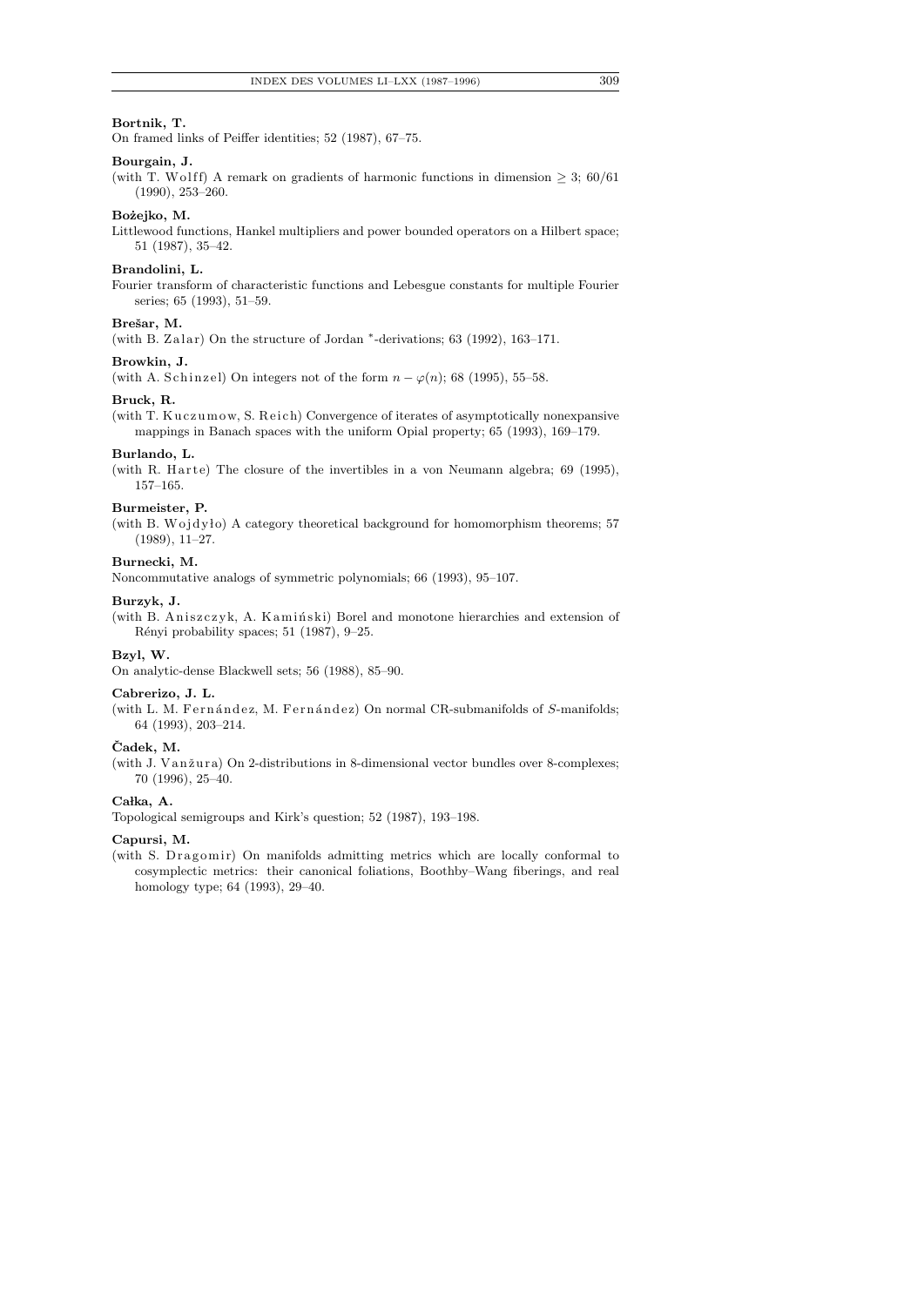**Bortnik, T.**

On framed links of Peiffer identities; 52 (1987), 67–75.

**Bourgain, J.**

(with T. Wolff) A remark on gradients of harmonic functions in dimension $\geq 3$; 60/61 (1990), 253–260.

**Bożejko, M.**

Littlewood functions, Hankel multipliers and power bounded operators on a Hilbert space; 51 (1987), 35–42.

**Brandolini, L.**

Fourier transform of characteristic functions and Lebesgue constants for multiple Fourier series; 65 (1993), 51–59.

**Brešar, M.**

(with B. Zalar) On the structure of Jordan $^*$-derivations; 63 (1992), 163–171.

**Browkin, J.**

(with A. Schinzel) On integers not of the form $n - \varphi(n)$; 68 (1995), 55–58.

**Bruck, R.**

(with T. Kuczumow, S. Reich) Convergence of iterates of asymptotically nonexpansive mappings in Banach spaces with the uniform Opial property; 65 (1993), 169–179.

**Burlando, L.**

(with R. Harte) The closure of the invertibles in a von Neumann algebra; 69 (1995), 157–165.

**Burmeister, P.**

(with B. Wojdyło) A category theoretical background for homomorphism theorems; 57 (1989), 11–27.

**Burnecki, M.**

Noncommutative analogs of symmetric polynomials; 66 (1993), 95–107.

**Burzyk, J.**

(with B. Aniszczyk, A. Kamiński) Borel and monotone hierarchies and extension of Rényi probability spaces; 51 (1987), 9–25.

**Bzyl, W.**

On analytic-dense Blackwell sets; 56 (1988), 85–90.

**Cabrerizo, J. L.**

(with L. M. Fernández, M. Fernández) On normal CR-submanifolds of $S$-manifolds; 64 (1993), 203–214.

**Čadek, M.**

(with J. Vanžura) On 2-distributions in 8-dimensional vector bundles over 8-complexes; 70 (1996), 25–40.

**Całka, A.**

Topological semigroups and Kirk's question; 52 (1987), 193–198.

**Capursi, M.**

(with S. Dragomir) On manifolds admitting metrics which are locally conformal to cosymplectic metrics: their canonical foliations, Boothby–Wang fiberings, and real homology type; 64 (1993), 29–40.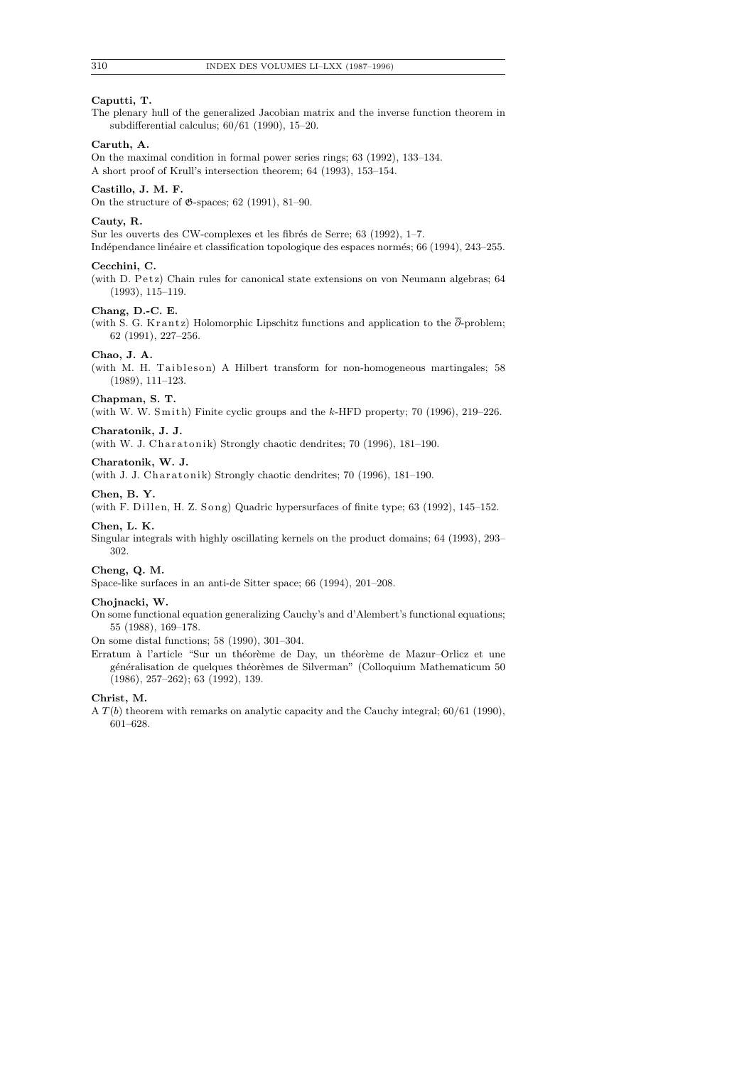**Caputti, T.**

The plenary hull of the generalized Jacobian matrix and the inverse function theorem in subdifferential calculus; 60/61 (1990), 15–20.

**Caruth, A.**

On the maximal condition in formal power series rings; 63 (1992), 133–134.

A short proof of Krull's intersection theorem; 64 (1993), 153–154.

**Castillo, J. M. F.**

On the structure of $\mathfrak{G}$-spaces; 62 (1991), 81–90.

**Cauty, R.**

Sur les ouverts des CW-complexes et les fibrés de Serre; 63 (1992), 1–7.

Indépendance linéaire et classification topologique des espaces normés; 66 (1994), 243–255.

**Cecchini, C.**

(with D. Petz) Chain rules for canonical state extensions on von Neumann algebras; 64 (1993), 115–119.

**Chang, D.-C. E.**

(with S. G. Krantz) Holomorphic Lipschitz functions and application to the $\overline{\partial}$-problem; 62 (1991), 227–256.

**Chao, J. A.**

(with M. H. Taibleson) A Hilbert transform for non-homogeneous martingales; 58 (1989), 111–123.

**Chapman, S. T.**

(with W. W. Smith) Finite cyclic groups and the $k$-HFD property; 70 (1996), 219–226.

**Charatonik, J. J.**

(with W. J. Charatonik) Strongly chaotic dendrites; 70 (1996), 181–190.

**Charatonik, W. J.**

(with J. J. Charatonik) Strongly chaotic dendrites; 70 (1996), 181–190.

**Chen, B. Y.**

(with F. Dillen, H. Z. Song) Quadric hypersurfaces of finite type; 63 (1992), 145–152.

**Chen, L. K.**

Singular integrals with highly oscillating kernels on the product domains; 64 (1993), 293–302.

**Cheng, Q. M.**

Space-like surfaces in an anti-de Sitter space; 66 (1994), 201–208.

**Chojnacki, W.**

On some functional equation generalizing Cauchy's and d'Alembert's functional equations; 55 (1988), 169–178.

On some distal functions; 58 (1990), 301–304.

Erratum à l'article "Sur un théorème de Day, un théorème de Mazur–Orlicz et une généralisation de quelques théorèmes de Silverman" (Colloquium Mathematicum 50 (1986), 257–262); 63 (1992), 139.

**Christ, M.**

A $T(b)$ theorem with remarks on analytic capacity and the Cauchy integral; 60/61 (1990), 601–628.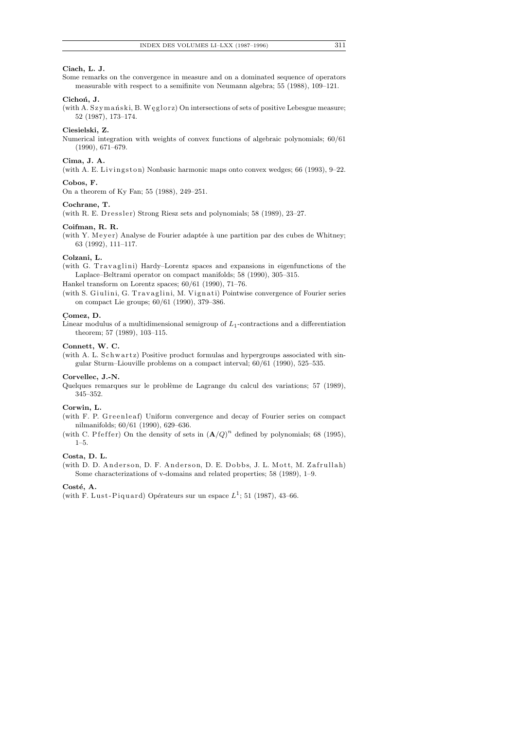**Ciach, L. J.**

Some remarks on the convergence in measure and on a dominated sequence of operators measurable with respect to a semifinite von Neumann algebra; 55 (1988), 109–121.

**Cichoń, J.**

(with A. Szymański, B. Węglorz) On intersections of sets of positive Lebesgue measure; 52 (1987), 173–174.

**Ciesielski, Z.**

Numerical integration with weights of convex functions of algebraic polynomials; 60/61 (1990), 671–679.

**Cima, J. A.**

(with A. E. Livingston) Nonbasic harmonic maps onto convex wedges; 66 (1993), 9–22.

**Cobos, F.**

On a theorem of Ky Fan; 55 (1988), 249–251.

**Cochrane, T.**

(with R. E. Dressler) Strong Riesz sets and polynomials; 58 (1989), 23–27.

**Coifman, R. R.**

(with Y. Meyer) Analyse de Fourier adaptée à une partition par des cubes de Whitney; 63 (1992), 111–117.

**Colzani, L.**

(with G. Travaglini) Hardy–Lorentz spaces and expansions in eigenfunctions of the Laplace–Beltrami operator on compact manifolds; 58 (1990), 305–315.

Hankel transform on Lorentz spaces; 60/61 (1990), 71–76.

(with S. Giulini, G. Travaglini, M. Vignati) Pointwise convergence of Fourier series on compact Lie groups; 60/61 (1990), 379–386.

**Çomez, D.**

Linear modulus of a multidimensional semigroup of $L_1$-contractions and a differentiation theorem; 57 (1989), 103–115.

**Connett, W. C.**

(with A. L. Schwartz) Positive product formulas and hypergroups associated with singular Sturm–Liouville problems on a compact interval; 60/61 (1990), 525–535.

**Corvellec, J.-N.**

Quelques remarques sur le problème de Lagrange du calcul des variations; 57 (1989), 345–352.

**Corwin, L.**

(with F. P. Greenleaf) Uniform convergence and decay of Fourier series on compact nilmanifolds; 60/61 (1990), 629–636.

(with C. Pfeffer) On the density of sets in $(\mathbf{A}/Q)^n$ defined by polynomials; 68 (1995), 1–5.

**Costa, D. L.**

(with D. D. Anderson, D. F. Anderson, D. E. Dobbs, J. L. Mott, M. Zafrullah) Some characterizations of v-domains and related properties; 58 (1989), 1–9.

**Costé, A.**

(with F. Lust-Piquard) Opérateurs sur un espace $L^1$; 51 (1987), 43–66.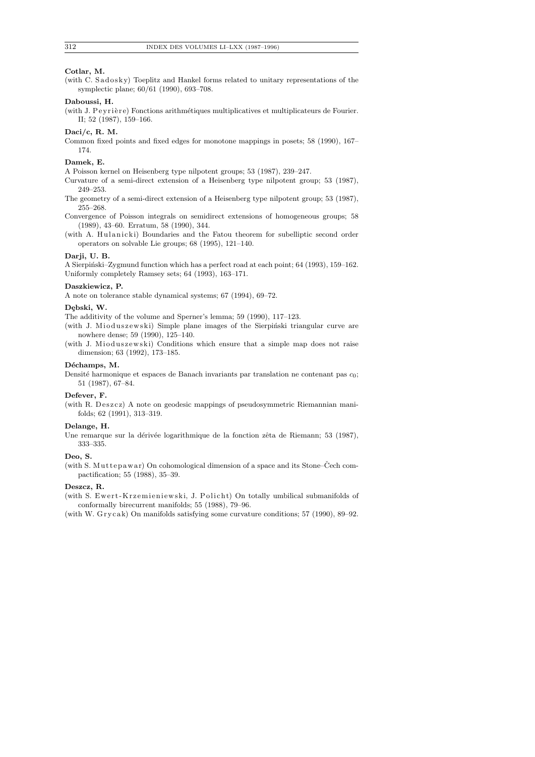**Cotlar, M.**

(with C. Sadosky) Toeplitz and Hankel forms related to unitary representations of the symplectic plane; 60/61 (1990), 693–708.

**Daboussi, H.**

(with J. Peyrière) Fonctions arithmétiques multiplicatives et multiplicateurs de Fourier. II; 52 (1987), 159–166.

**Daci/c, R. M.**

Common fixed points and fixed edges for monotone mappings in posets; 58 (1990), 167–174.

**Damek, E.**

A Poisson kernel on Heisenberg type nilpotent groups; 53 (1987), 239–247.

Curvature of a semi-direct extension of a Heisenberg type nilpotent group; 53 (1987), 249–253.

The geometry of a semi-direct extension of a Heisenberg type nilpotent group; 53 (1987), 255–268.

Convergence of Poisson integrals on semidirect extensions of homogeneous groups; 58 (1989), 43–60. Erratum, 58 (1990), 344.

(with A. Hulanicki) Boundaries and the Fatou theorem for subelliptic second order operators on solvable Lie groups; 68 (1995), 121–140.

**Darji, U. B.**

A Sierpiński–Zygmund function which has a perfect road at each point; 64 (1993), 159–162.

Uniformly completely Ramsey sets; 64 (1993), 163–171.

**Daszkiewicz, P.**

A note on tolerance stable dynamical systems; 67 (1994), 69–72.

**Dębski, W.**

The additivity of the volume and Sperner's lemma; 59 (1990), 117–123.

(with J. Mioduszewski) Simple plane images of the Sierpiński triangular curve are nowhere dense; 59 (1990), 125–140.

(with J. Mioduszewski) Conditions which ensure that a simple map does not raise dimension; 63 (1992), 173–185.

**Déchamps, M.**

Densité harmonique et espaces de Banach invariants par translation ne contenant pas $c_0$; 51 (1987), 67–84.

**Defever, F.**

(with R. Deszcz) A note on geodesic mappings of pseudosymmetric Riemannian manifolds; 62 (1991), 313–319.

**Delange, H.**

Une remarque sur la dérivée logarithmique de la fonction zêta de Riemann; 53 (1987), 333–335.

**Deo, S.**

(with S. Muttepawar) On cohomological dimension of a space and its Stone–Čech compactification; 55 (1988), 35–39.

**Deszcz, R.**

(with S. Ewert-Krzemieniewski, J. Policht) On totally umbilical submanifolds of conformally birecurrent manifolds; 55 (1988), 79–96.

(with W. Grycak) On manifolds satisfying some curvature conditions; 57 (1990), 89–92.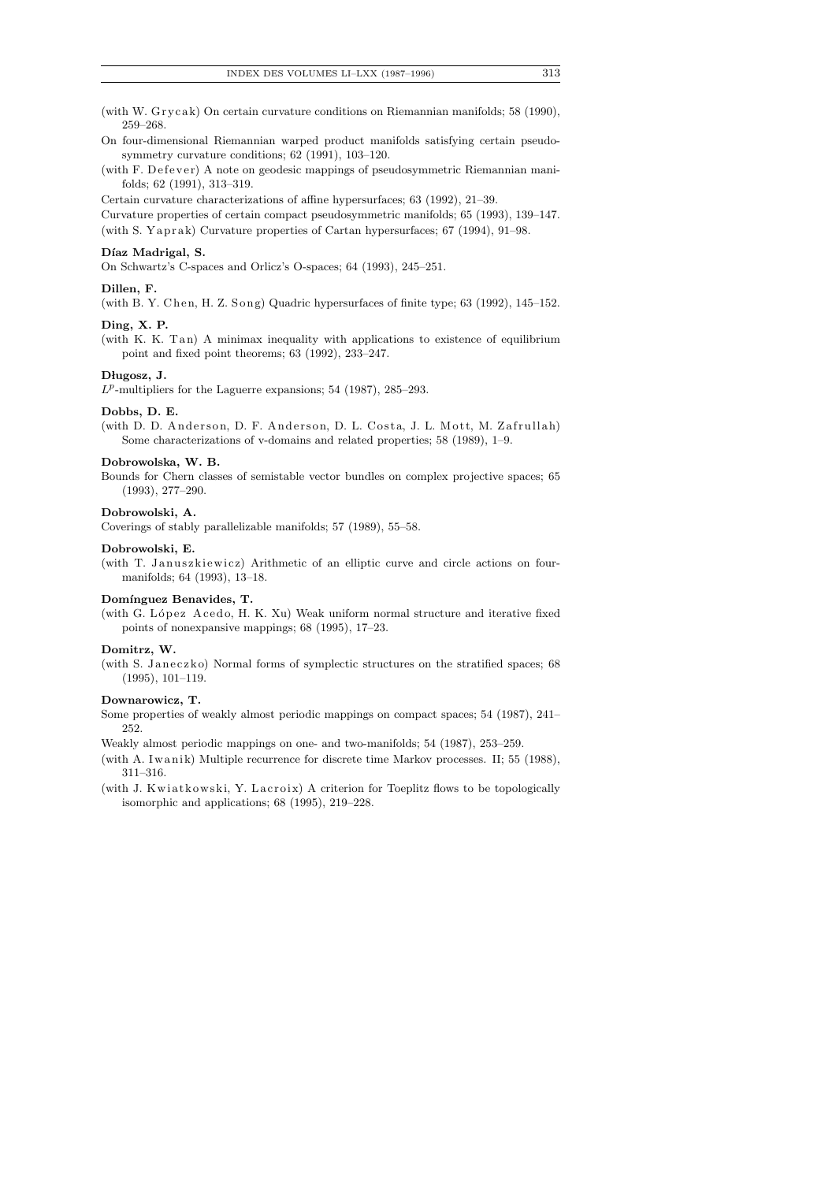(with W. Grycak) On certain curvature conditions on Riemannian manifolds; 58 (1990), 259–268.

On four-dimensional Riemannian warped product manifolds satisfying certain pseudosymmetry curvature conditions; 62 (1991), 103–120.

(with F. Defever) A note on geodesic mappings of pseudosymmetric Riemannian manifolds; 62 (1991), 313–319.

Certain curvature characterizations of affine hypersurfaces; 63 (1992), 21–39.

Curvature properties of certain compact pseudosymmetric manifolds; 65 (1993), 139–147.

(with S. Yaprak) Curvature properties of Cartan hypersurfaces; 67 (1994), 91–98.

**Díaz Madrigal, S.**

On Schwartz's C-spaces and Orlicz's O-spaces; 64 (1993), 245–251.

**Dillen, F.**

(with B. Y. Chen, H. Z. Song) Quadric hypersurfaces of finite type; 63 (1992), 145–152.

**Ding, X. P.**

(with K. K. Tan) A minimax inequality with applications to existence of equilibrium point and fixed point theorems; 63 (1992), 233–247.

**Długosz, J.**

$L^p$-multipliers for the Laguerre expansions; 54 (1987), 285–293.

**Dobbs, D. E.**

(with D. D. Anderson, D. F. Anderson, D. L. Costa, J. L. Mott, M. Zafrullah) Some characterizations of v-domains and related properties; 58 (1989), 1–9.

**Dobrowolska, W. B.**

Bounds for Chern classes of semistable vector bundles on complex projective spaces; 65 (1993), 277–290.

**Dobrowolski, A.**

Coverings of stably parallelizable manifolds; 57 (1989), 55–58.

**Dobrowolski, E.**

(with T. Januszkiewicz) Arithmetic of an elliptic curve and circle actions on four-manifolds; 64 (1993), 13–18.

**Domínguez Benavides, T.**

(with G. López Acedo, H. K. Xu) Weak uniform normal structure and iterative fixed points of nonexpansive mappings; 68 (1995), 17–23.

**Domitrz, W.**

(with S. Janeczko) Normal forms of symplectic structures on the stratified spaces; 68 (1995), 101–119.

**Downarowicz, T.**

Some properties of weakly almost periodic mappings on compact spaces; 54 (1987), 241–252.

Weakly almost periodic mappings on one- and two-manifolds; 54 (1987), 253–259.

(with A. Iwanik) Multiple recurrence for discrete time Markov processes. II; 55 (1988), 311–316.

(with J. Kwiatkowski, Y. Lacroix) A criterion for Toeplitz flows to be topologically isomorphic and applications; 68 (1995), 219–228.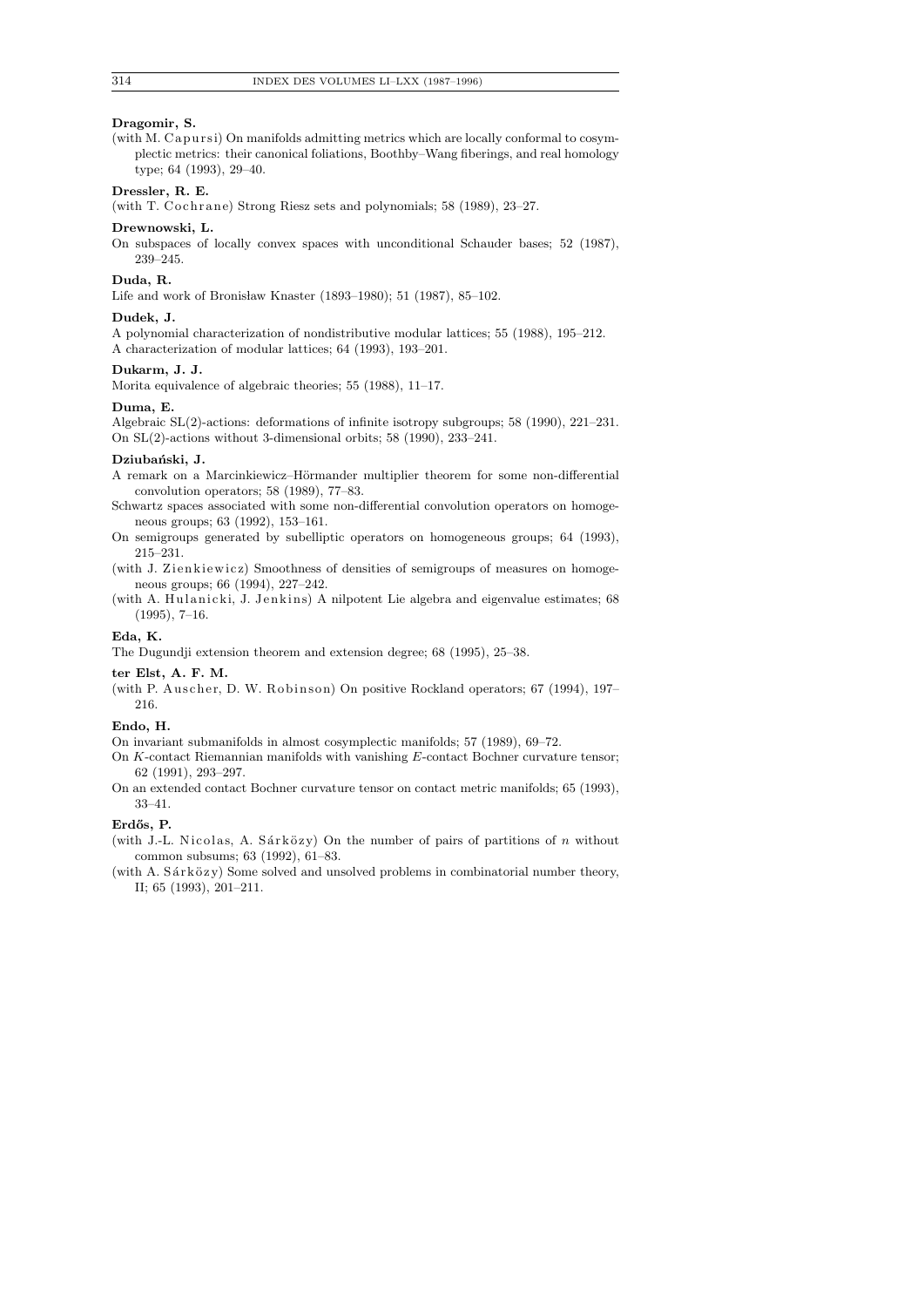**Dragomir, S.**

(with M. Capursi) On manifolds admitting metrics which are locally conformal to cosymplectic metrics: their canonical foliations, Boothby–Wang fiberings, and real homology type; 64 (1993), 29–40.

**Dressler, R. E.**

(with T. Cochrane) Strong Riesz sets and polynomials; 58 (1989), 23–27.

**Drewnowski, L.**

On subspaces of locally convex spaces with unconditional Schauder bases; 52 (1987), 239–245.

**Duda, R.**

Life and work of Bronisław Knaster (1893–1980); 51 (1987), 85–102.

**Dudek, J.**

A polynomial characterization of nondistributive modular lattices; 55 (1988), 195–212.

A characterization of modular lattices; 64 (1993), 193–201.

**Dukarm, J. J.**

Morita equivalence of algebraic theories; 55 (1988), 11–17.

**Duma, E.**

Algebraic SL(2)-actions: deformations of infinite isotropy subgroups; 58 (1990), 221–231.

On SL(2)-actions without 3-dimensional orbits; 58 (1990), 233–241.

**Dziubański, J.**

A remark on a Marcinkiewicz–Hörmander multiplier theorem for some non-differential convolution operators; 58 (1989), 77–83.

Schwartz spaces associated with some non-differential convolution operators on homogeneous groups; 63 (1992), 153–161.

On semigroups generated by subelliptic operators on homogeneous groups; 64 (1993), 215–231.

(with J. Zienkiewicz) Smoothness of densities of semigroups of measures on homogeneous groups; 66 (1994), 227–242.

(with A. Hulanicki, J. Jenkins) A nilpotent Lie algebra and eigenvalue estimates; 68 (1995), 7–16.

**Eda, K.**

The Dugundji extension theorem and extension degree; 68 (1995), 25–38.

**ter Elst, A. F. M.**

(with P. Auscher, D. W. Robinson) On positive Rockland operators; 67 (1994), 197–216.

**Endo, H.**

On invariant submanifolds in almost cosymplectic manifolds; 57 (1989), 69–72.

On $K$-contact Riemannian manifolds with vanishing $E$-contact Bochner curvature tensor; 62 (1991), 293–297.

On an extended contact Bochner curvature tensor on contact metric manifolds; 65 (1993), 33–41.

**Erdős, P.**

(with J.-L. Nicolas, A. Sárközy) On the number of pairs of partitions of $n$ without common subsums; 63 (1992), 61–83.

(with A. Sárközy) Some solved and unsolved problems in combinatorial number theory, II; 65 (1993), 201–211.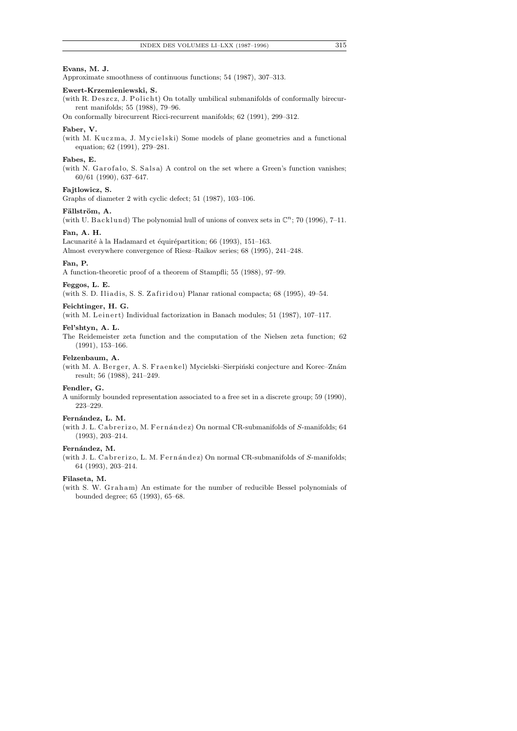**Evans, M. J.**

Approximate smoothness of continuous functions; 54 (1987), 307–313.

**Ewert-Krzemieniewski, S.**

(with R. Deszcz, J. Policht) On totally umbilical submanifolds of conformally birecurrent manifolds; 55 (1988), 79–96.

On conformally birecurrent Ricci-recurrent manifolds; 62 (1991), 299–312.

**Faber, V.**

(with M. Kuczma, J. Mycielski) Some models of plane geometries and a functional equation; 62 (1991), 279–281.

**Fabes, E.**

(with N. Garofalo, S. Salsa) A control on the set where a Green's function vanishes; 60/61 (1990), 637–647.

**Fajtlowicz, S.**

Graphs of diameter 2 with cyclic defect; 51 (1987), 103–106.

**Fällström, A.**

(with U. Backlund) The polynomial hull of unions of convex sets in $\mathbb{C}^n$; 70 (1996), 7–11.

**Fan, A. H.**

Lacunarité à la Hadamard et équirépartition; 66 (1993), 151–163.

Almost everywhere convergence of Riesz–Raikov series; 68 (1995), 241–248.

**Fan, P.**

A function-theoretic proof of a theorem of Stampfli; 55 (1988), 97–99.

**Feggos, L. E.**

(with S. D. Iliadis, S. S. Zafiridou) Planar rational compacta; 68 (1995), 49–54.

**Feichtinger, H. G.**

(with M. Leinert) Individual factorization in Banach modules; 51 (1987), 107–117.

**Fel'shtyn, A. L.**

The Reidemeister zeta function and the computation of the Nielsen zeta function; 62 (1991), 153–166.

**Felzenbaum, A.**

(with M. A. Berger, A. S. Fraenkel) Mycielski–Sierpiński conjecture and Korec–Znám result; 56 (1988), 241–249.

**Fendler, G.**

A uniformly bounded representation associated to a free set in a discrete group; 59 (1990), 223–229.

**Fernández, L. M.**

(with J. L. Cabrerizo, M. Fernández) On normal CR-submanifolds of $S$-manifolds; 64 (1993), 203–214.

**Fernández, M.**

(with J. L. Cabrerizo, L. M. Fernández) On normal CR-submanifolds of $S$-manifolds; 64 (1993), 203–214.

**Filaseta, M.**

(with S. W. Graham) An estimate for the number of reducible Bessel polynomials of bounded degree; 65 (1993), 65–68.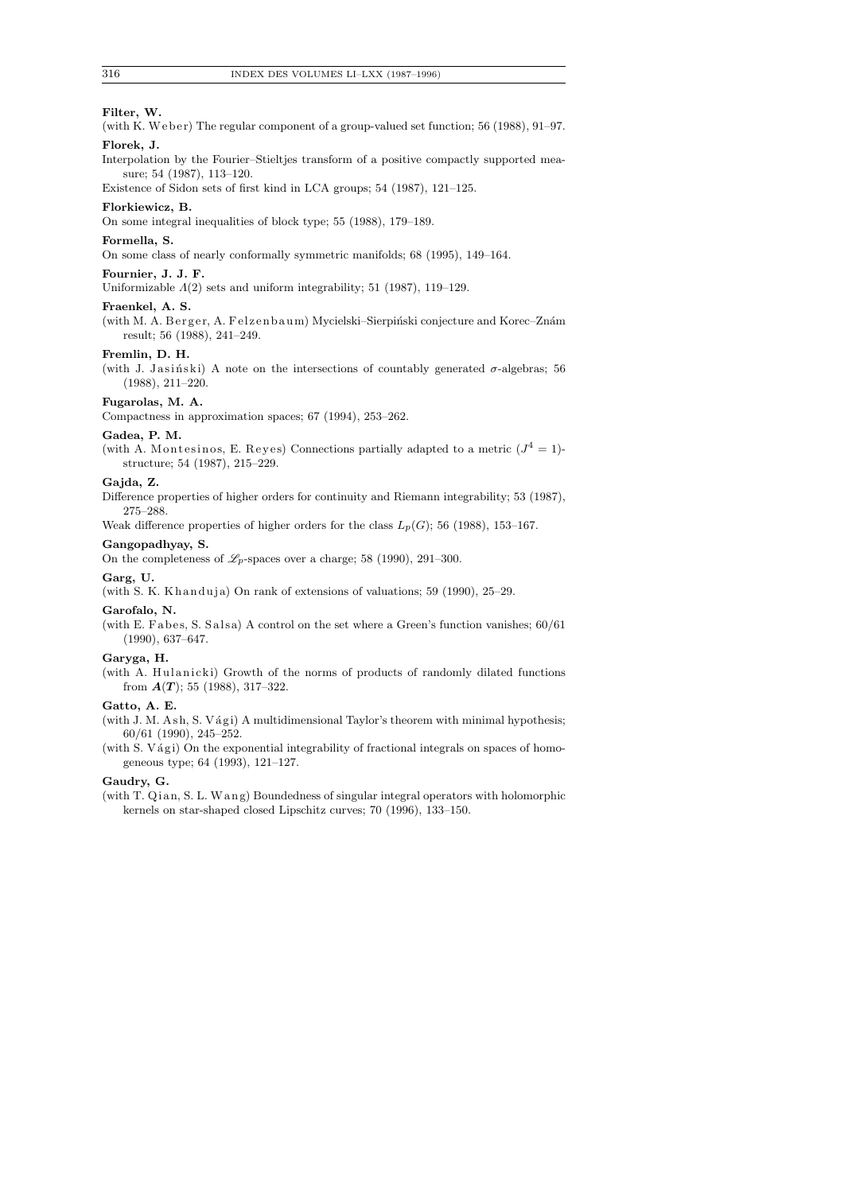**Filter, W.**

(with K. Weber) The regular component of a group-valued set function; 56 (1988), 91–97.

**Florek, J.**

Interpolation by the Fourier–Stieltjes transform of a positive compactly supported measure; 54 (1987), 113–120.

Existence of Sidon sets of first kind in LCA groups; 54 (1987), 121–125.

**Florkiewicz, B.**

On some integral inequalities of block type; 55 (1988), 179–189.

**Formella, S.**

On some class of nearly conformally symmetric manifolds; 68 (1995), 149–164.

**Fournier, J. J. F.**

Uniformizable $\Lambda(2)$ sets and uniform integrability; 51 (1987), 119–129.

**Fraenkel, A. S.**

(with M. A. Berger, A. Felzenbaum) Mycielski–Sierpiński conjecture and Korec–Znám result; 56 (1988), 241–249.

**Fremlin, D. H.**

(with J. Jasiński) A note on the intersections of countably generated $\sigma$-algebras; 56 (1988), 211–220.

**Fugarolas, M. A.**

Compactness in approximation spaces; 67 (1994), 253–262.

**Gadea, P. M.**

(with A. Montesinos, E. Reyes) Connections partially adapted to a metric $(J^4 = 1)$-structure; 54 (1987), 215–229.

**Gajda, Z.**

Difference properties of higher orders for continuity and Riemann integrability; 53 (1987), 275–288.

Weak difference properties of higher orders for the class $L_p(G)$; 56 (1988), 153–167.

**Gangopadhyay, S.**

On the completeness of $\mathscr{L}_p$-spaces over a charge; 58 (1990), 291–300.

**Garg, U.**

(with S. K. Khanduja) On rank of extensions of valuations; 59 (1990), 25–29.

**Garofalo, N.**

(with E. Fabes, S. Salsa) A control on the set where a Green's function vanishes; 60/61 (1990), 637–647.

**Garyga, H.**

(with A. Hulanicki) Growth of the norms of products of randomly dilated functions from $\boldsymbol{A}(\boldsymbol{T})$; 55 (1988), 317–322.

**Gatto, A. E.**

(with J. M. Ash, S. Vági) A multidimensional Taylor's theorem with minimal hypothesis; 60/61 (1990), 245–252.

(with S. Vági) On the exponential integrability of fractional integrals on spaces of homogeneous type; 64 (1993), 121–127.

**Gaudry, G.**

(with T. Qian, S. L. Wang) Boundedness of singular integral operators with holomorphic kernels on star-shaped closed Lipschitz curves; 70 (1996), 133–150.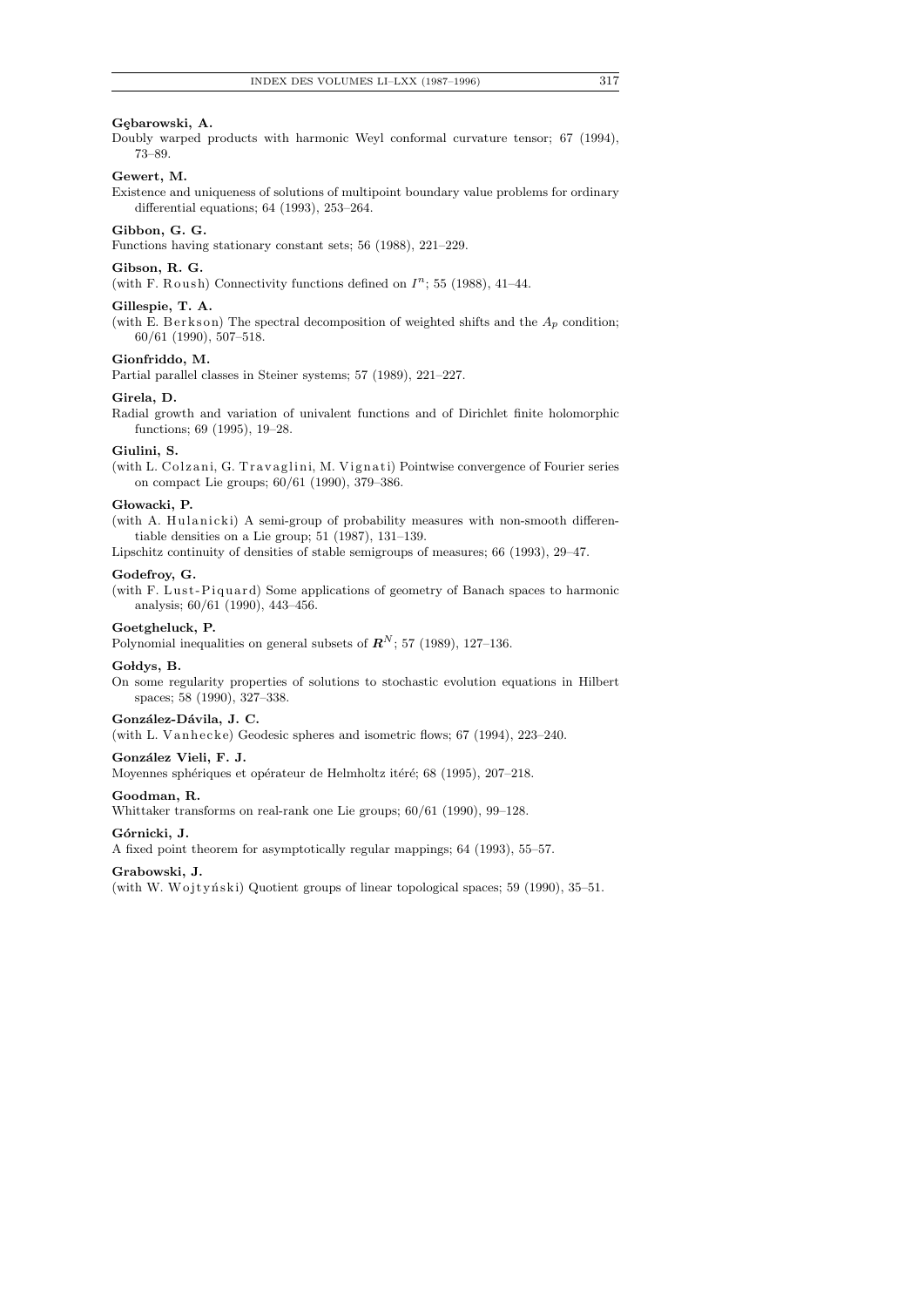**Gębarowski, A.**

Doubly warped products with harmonic Weyl conformal curvature tensor; 67 (1994), 73–89.

**Gewert, M.**

Existence and uniqueness of solutions of multipoint boundary value problems for ordinary differential equations; 64 (1993), 253–264.

**Gibbon, G. G.**

Functions having stationary constant sets; 56 (1988), 221–229.

**Gibson, R. G.**

(with F. Roush) Connectivity functions defined on $I^n$; 55 (1988), 41–44.

**Gillespie, T. A.**

(with E. Berkson) The spectral decomposition of weighted shifts and the $A_p$ condition; 60/61 (1990), 507–518.

**Gionfriddo, M.**

Partial parallel classes in Steiner systems; 57 (1989), 221–227.

**Girela, D.**

Radial growth and variation of univalent functions and of Dirichlet finite holomorphic functions; 69 (1995), 19–28.

**Giulini, S.**

(with L. Colzani, G. Travaglini, M. Vignati) Pointwise convergence of Fourier series on compact Lie groups; 60/61 (1990), 379–386.

**Głowacki, P.**

(with A. Hulanicki) A semi-group of probability measures with non-smooth differentiable densities on a Lie group; 51 (1987), 131–139.

Lipschitz continuity of densities of stable semigroups of measures; 66 (1993), 29–47.

**Godefroy, G.**

(with F. Lust-Piquard) Some applications of geometry of Banach spaces to harmonic analysis; 60/61 (1990), 443–456.

**Goetgheluck, P.**

Polynomial inequalities on general subsets of $\boldsymbol{R}^N$; 57 (1989), 127–136.

**Gołdys, B.**

On some regularity properties of solutions to stochastic evolution equations in Hilbert spaces; 58 (1990), 327–338.

**González-Dávila, J. C.**

(with L. Vanhecke) Geodesic spheres and isometric flows; 67 (1994), 223–240.

**González Vieli, F. J.**

Moyennes sphériques et opérateur de Helmholtz itéré; 68 (1995), 207–218.

**Goodman, R.**

Whittaker transforms on real-rank one Lie groups; 60/61 (1990), 99–128.

**Górnicki, J.**

A fixed point theorem for asymptotically regular mappings; 64 (1993), 55–57.

**Grabowski, J.**

(with W. Wojtyński) Quotient groups of linear topological spaces; 59 (1990), 35–51.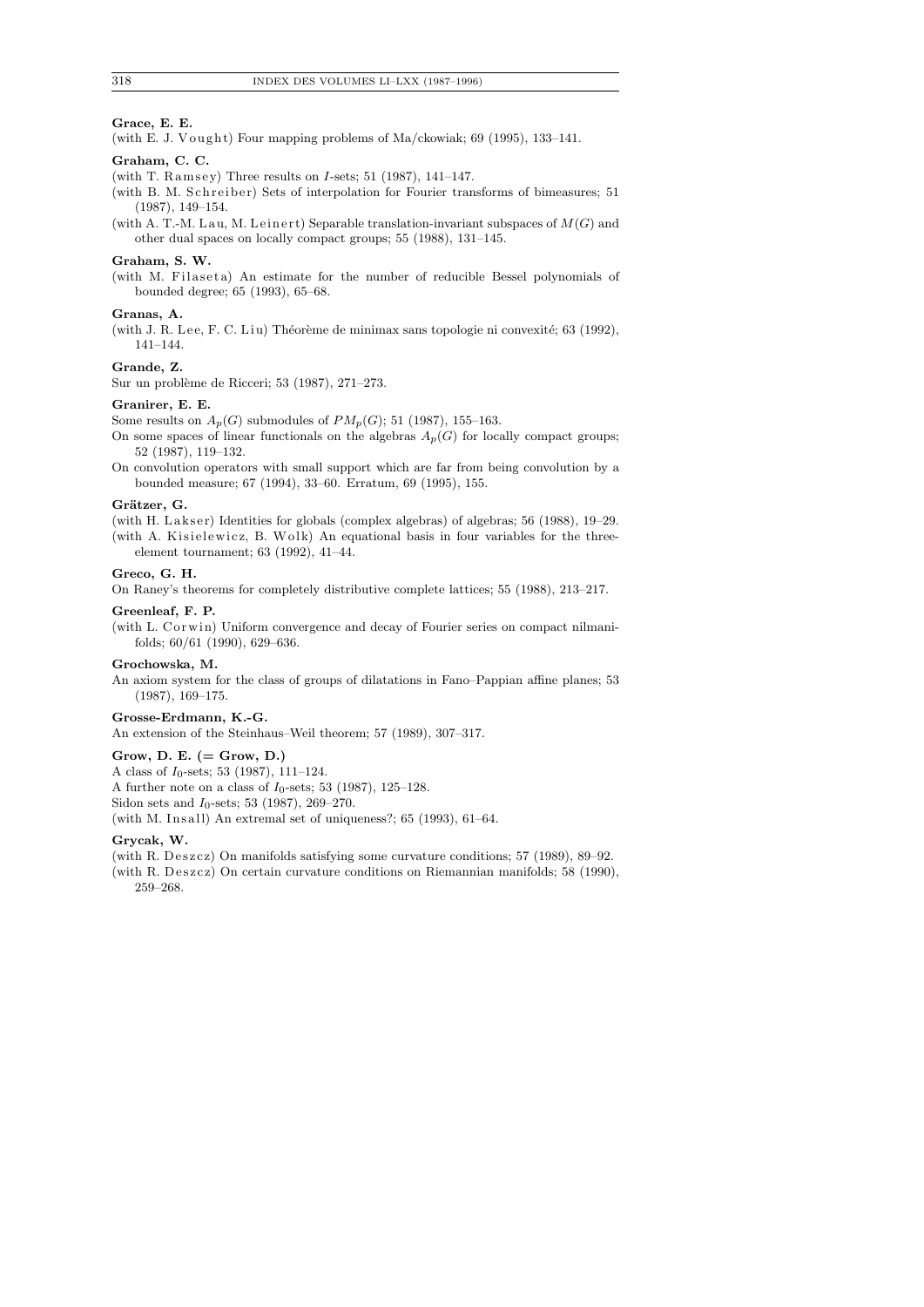**Grace, E. E.**

(with E. J. Vought) Four mapping problems of Ma/ckowiak; 69 (1995), 133–141.

**Graham, C. C.**

(with T. Ramsey) Three results on $I$-sets; 51 (1987), 141–147.

(with B. M. Schreiber) Sets of interpolation for Fourier transforms of bimeasures; 51 (1987), 149–154.

(with A. T.-M. Lau, M. Leinert) Separable translation-invariant subspaces of $M(G)$ and other dual spaces on locally compact groups; 55 (1988), 131–145.

**Graham, S. W.**

(with M. Filaseta) An estimate for the number of reducible Bessel polynomials of bounded degree; 65 (1993), 65–68.

**Granas, A.**

(with J. R. Lee, F. C. Liu) Théorème de minimax sans topologie ni convexité; 63 (1992), 141–144.

**Grande, Z.**

Sur un problème de Ricceri; 53 (1987), 271–273.

**Granirer, E. E.**

Some results on $A_p(G)$ submodules of $PM_p(G)$; 51 (1987), 155–163.

On some spaces of linear functionals on the algebras $A_p(G)$ for locally compact groups; 52 (1987), 119–132.

On convolution operators with small support which are far from being convolution by a bounded measure; 67 (1994), 33–60. Erratum, 69 (1995), 155.

**Grätzer, G.**

(with H. Lakser) Identities for globals (complex algebras) of algebras; 56 (1988), 19–29.

(with A. Kisielewicz, B. Wolk) An equational basis in four variables for the three-element tournament; 63 (1992), 41–44.

**Greco, G. H.**

On Raney's theorems for completely distributive complete lattices; 55 (1988), 213–217.

**Greenleaf, F. P.**

(with L. Corwin) Uniform convergence and decay of Fourier series on compact nilmanifolds; 60/61 (1990), 629–636.

**Grochowska, M.**

An axiom system for the class of groups of dilatations in Fano–Pappian affine planes; 53 (1987), 169–175.

**Grosse-Erdmann, K.-G.**

An extension of the Steinhaus–Weil theorem; 57 (1989), 307–317.

**Grow, D. E. (= Grow, D.)**

A class of $I_0$-sets; 53 (1987), 111–124.

A further note on a class of $I_0$-sets; 53 (1987), 125–128.

Sidon sets and $I_0$-sets; 53 (1987), 269–270.

(with M. Insall) An extremal set of uniqueness?; 65 (1993), 61–64.

**Grycak, W.**

(with R. Deszcz) On manifolds satisfying some curvature conditions; 57 (1989), 89–92.

(with R. Deszcz) On certain curvature conditions on Riemannian manifolds; 58 (1990), 259–268.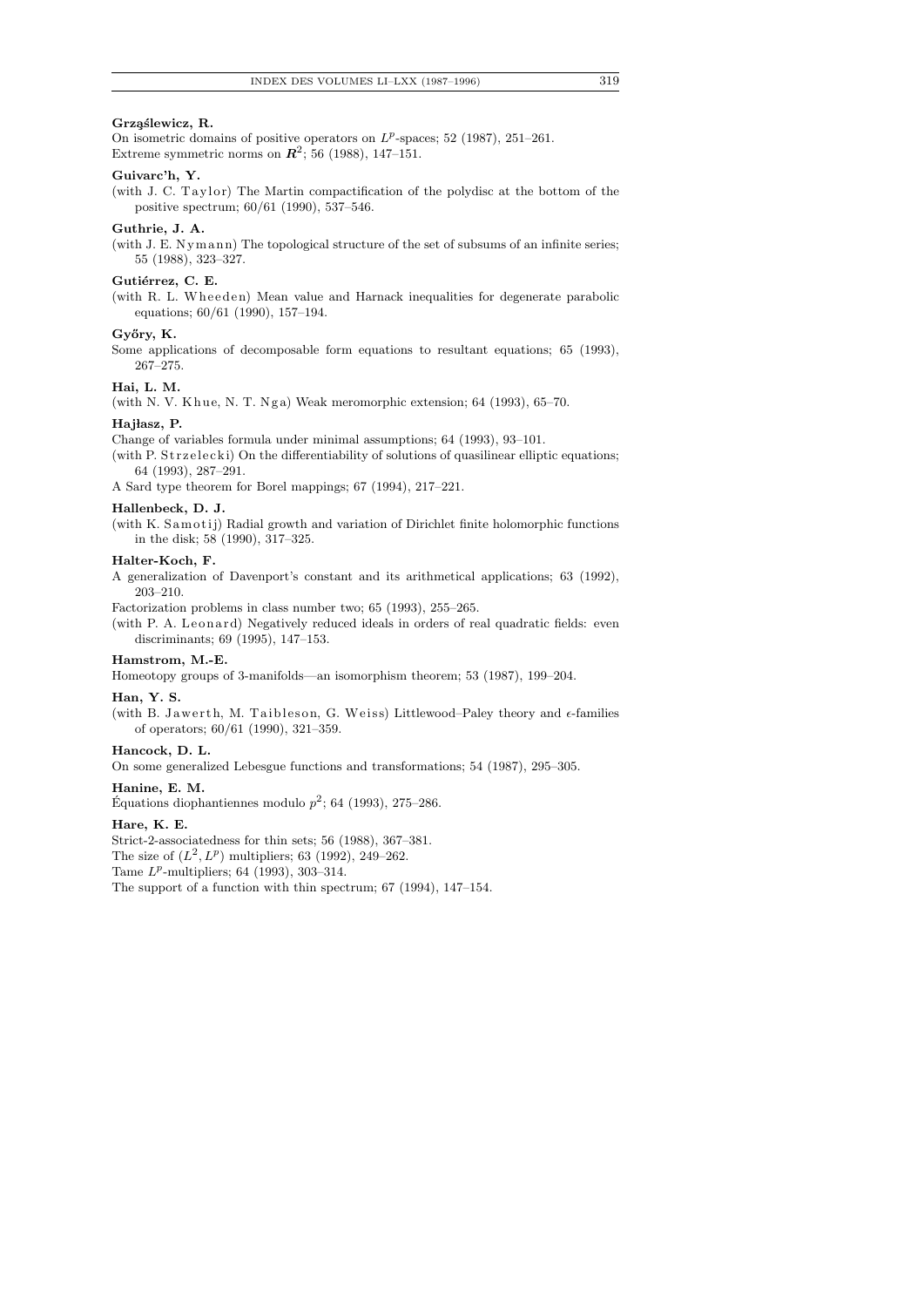**Grząślewicz, R.**

On isometric domains of positive operators on $L^p$-spaces; 52 (1987), 251–261.

Extreme symmetric norms on $\boldsymbol{R}^2$; 56 (1988), 147–151.

**Guivarc'h, Y.**

(with J. C. Taylor) The Martin compactification of the polydisc at the bottom of the positive spectrum; 60/61 (1990), 537–546.

**Guthrie, J. A.**

(with J. E. Nymann) The topological structure of the set of subsums of an infinite series; 55 (1988), 323–327.

**Gutiérrez, C. E.**

(with R. L. Wheeden) Mean value and Harnack inequalities for degenerate parabolic equations; 60/61 (1990), 157–194.

**Győry, K.**

Some applications of decomposable form equations to resultant equations; 65 (1993), 267–275.

**Hai, L. M.**

(with N. V. Khue, N. T. Nga) Weak meromorphic extension; 64 (1993), 65–70.

**Hajłasz, P.**

Change of variables formula under minimal assumptions; 64 (1993), 93–101.

(with P. Strzelecki) On the differentiability of solutions of quasilinear elliptic equations; 64 (1993), 287–291.

A Sard type theorem for Borel mappings; 67 (1994), 217–221.

**Hallenbeck, D. J.**

(with K. Samotij) Radial growth and variation of Dirichlet finite holomorphic functions in the disk; 58 (1990), 317–325.

**Halter-Koch, F.**

A generalization of Davenport's constant and its arithmetical applications; 63 (1992), 203–210.

Factorization problems in class number two; 65 (1993), 255–265.

(with P. A. Leonard) Negatively reduced ideals in orders of real quadratic fields: even discriminants; 69 (1995), 147–153.

**Hamstrom, M.-E.**

Homeotopy groups of 3-manifolds—an isomorphism theorem; 53 (1987), 199–204.

**Han, Y. S.**

(with B. Jawerth, M. Taibleson, G. Weiss) Littlewood–Paley theory and $\epsilon$-families of operators; 60/61 (1990), 321–359.

**Hancock, D. L.**

On some generalized Lebesgue functions and transformations; 54 (1987), 295–305.

**Hanine, E. M.**

Équations diophantiennes modulo $p^2$; 64 (1993), 275–286.

**Hare, K. E.**

Strict-2-associatedness for thin sets; 56 (1988), 367–381.

The size of $(L^2, L^p)$ multipliers; 63 (1992), 249–262.

Tame $L^p$-multipliers; 64 (1993), 303–314.

The support of a function with thin spectrum; 67 (1994), 147–154.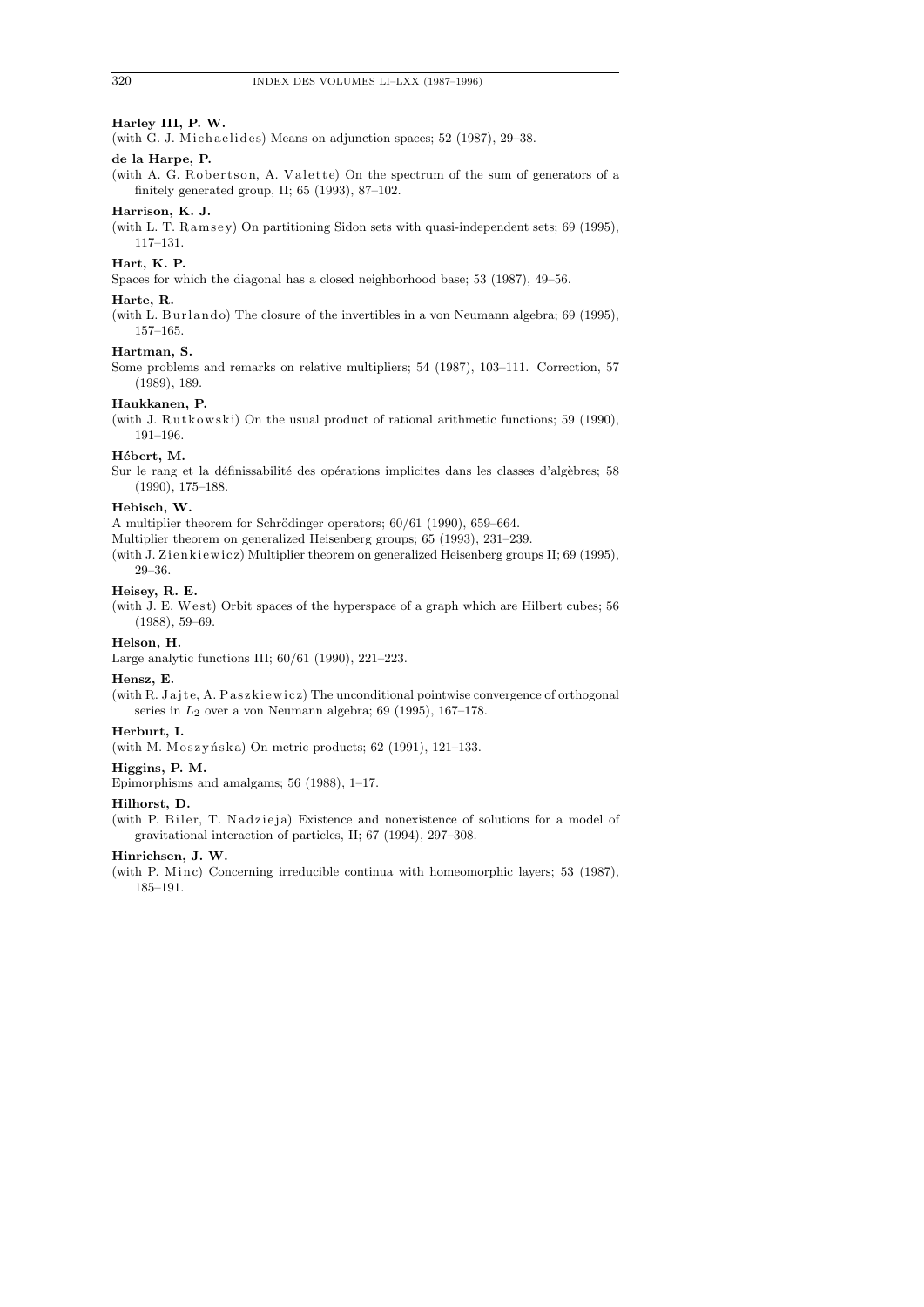**Harley III, P. W.**

(with G. J. Michaelides) Means on adjunction spaces; 52 (1987), 29–38.

**de la Harpe, P.**

(with A. G. Robertson, A. Valette) On the spectrum of the sum of generators of a finitely generated group, II; 65 (1993), 87–102.

**Harrison, K. J.**

(with L. T. Ramsey) On partitioning Sidon sets with quasi-independent sets; 69 (1995), 117–131.

**Hart, K. P.**

Spaces for which the diagonal has a closed neighborhood base; 53 (1987), 49–56.

**Harte, R.**

(with L. Burlando) The closure of the invertibles in a von Neumann algebra; 69 (1995), 157–165.

**Hartman, S.**

Some problems and remarks on relative multipliers; 54 (1987), 103–111. Correction, 57 (1989), 189.

**Haukkanen, P.**

(with J. Rutkowski) On the usual product of rational arithmetic functions; 59 (1990), 191–196.

**Hébert, M.**

Sur le rang et la définissabilité des opérations implicites dans les classes d'algèbres; 58 (1990), 175–188.

**Hebisch, W.**

A multiplier theorem for Schrödinger operators; 60/61 (1990), 659–664.

Multiplier theorem on generalized Heisenberg groups; 65 (1993), 231–239.

(with J. Zienkiewicz) Multiplier theorem on generalized Heisenberg groups II; 69 (1995), 29–36.

**Heisey, R. E.**

(with J. E. West) Orbit spaces of the hyperspace of a graph which are Hilbert cubes; 56 (1988), 59–69.

**Helson, H.**

Large analytic functions III; 60/61 (1990), 221–223.

**Hensz, E.**

(with R. Jajte, A. Paszkiewicz) The unconditional pointwise convergence of orthogonal series in $L_2$ over a von Neumann algebra; 69 (1995), 167–178.

**Herburt, I.**

(with M. Moszyńska) On metric products; 62 (1991), 121–133.

**Higgins, P. M.**

Epimorphisms and amalgams; 56 (1988), 1–17.

**Hilhorst, D.**

(with P. Biler, T. Nadzieja) Existence and nonexistence of solutions for a model of gravitational interaction of particles, II; 67 (1994), 297–308.

**Hinrichsen, J. W.**

(with P. Minc) Concerning irreducible continua with homeomorphic layers; 53 (1987), 185–191.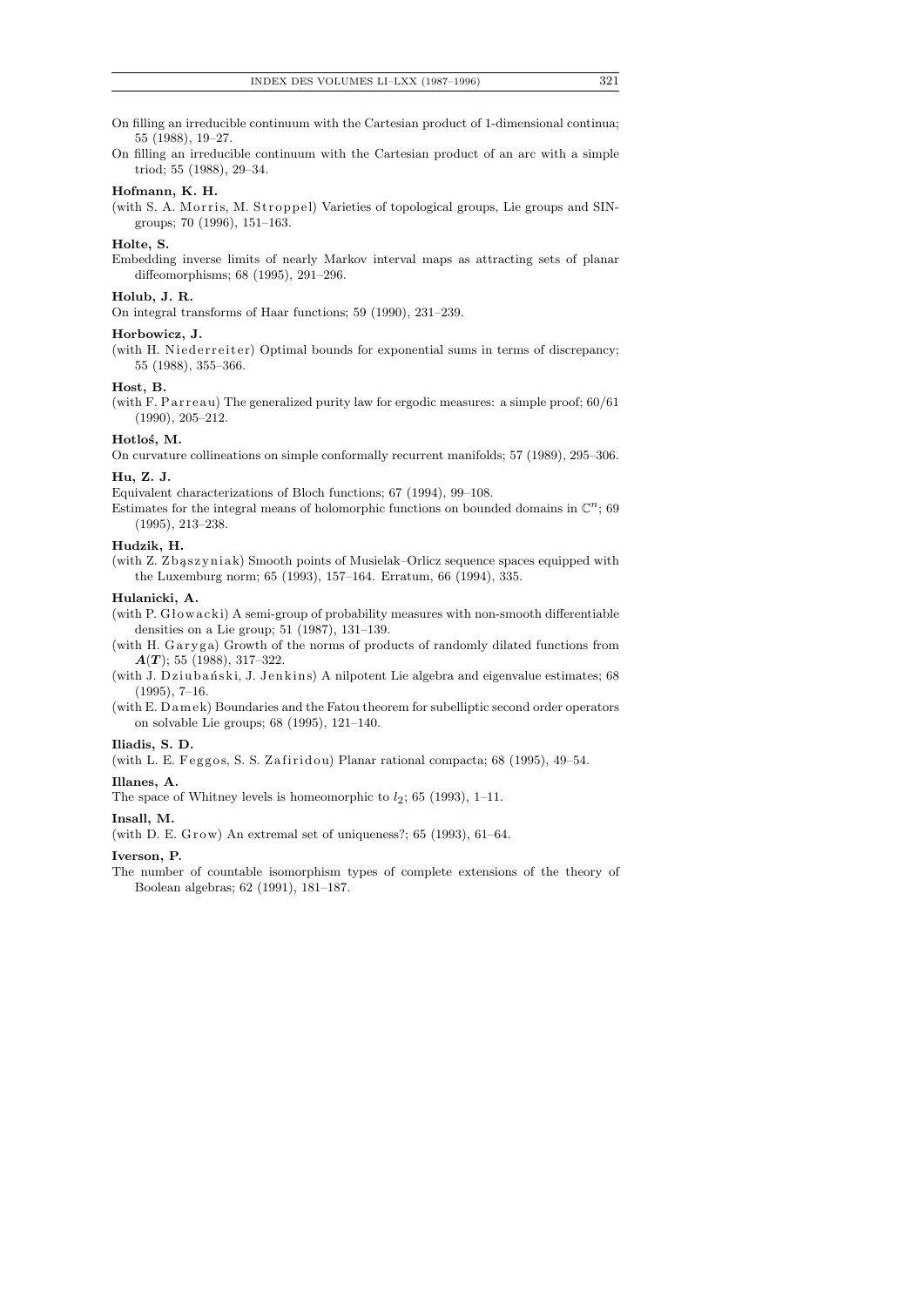On filling an irreducible continuum with the Cartesian product of 1-dimensional continua; 55 (1988), 19–27.

On filling an irreducible continuum with the Cartesian product of an arc with a simple triod; 55 (1988), 29–34.

**Hofmann, K. H.**

(with S. A. Morris, M. Stroppel) Varieties of topological groups, Lie groups and SIN-groups; 70 (1996), 151–163.

**Holte, S.**

Embedding inverse limits of nearly Markov interval maps as attracting sets of planar diffeomorphisms; 68 (1995), 291–296.

**Holub, J. R.**

On integral transforms of Haar functions; 59 (1990), 231–239.

**Horbowicz, J.**

(with H. Niederreiter) Optimal bounds for exponential sums in terms of discrepancy; 55 (1988), 355–366.

**Host, B.**

(with F. Parreau) The generalized purity law for ergodic measures: a simple proof; 60/61 (1990), 205–212.

**Hotloś, M.**

On curvature collineations on simple conformally recurrent manifolds; 57 (1989), 295–306.

**Hu, Z. J.**

Equivalent characterizations of Bloch functions; 67 (1994), 99–108.

Estimates for the integral means of holomorphic functions on bounded domains in $\mathbb{C}^n$; 69 (1995), 213–238.

**Hudzik, H.**

(with Z. Zbąszyniak) Smooth points of Musielak–Orlicz sequence spaces equipped with the Luxemburg norm; 65 (1993), 157–164. Erratum, 66 (1994), 335.

**Hulanicki, A.**

(with P. Głowacki) A semi-group of probability measures with non-smooth differentiable densities on a Lie group; 51 (1987), 131–139.

(with H. Garyga) Growth of the norms of products of randomly dilated functions from $\boldsymbol{A}(\boldsymbol{T})$; 55 (1988), 317–322.

(with J. Dziubański, J. Jenkins) A nilpotent Lie algebra and eigenvalue estimates; 68 (1995), 7–16.

(with E. Damek) Boundaries and the Fatou theorem for subelliptic second order operators on solvable Lie groups; 68 (1995), 121–140.

**Iliadis, S. D.**

(with L. E. Feggos, S. S. Zafiridou) Planar rational compacta; 68 (1995), 49–54.

**Illanes, A.**

The space of Whitney levels is homeomorphic to $l_2$; 65 (1993), 1–11.

**Insall, M.**

(with D. E. Grow) An extremal set of uniqueness?; 65 (1993), 61–64.

**Iverson, P.**

The number of countable isomorphism types of complete extensions of the theory of Boolean algebras; 62 (1991), 181–187.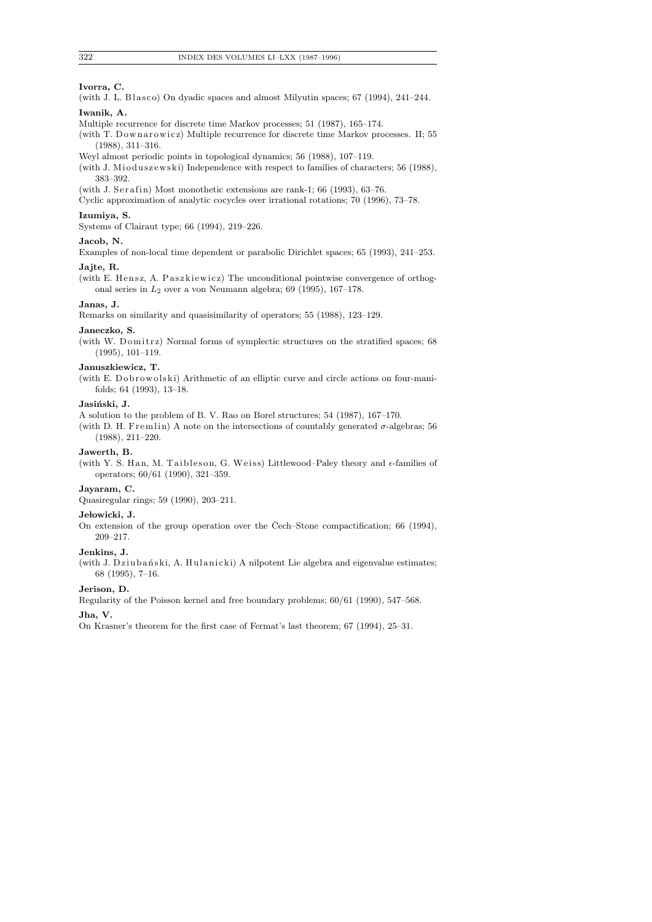**Ivorra, C.**

(with J. L. Blasco) On dyadic spaces and almost Milyutin spaces; 67 (1994), 241–244.

**Iwanik, A.**

Multiple recurrence for discrete time Markov processes; 51 (1987), 165–174.

(with T. Downarowicz) Multiple recurrence for discrete time Markov processes. II; 55 (1988), 311–316.

Weyl almost periodic points in topological dynamics; 56 (1988), 107–119.

(with J. Mioduszewski) Independence with respect to families of characters; 56 (1988), 383–392.

(with J. Serafin) Most monothetic extensions are rank-1; 66 (1993), 63–76.

Cyclic approximation of analytic cocycles over irrational rotations; 70 (1996), 73–78.

**Izumiya, S.**

Systems of Clairaut type; 66 (1994), 219–226.

**Jacob, N.**

Examples of non-local time dependent or parabolic Dirichlet spaces; 65 (1993), 241–253.

**Jajte, R.**

(with E. Hensz, A. Paszkiewicz) The unconditional pointwise convergence of orthogonal series in $L_2$ over a von Neumann algebra; 69 (1995), 167–178.

**Janas, J.**

Remarks on similarity and quasisimilarity of operators; 55 (1988), 123–129.

**Janeczko, S.**

(with W. Domitrz) Normal forms of symplectic structures on the stratified spaces; 68 (1995), 101–119.

**Januszkiewicz, T.**

(with E. Dobrowolski) Arithmetic of an elliptic curve and circle actions on four-manifolds; 64 (1993), 13–18.

**Jasiński, J.**

A solution to the problem of B. V. Rao on Borel structures; 54 (1987), 167–170.

(with D. H. Fremlin) A note on the intersections of countably generated $\sigma$-algebras; 56 (1988), 211–220.

**Jawerth, B.**

(with Y. S. Han, M. Taibleson, G. Weiss) Littlewood–Paley theory and $\epsilon$-families of operators; 60/61 (1990), 321–359.

**Jayaram, C.**

Quasiregular rings; 59 (1990), 203–211.

**Jełowicki, J.**

On extension of the group operation over the Čech–Stone compactification; 66 (1994), 209–217.

**Jenkins, J.**

(with J. Dziubański, A. Hulanicki) A nilpotent Lie algebra and eigenvalue estimates; 68 (1995), 7–16.

**Jerison, D.**

Regularity of the Poisson kernel and free boundary problems; 60/61 (1990), 547–568.

**Jha, V.**

On Krasner's theorem for the first case of Fermat's last theorem; 67 (1994), 25–31.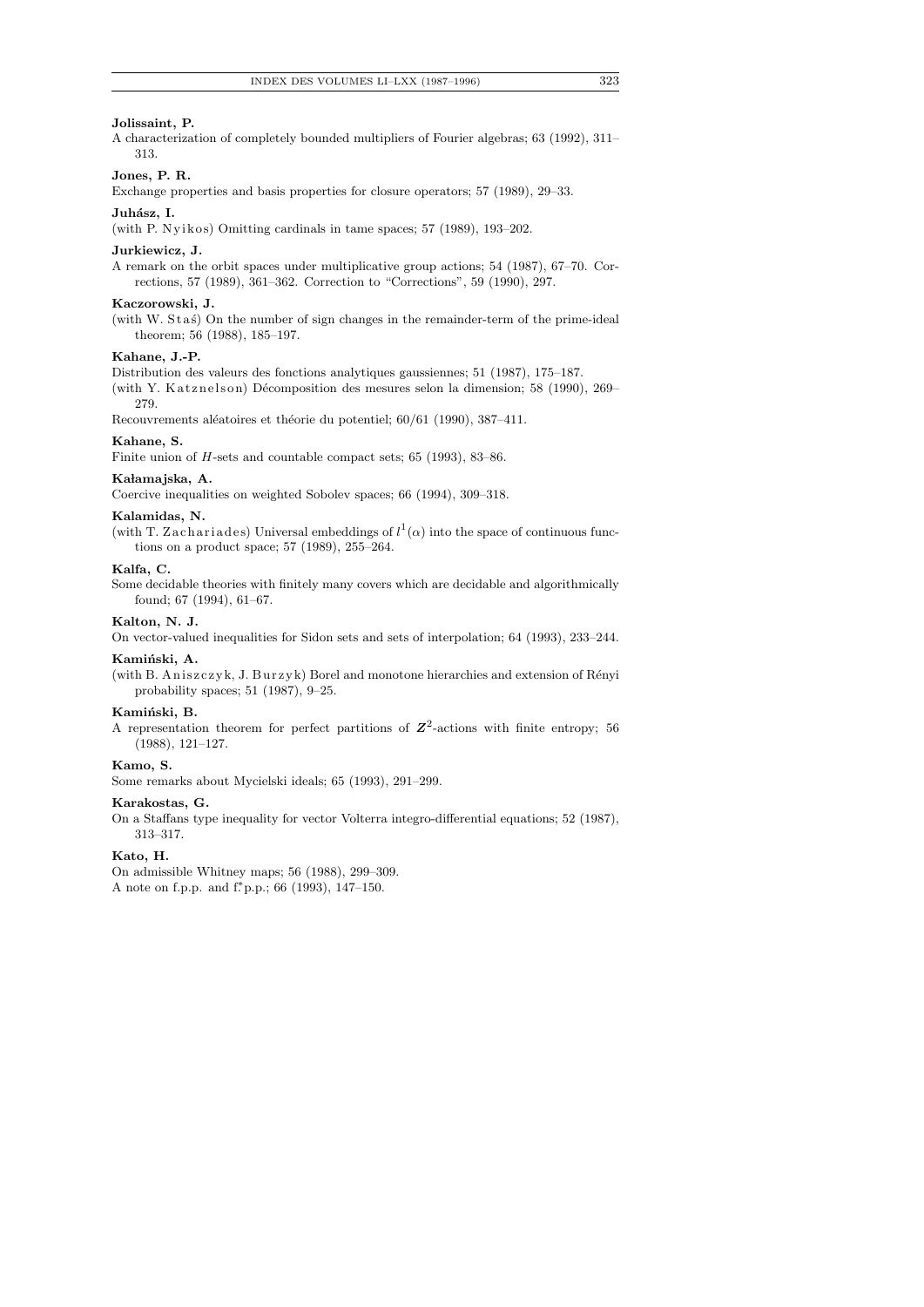**Jolissaint, P.**

A characterization of completely bounded multipliers of Fourier algebras; 63 (1992), 311–313.

**Jones, P. R.**

Exchange properties and basis properties for closure operators; 57 (1989), 29–33.

**Juhász, I.**

(with P. Nyikos) Omitting cardinals in tame spaces; 57 (1989), 193–202.

**Jurkiewicz, J.**

A remark on the orbit spaces under multiplicative group actions; 54 (1987), 67–70. Corrections, 57 (1989), 361–362. Correction to "Corrections", 59 (1990), 297.

**Kaczorowski, J.**

(with W. Staś) On the number of sign changes in the remainder-term of the prime-ideal theorem; 56 (1988), 185–197.

**Kahane, J.-P.**

Distribution des valeurs des fonctions analytiques gaussiennes; 51 (1987), 175–187.

(with Y. Katznelson) Décomposition des mesures selon la dimension; 58 (1990), 269–279.

Recouvrements aléatoires et théorie du potentiel; 60/61 (1990), 387–411.

**Kahane, S.**

Finite union of $H$-sets and countable compact sets; 65 (1993), 83–86.

**Kałamajska, A.**

Coercive inequalities on weighted Sobolev spaces; 66 (1994), 309–318.

**Kalamidas, N.**

(with T. Zachariades) Universal embeddings of $l^1(\alpha)$ into the space of continuous functions on a product space; 57 (1989), 255–264.

**Kalfa, C.**

Some decidable theories with finitely many covers which are decidable and algorithmically found; 67 (1994), 61–67.

**Kalton, N. J.**

On vector-valued inequalities for Sidon sets and sets of interpolation; 64 (1993), 233–244.

**Kamiński, A.**

(with B. Aniszczyk, J. Burzyk) Borel and monotone hierarchies and extension of Rényi probability spaces; 51 (1987), 9–25.

**Kamiński, B.**

A representation theorem for perfect partitions of $\mathbf{Z}^2$-actions with finite entropy; 56 (1988), 121–127.

**Kamo, S.**

Some remarks about Mycielski ideals; 65 (1993), 291–299.

**Karakostas, G.**

On a Staffans type inequality for vector Volterra integro-differential equations; 52 (1987), 313–317.

**Kato, H.**

On admissible Whitney maps; 56 (1988), 299–309.

A note on f.p.p. and f.$^*$p.p.; 66 (1993), 147–150.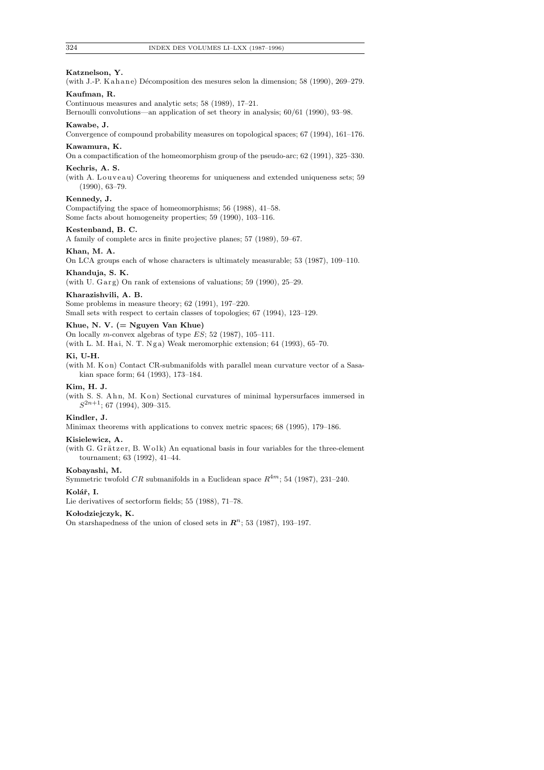**Katznelson, Y.**

(with J.-P. Kahane) Décomposition des mesures selon la dimension; 58 (1990), 269–279.

**Kaufman, R.**

Continuous measures and analytic sets; 58 (1989), 17–21.

Bernoulli convolutions—an application of set theory in analysis; 60/61 (1990), 93–98.

**Kawabe, J.**

Convergence of compound probability measures on topological spaces; 67 (1994), 161–176.

**Kawamura, K.**

On a compactification of the homeomorphism group of the pseudo-arc; 62 (1991), 325–330.

**Kechris, A. S.**

(with A. Louveau) Covering theorems for uniqueness and extended uniqueness sets; 59 (1990), 63–79.

**Kennedy, J.**

Compactifying the space of homeomorphisms; 56 (1988), 41–58.

Some facts about homogeneity properties; 59 (1990), 103–116.

**Kestenband, B. C.**

A family of complete arcs in finite projective planes; 57 (1989), 59–67.

**Khan, M. A.**

On LCA groups each of whose characters is ultimately measurable; 53 (1987), 109–110.

**Khanduja, S. K.**

(with U. Garg) On rank of extensions of valuations; 59 (1990), 25–29.

**Kharazishvili, A. B.**

Some problems in measure theory; 62 (1991), 197–220.

Small sets with respect to certain classes of topologies; 67 (1994), 123–129.

**Khue, N. V. (= Nguyen Van Khue)**

On locally $m$-convex algebras of type $ES$; 52 (1987), 105–111.

(with L. M. Hai, N. T. Nga) Weak meromorphic extension; 64 (1993), 65–70.

**Ki, U-H.**

(with M. Kon) Contact CR-submanifolds with parallel mean curvature vector of a Sasakian space form; 64 (1993), 173–184.

**Kim, H. J.**

(with S. S. Ahn, M. Kon) Sectional curvatures of minimal hypersurfaces immersed in $S^{2n+1}$; 67 (1994), 309–315.

**Kindler, J.**

Minimax theorems with applications to convex metric spaces; 68 (1995), 179–186.

**Kisielewicz, A.**

(with G. Grätzer, B. Wolk) An equational basis in four variables for the three-element tournament; 63 (1992), 41–44.

**Kobayashi, M.**

Symmetric twofold $CR$ submanifolds in a Euclidean space $R^{4m}$; 54 (1987), 231–240.

**Kolář, I.**

Lie derivatives of sectorform fields; 55 (1988), 71–78.

**Kołodziejczyk, K.**

On starshapedness of the union of closed sets in $\boldsymbol{R}^n$; 53 (1987), 193–197.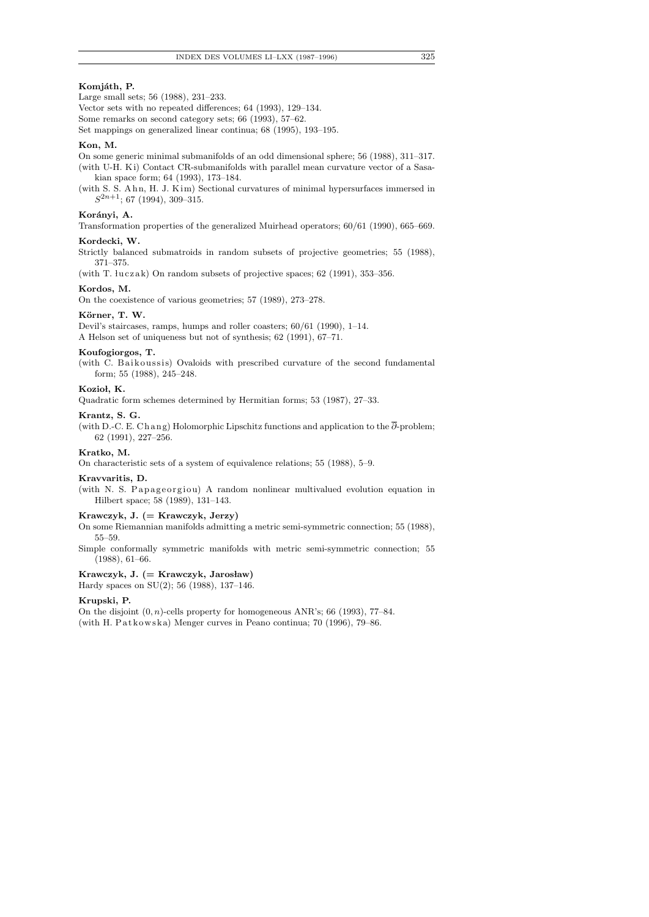**Komjáth, P.**

Large small sets; 56 (1988), 231–233.

Vector sets with no repeated differences; 64 (1993), 129–134.

Some remarks on second category sets; 66 (1993), 57–62.

Set mappings on generalized linear continua; 68 (1995), 193–195.

**Kon, M.**

On some generic minimal submanifolds of an odd dimensional sphere; 56 (1988), 311–317.

(with U-H. Ki) Contact CR-submanifolds with parallel mean curvature vector of a Sasakian space form; 64 (1993), 173–184.

(with S. S. Ahn, H. J. Kim) Sectional curvatures of minimal hypersurfaces immersed in $S^{2n+1}$; 67 (1994), 309–315.

**Korányi, A.**

Transformation properties of the generalized Muirhead operators; 60/61 (1990), 665–669.

**Kordecki, W.**

Strictly balanced submatroids in random subsets of projective geometries; 55 (1988), 371–375.

(with T. Łuczak) On random subsets of projective spaces; 62 (1991), 353–356.

**Kordos, M.**

On the coexistence of various geometries; 57 (1989), 273–278.

**Körner, T. W.**

Devil's staircases, ramps, humps and roller coasters; 60/61 (1990), 1–14.

A Helson set of uniqueness but not of synthesis; 62 (1991), 67–71.

**Koufogiorgos, T.**

(with C. Baikoussis) Ovaloids with prescribed curvature of the second fundamental form; 55 (1988), 245–248.

**Kozioł, K.**

Quadratic form schemes determined by Hermitian forms; 53 (1987), 27–33.

**Krantz, S. G.**

(with D.-C. E. Chang) Holomorphic Lipschitz functions and application to the $\overline{\partial}$-problem; 62 (1991), 227–256.

**Kratko, M.**

On characteristic sets of a system of equivalence relations; 55 (1988), 5–9.

**Kravvaritis, D.**

(with N. S. Papageorgiou) A random nonlinear multivalued evolution equation in Hilbert space; 58 (1989), 131–143.

**Krawczyk, J. (= Krawczyk, Jerzy)**

On some Riemannian manifolds admitting a metric semi-symmetric connection; 55 (1988), 55–59.

Simple conformally symmetric manifolds with metric semi-symmetric connection; 55 (1988), 61–66.

**Krawczyk, J. (= Krawczyk, Jarosław)**

Hardy spaces on SU(2); 56 (1988), 137–146.

**Krupski, P.**

On the disjoint $(0, n)$-cells property for homogeneous ANR's; 66 (1993), 77–84.

(with H. Patkowska) Menger curves in Peano continua; 70 (1996), 79–86.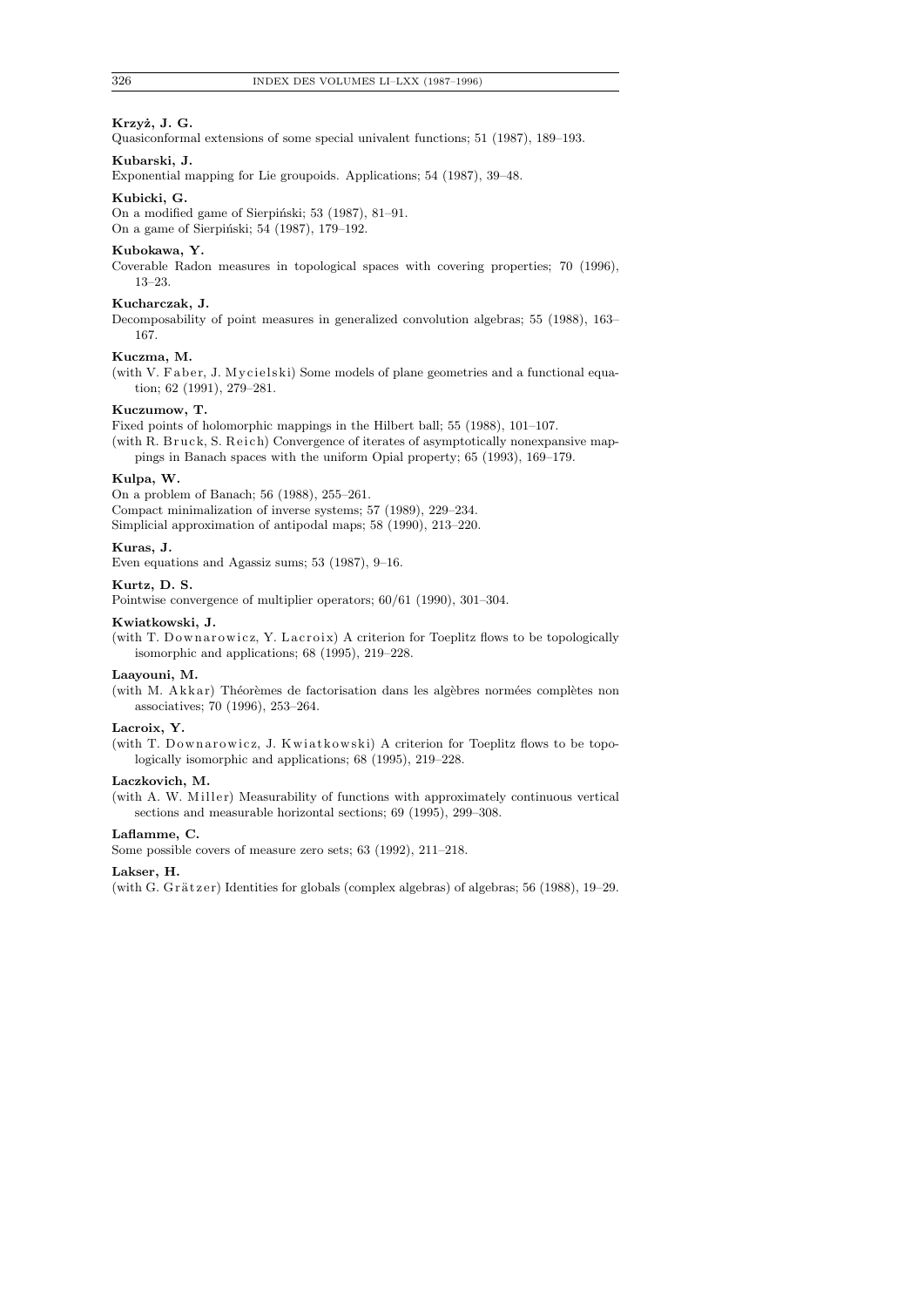**Krzyż, J. G.**

Quasiconformal extensions of some special univalent functions; 51 (1987), 189–193.

**Kubarski, J.**

Exponential mapping for Lie groupoids. Applications; 54 (1987), 39–48.

**Kubicki, G.**

On a modified game of Sierpiński; 53 (1987), 81–91.
On a game of Sierpiński; 54 (1987), 179–192.

**Kubokawa, Y.**

Coverable Radon measures in topological spaces with covering properties; 70 (1996), 13–23.

**Kucharczak, J.**

Decomposability of point measures in generalized convolution algebras; 55 (1988), 163–167.

**Kuczma, M.**

(with V. Faber, J. Mycielski) Some models of plane geometries and a functional equation; 62 (1991), 279–281.

**Kuczumow, T.**

Fixed points of holomorphic mappings in the Hilbert ball; 55 (1988), 101–107.
(with R. Bruck, S. Reich) Convergence of iterates of asymptotically nonexpansive mappings in Banach spaces with the uniform Opial property; 65 (1993), 169–179.

**Kulpa, W.**

On a problem of Banach; 56 (1988), 255–261.
Compact minimalization of inverse systems; 57 (1989), 229–234.
Simplicial approximation of antipodal maps; 58 (1990), 213–220.

**Kuras, J.**

Even equations and Agassiz sums; 53 (1987), 9–16.

**Kurtz, D. S.**

Pointwise convergence of multiplier operators; 60/61 (1990), 301–304.

**Kwiatkowski, J.**

(with T. Downarowicz, Y. Lacroix) A criterion for Toeplitz flows to be topologically isomorphic and applications; 68 (1995), 219–228.

**Laayouni, M.**

(with M. Akkar) Théorèmes de factorisation dans les algèbres normées complètes non associatives; 70 (1996), 253–264.

**Lacroix, Y.**

(with T. Downarowicz, J. Kwiatkowski) A criterion for Toeplitz flows to be topologically isomorphic and applications; 68 (1995), 219–228.

**Laczkovich, M.**

(with A. W. Miller) Measurability of functions with approximately continuous vertical sections and measurable horizontal sections; 69 (1995), 299–308.

**Laflamme, C.**

Some possible covers of measure zero sets; 63 (1992), 211–218.

**Lakser, H.**

(with G. Grätzer) Identities for globals (complex algebras) of algebras; 56 (1988), 19–29.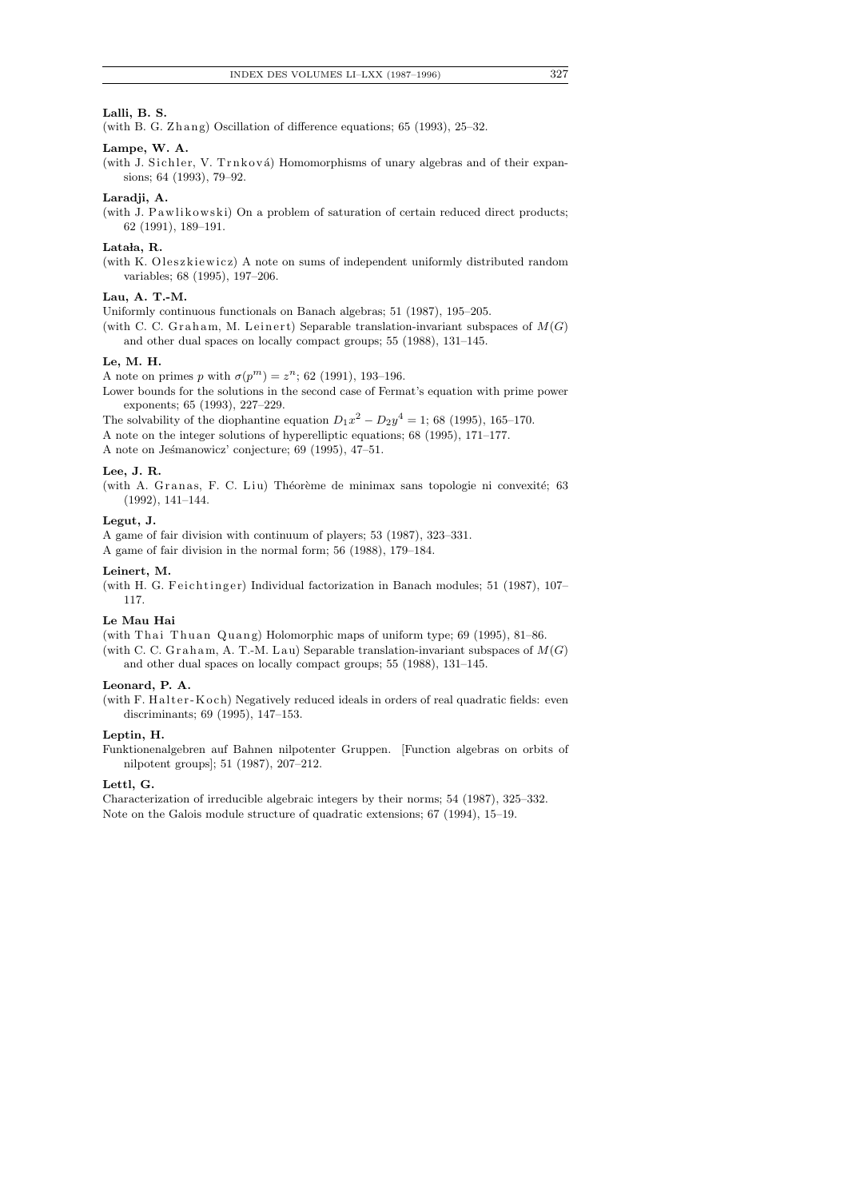**Lalli, B. S.**

(with B. G. Zhang) Oscillation of difference equations; 65 (1993), 25–32.

**Lampe, W. A.**

(with J. Sichler, V. Trnková) Homomorphisms of unary algebras and of their expansions; 64 (1993), 79–92.

**Laradji, A.**

(with J. Pawlikowski) On a problem of saturation of certain reduced direct products; 62 (1991), 189–191.

**Latała, R.**

(with K. Oleszkiewicz) A note on sums of independent uniformly distributed random variables; 68 (1995), 197–206.

**Lau, A. T.-M.**

Uniformly continuous functionals on Banach algebras; 51 (1987), 195–205.

(with C. C. Graham, M. Leinert) Separable translation-invariant subspaces of $M(G)$ and other dual spaces on locally compact groups; 55 (1988), 131–145.

**Le, M. H.**

A note on primes $p$ with $\sigma(p^m) = z^n$; 62 (1991), 193–196.

Lower bounds for the solutions in the second case of Fermat's equation with prime power exponents; 65 (1993), 227–229.

The solvability of the diophantine equation $D_1x^2 - D_2y^4 = 1$; 68 (1995), 165–170.

A note on the integer solutions of hyperelliptic equations; 68 (1995), 171–177.

A note on Jeśmanowicz' conjecture; 69 (1995), 47–51.

**Lee, J. R.**

(with A. Granas, F. C. Liu) Théorème de minimax sans topologie ni convexité; 63 (1992), 141–144.

**Legut, J.**

A game of fair division with continuum of players; 53 (1987), 323–331.

A game of fair division in the normal form; 56 (1988), 179–184.

**Leinert, M.**

(with H. G. Feichtinger) Individual factorization in Banach modules; 51 (1987), 107–117.

**Le Mau Hai**

(with Thai Thuan Quang) Holomorphic maps of uniform type; 69 (1995), 81–86.

(with C. C. Graham, A. T.-M. Lau) Separable translation-invariant subspaces of $M(G)$ and other dual spaces on locally compact groups; 55 (1988), 131–145.

**Leonard, P. A.**

(with F. Halter-Koch) Negatively reduced ideals in orders of real quadratic fields: even discriminants; 69 (1995), 147–153.

**Leptin, H.**

Funktionenalgebren auf Bahnen nilpotenter Gruppen. [Function algebras on orbits of nilpotent groups]; 51 (1987), 207–212.

**Lettl, G.**

Characterization of irreducible algebraic integers by their norms; 54 (1987), 325–332.

Note on the Galois module structure of quadratic extensions; 67 (1994), 15–19.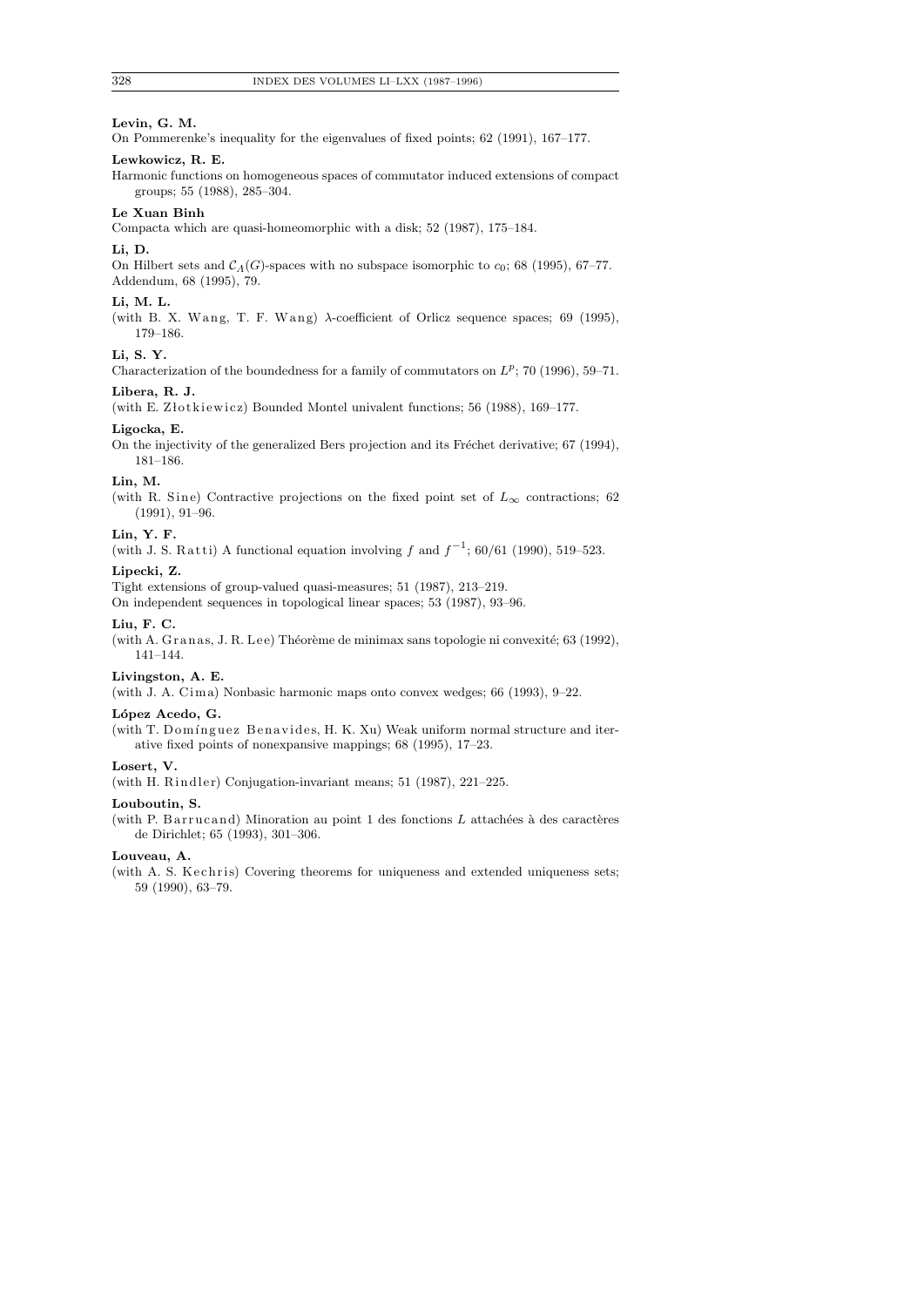**Levin, G. M.**

On Pommerenke's inequality for the eigenvalues of fixed points; 62 (1991), 167–177.

**Lewkowicz, R. E.**

Harmonic functions on homogeneous spaces of commutator induced extensions of compact groups; 55 (1988), 285–304.

**Le Xuan Binh**

Compacta which are quasi-homeomorphic with a disk; 52 (1987), 175–184.

**Li, D.**

On Hilbert sets and $\mathcal{C}_\Lambda(G)$-spaces with no subspace isomorphic to $c_0$; 68 (1995), 67–77.
Addendum, 68 (1995), 79.

**Li, M. L.**

(with B. X. Wang, T. F. Wang) $\lambda$-coefficient of Orlicz sequence spaces; 69 (1995), 179–186.

**Li, S. Y.**

Characterization of the boundedness for a family of commutators on $L^p$; 70 (1996), 59–71.

**Libera, R. J.**

(with E. Złotkiewicz) Bounded Montel univalent functions; 56 (1988), 169–177.

**Ligocka, E.**

On the injectivity of the generalized Bers projection and its Fréchet derivative; 67 (1994), 181–186.

**Lin, M.**

(with R. Sine) Contractive projections on the fixed point set of $L_\infty$ contractions; 62 (1991), 91–96.

**Lin, Y. F.**

(with J. S. Ratti) A functional equation involving $f$ and $f^{-1}$; 60/61 (1990), 519–523.

**Lipecki, Z.**

Tight extensions of group-valued quasi-measures; 51 (1987), 213–219.
On independent sequences in topological linear spaces; 53 (1987), 93–96.

**Liu, F. C.**

(with A. Granas, J. R. Lee) Théorème de minimax sans topologie ni convexité; 63 (1992), 141–144.

**Livingston, A. E.**

(with J. A. Cima) Nonbasic harmonic maps onto convex wedges; 66 (1993), 9–22.

**López Acedo, G.**

(with T. Domínguez Benavides, H. K. Xu) Weak uniform normal structure and iterative fixed points of nonexpansive mappings; 68 (1995), 17–23.

**Losert, V.**

(with H. Rindler) Conjugation-invariant means; 51 (1987), 221–225.

**Louboutin, S.**

(with P. Barrucand) Minoration au point 1 des fonctions $L$ attachées à des caractères de Dirichlet; 65 (1993), 301–306.

**Louveau, A.**

(with A. S. Kechris) Covering theorems for uniqueness and extended uniqueness sets; 59 (1990), 63–79.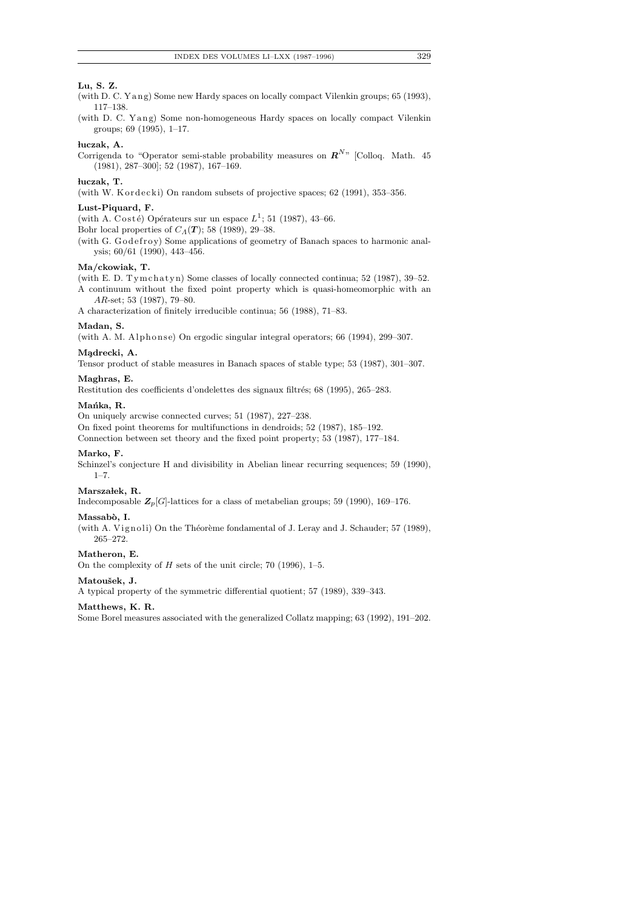**Lu, S. Z.**

(with D. C. Yang) Some new Hardy spaces on locally compact Vilenkin groups; 65 (1993), 117–138.

(with D. C. Yang) Some non-homogeneous Hardy spaces on locally compact Vilenkin groups; 69 (1995), 1–17.

**Łuczak, A.**

Corrigenda to "Operator semi-stable probability measures on $\boldsymbol{R}^N$" [Colloq. Math. 45 (1981), 287–300]; 52 (1987), 167–169.

**Łuczak, T.**

(with W. Kordecki) On random subsets of projective spaces; 62 (1991), 353–356.

**Lust-Piquard, F.**

(with A. Costé) Opérateurs sur un espace $L^1$; 51 (1987), 43–66.

Bohr local properties of $C_\Lambda(\boldsymbol{T})$; 58 (1989), 29–38.

(with G. Godefroy) Some applications of geometry of Banach spaces to harmonic analysis; 60/61 (1990), 443–456.

**Ma/ckowiak, T.**

(with E. D. Tymchatyn) Some classes of locally connected continua; 52 (1987), 39–52.

A continuum without the fixed point property which is quasi-homeomorphic with an *AR*-set; 53 (1987), 79–80.

A characterization of finitely irreducible continua; 56 (1988), 71–83.

**Madan, S.**

(with A. M. Alphonse) On ergodic singular integral operators; 66 (1994), 299–307.

**Mądrecki, A.**

Tensor product of stable measures in Banach spaces of stable type; 53 (1987), 301–307.

**Maghras, E.**

Restitution des coefficients d'ondelettes des signaux filtrés; 68 (1995), 265–283.

**Mańka, R.**

On uniquely arcwise connected curves; 51 (1987), 227–238.

On fixed point theorems for multifunctions in dendroids; 52 (1987), 185–192.

Connection between set theory and the fixed point property; 53 (1987), 177–184.

**Marko, F.**

Schinzel's conjecture H and divisibility in Abelian linear recurring sequences; 59 (1990), 1–7.

**Marszałek, R.**

Indecomposable $\boldsymbol{Z}_p[G]$-lattices for a class of metabelian groups; 59 (1990), 169–176.

**Massabò, I.**

(with A. Vignoli) On the Théorème fondamental of J. Leray and J. Schauder; 57 (1989), 265–272.

**Matheron, E.**

On the complexity of $H$ sets of the unit circle; 70 (1996), 1–5.

**Matoušek, J.**

A typical property of the symmetric differential quotient; 57 (1989), 339–343.

**Matthews, K. R.**

Some Borel measures associated with the generalized Collatz mapping; 63 (1992), 191–202.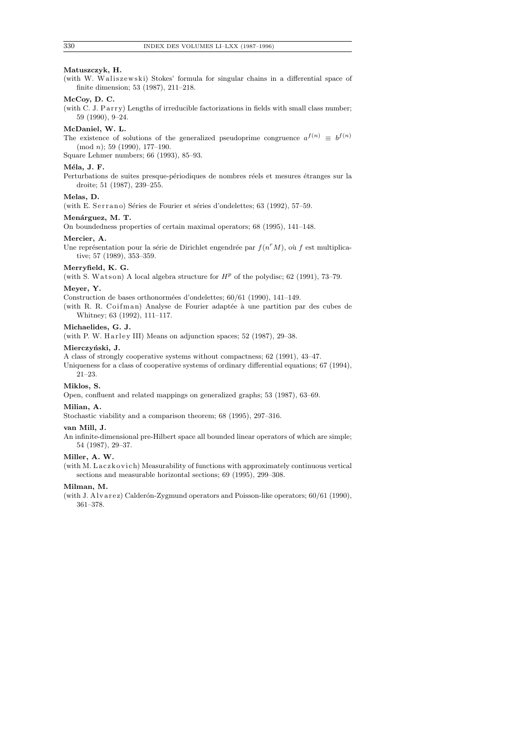**Matuszczyk, H.**

(with W. Waliszewski) Stokes' formula for singular chains in a differential space of finite dimension; 53 (1987), 211–218.

**McCoy, D. C.**

(with C. J. Parry) Lengths of irreducible factorizations in fields with small class number; 59 (1990), 9–24.

**McDaniel, W. L.**

The existence of solutions of the generalized pseudoprime congruence $a^{f(n)} \equiv b^{f(n)} \pmod{n}$; 59 (1990), 177–190.

Square Lehmer numbers; 66 (1993), 85–93.

**Méla, J. F.**

Perturbations de suites presque-périodiques de nombres réels et mesures étranges sur la droite; 51 (1987), 239–255.

**Melas, D.**

(with E. Serrano) Séries de Fourier et séries d'ondelettes; 63 (1992), 57–59.

**Menárguez, M. T.**

On boundedness properties of certain maximal operators; 68 (1995), 141–148.

**Mercier, A.**

Une représentation pour la série de Dirichlet engendrée par $f(n^r M)$, où $f$ est multiplicative; 57 (1989), 353–359.

**Merryfield, K. G.**

(with S. Watson) A local algebra structure for $H^p$ of the polydisc; 62 (1991), 73–79.

**Meyer, Y.**

Construction de bases orthonormées d'ondelettes; 60/61 (1990), 141–149.

(with R. R. Coifman) Analyse de Fourier adaptée à une partition par des cubes de Whitney; 63 (1992), 111–117.

**Michaelides, G. J.**

(with P. W. Harley III) Means on adjunction spaces; 52 (1987), 29–38.

**Mierczyński, J.**

A class of strongly cooperative systems without compactness; 62 (1991), 43–47.

Uniqueness for a class of cooperative systems of ordinary differential equations; 67 (1994), 21–23.

**Miklos, S.**

Open, confluent and related mappings on generalized graphs; 53 (1987), 63–69.

**Milian, A.**

Stochastic viability and a comparison theorem; 68 (1995), 297–316.

**van Mill, J.**

An infinite-dimensional pre-Hilbert space all bounded linear operators of which are simple; 54 (1987), 29–37.

**Miller, A. W.**

(with M. Laczkovich) Measurability of functions with approximately continuous vertical sections and measurable horizontal sections; 69 (1995), 299–308.

**Milman, M.**

(with J. Alvarez) Calderón-Zygmund operators and Poisson-like operators; 60/61 (1990), 361–378.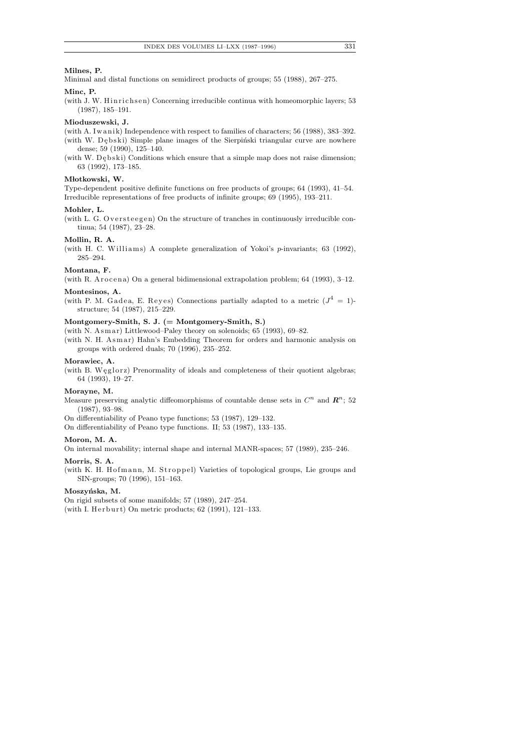**Milnes, P.**

Minimal and distal functions on semidirect products of groups; 55 (1988), 267–275.

**Minc, P.**

(with J. W. Hinrichsen) Concerning irreducible continua with homeomorphic layers; 53 (1987), 185–191.

**Mioduszewski, J.**

(with A. Iwanik) Independence with respect to families of characters; 56 (1988), 383–392.

(with W. Dębski) Simple plane images of the Sierpiński triangular curve are nowhere dense; 59 (1990), 125–140.

(with W. Dębski) Conditions which ensure that a simple map does not raise dimension; 63 (1992), 173–185.

**Młotkowski, W.**

Type-dependent positive definite functions on free products of groups; 64 (1993), 41–54.

Irreducible representations of free products of infinite groups; 69 (1995), 193–211.

**Mohler, L.**

(with L. G. Oversteegen) On the structure of tranches in continuously irreducible continua; 54 (1987), 23–28.

**Mollin, R. A.**

(with H. C. Williams) A complete generalization of Yokoi's $p$-invariants; 63 (1992), 285–294.

**Montana, F.**

(with R. Arocena) On a general bidimensional extrapolation problem; 64 (1993), 3–12.

**Montesinos, A.**

(with P. M. Gadea, E. Reyes) Connections partially adapted to a metric ($J^4 = 1$)-structure; 54 (1987), 215–229.

**Montgomery-Smith, S. J. (= Montgomery-Smith, S.)**

(with N. Asmar) Littlewood–Paley theory on solenoids; 65 (1993), 69–82.

(with N. H. Asmar) Hahn's Embedding Theorem for orders and harmonic analysis on groups with ordered duals; 70 (1996), 235–252.

**Morawiec, A.**

(with B. Węglorz) Prenormality of ideals and completeness of their quotient algebras; 64 (1993), 19–27.

**Morayne, M.**

Measure preserving analytic diffeomorphisms of countable dense sets in $C^n$ and $\boldsymbol{R}^n$; 52 (1987), 93–98.

On differentiability of Peano type functions; 53 (1987), 129–132.

On differentiability of Peano type functions. II; 53 (1987), 133–135.

**Moron, M. A.**

On internal movability; internal shape and internal MANR-spaces; 57 (1989), 235–246.

**Morris, S. A.**

(with K. H. Hofmann, M. Stroppel) Varieties of topological groups, Lie groups and SIN-groups; 70 (1996), 151–163.

**Moszyńska, M.**

On rigid subsets of some manifolds; 57 (1989), 247–254.

(with I. Herburt) On metric products; 62 (1991), 121–133.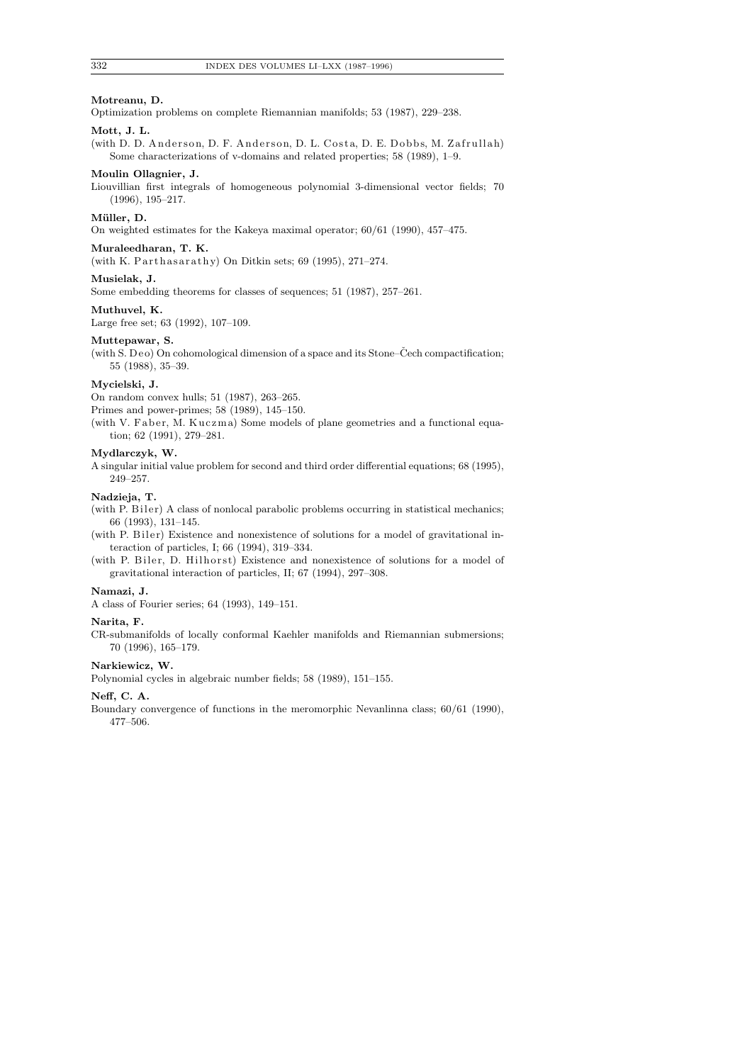**Motreanu, D.**

Optimization problems on complete Riemannian manifolds; 53 (1987), 229–238.

**Mott, J. L.**

(with D. D. Anderson, D. F. Anderson, D. L. Costa, D. E. Dobbs, M. Zafrullah) Some characterizations of v-domains and related properties; 58 (1989), 1–9.

**Moulin Ollagnier, J.**

Liouvillian first integrals of homogeneous polynomial 3-dimensional vector fields; 70 (1996), 195–217.

**Müller, D.**

On weighted estimates for the Kakeya maximal operator; 60/61 (1990), 457–475.

**Muraleedharan, T. K.**

(with K. Parthasarathy) On Ditkin sets; 69 (1995), 271–274.

**Musielak, J.**

Some embedding theorems for classes of sequences; 51 (1987), 257–261.

**Muthuvel, K.**

Large free set; 63 (1992), 107–109.

**Muttepawar, S.**

(with S. Deo) On cohomological dimension of a space and its Stone–Čech compactification; 55 (1988), 35–39.

**Mycielski, J.**

On random convex hulls; 51 (1987), 263–265.

Primes and power-primes; 58 (1989), 145–150.

(with V. Faber, M. Kuczma) Some models of plane geometries and a functional equation; 62 (1991), 279–281.

**Mydlarczyk, W.**

A singular initial value problem for second and third order differential equations; 68 (1995), 249–257.

**Nadzieja, T.**

(with P. Biler) A class of nonlocal parabolic problems occurring in statistical mechanics; 66 (1993), 131–145.

(with P. Biler) Existence and nonexistence of solutions for a model of gravitational interaction of particles, I; 66 (1994), 319–334.

(with P. Biler, D. Hilhorst) Existence and nonexistence of solutions for a model of gravitational interaction of particles, II; 67 (1994), 297–308.

**Namazi, J.**

A class of Fourier series; 64 (1993), 149–151.

**Narita, F.**

CR-submanifolds of locally conformal Kaehler manifolds and Riemannian submersions; 70 (1996), 165–179.

**Narkiewicz, W.**

Polynomial cycles in algebraic number fields; 58 (1989), 151–155.

**Neff, C. A.**

Boundary convergence of functions in the meromorphic Nevanlinna class; 60/61 (1990), 477–506.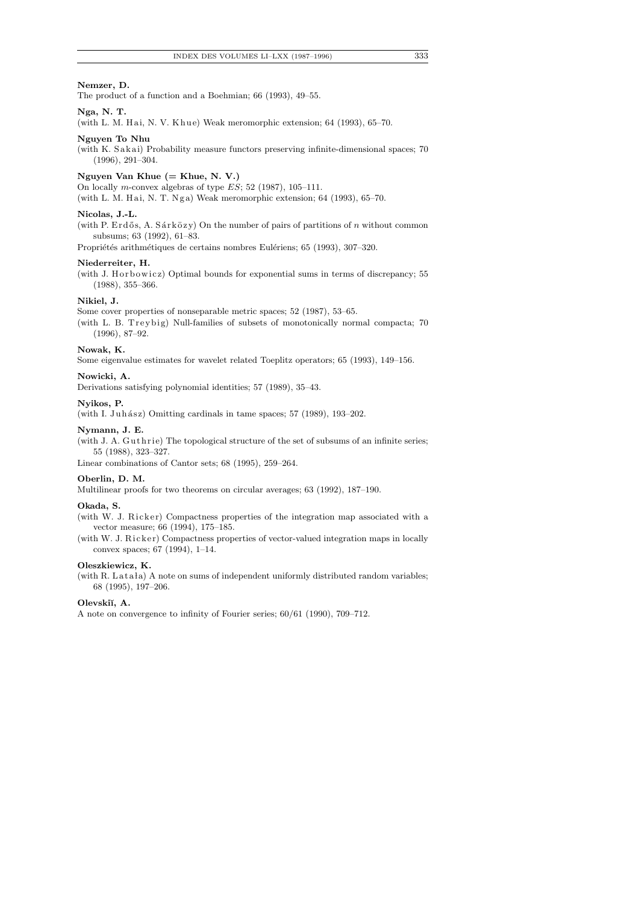**Nemzer, D.**

The product of a function and a Boehmian; 66 (1993), 49–55.

**Nga, N. T.**

(with L. M. Hai, N. V. Khue) Weak meromorphic extension; 64 (1993), 65–70.

**Nguyen To Nhu**

(with K. Sakai) Probability measure functors preserving infinite-dimensional spaces; 70 (1996), 291–304.

**Nguyen Van Khue (= Khue, N. V.)**

On locally $m$-convex algebras of type $ES$; 52 (1987), 105–111.

(with L. M. Hai, N. T. Nga) Weak meromorphic extension; 64 (1993), 65–70.

**Nicolas, J.-L.**

(with P. Erdős, A. Sárközy) On the number of pairs of partitions of $n$ without common subsums; 63 (1992), 61–83.

Propriétés arithmétiques de certains nombres Eulériens; 65 (1993), 307–320.

**Niederreiter, H.**

(with J. Horbowicz) Optimal bounds for exponential sums in terms of discrepancy; 55 (1988), 355–366.

**Nikiel, J.**

Some cover properties of nonseparable metric spaces; 52 (1987), 53–65.

(with L. B. Treybig) Null-families of subsets of monotonically normal compacta; 70 (1996), 87–92.

**Nowak, K.**

Some eigenvalue estimates for wavelet related Toeplitz operators; 65 (1993), 149–156.

**Nowicki, A.**

Derivations satisfying polynomial identities; 57 (1989), 35–43.

**Nyikos, P.**

(with I. Juhász) Omitting cardinals in tame spaces; 57 (1989), 193–202.

**Nymann, J. E.**

(with J. A. Guthrie) The topological structure of the set of subsums of an infinite series; 55 (1988), 323–327.

Linear combinations of Cantor sets; 68 (1995), 259–264.

**Oberlin, D. M.**

Multilinear proofs for two theorems on circular averages; 63 (1992), 187–190.

**Okada, S.**

(with W. J. Ricker) Compactness properties of the integration map associated with a vector measure; 66 (1994), 175–185.

(with W. J. Ricker) Compactness properties of vector-valued integration maps in locally convex spaces; 67 (1994), 1–14.

**Oleszkiewicz, K.**

(with R. Latała) A note on sums of independent uniformly distributed random variables; 68 (1995), 197–206.

**Olevskiĭ, A.**

A note on convergence to infinity of Fourier series; 60/61 (1990), 709–712.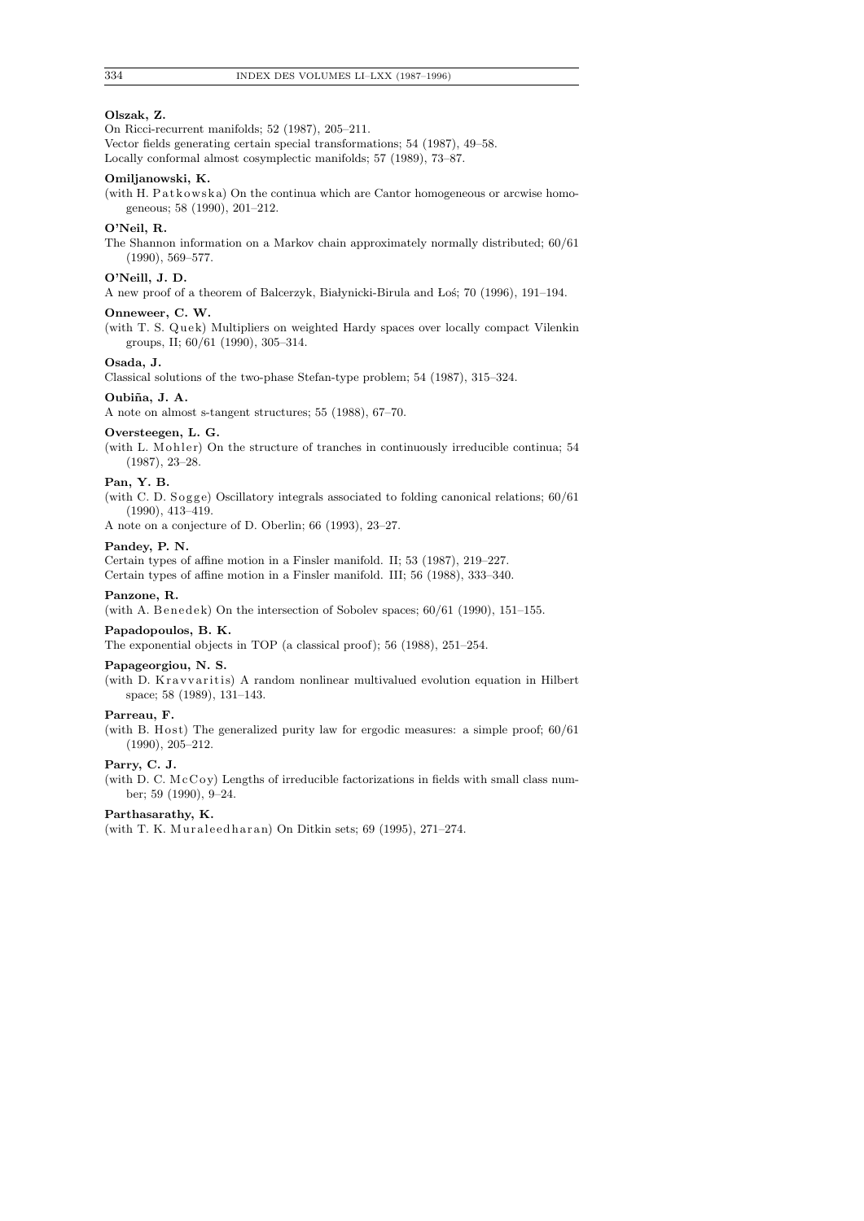**Olszak, Z.**

On Ricci-recurrent manifolds; 52 (1987), 205–211.

Vector fields generating certain special transformations; 54 (1987), 49–58.

Locally conformal almost cosymplectic manifolds; 57 (1989), 73–87.

**Omiljanowski, K.**

(with H. Patkowska) On the continua which are Cantor homogeneous or arcwise homogeneous; 58 (1990), 201–212.

**O'Neil, R.**

The Shannon information on a Markov chain approximately normally distributed; 60/61 (1990), 569–577.

**O'Neill, J. D.**

A new proof of a theorem of Balcerzyk, Białynicki-Birula and Łoś; 70 (1996), 191–194.

**Onneweer, C. W.**

(with T. S. Quek) Multipliers on weighted Hardy spaces over locally compact Vilenkin groups, II; 60/61 (1990), 305–314.

**Osada, J.**

Classical solutions of the two-phase Stefan-type problem; 54 (1987), 315–324.

**Oubiña, J. A.**

A note on almost s-tangent structures; 55 (1988), 67–70.

**Oversteegen, L. G.**

(with L. Mohler) On the structure of tranches in continuously irreducible continua; 54 (1987), 23–28.

**Pan, Y. B.**

(with C. D. Sogge) Oscillatory integrals associated to folding canonical relations; 60/61 (1990), 413–419.

A note on a conjecture of D. Oberlin; 66 (1993), 23–27.

**Pandey, P. N.**

Certain types of affine motion in a Finsler manifold. II; 53 (1987), 219–227.

Certain types of affine motion in a Finsler manifold. III; 56 (1988), 333–340.

**Panzone, R.**

(with A. Benedek) On the intersection of Sobolev spaces; 60/61 (1990), 151–155.

**Papadopoulos, B. K.**

The exponential objects in TOP (a classical proof); 56 (1988), 251–254.

**Papageorgiou, N. S.**

(with D. Kravvaritis) A random nonlinear multivalued evolution equation in Hilbert space; 58 (1989), 131–143.

**Parreau, F.**

(with B. Host) The generalized purity law for ergodic measures: a simple proof; 60/61 (1990), 205–212.

**Parry, C. J.**

(with D. C. McCoy) Lengths of irreducible factorizations in fields with small class number; 59 (1990), 9–24.

**Parthasarathy, K.**

(with T. K. Muraleedharan) On Ditkin sets; 69 (1995), 271–274.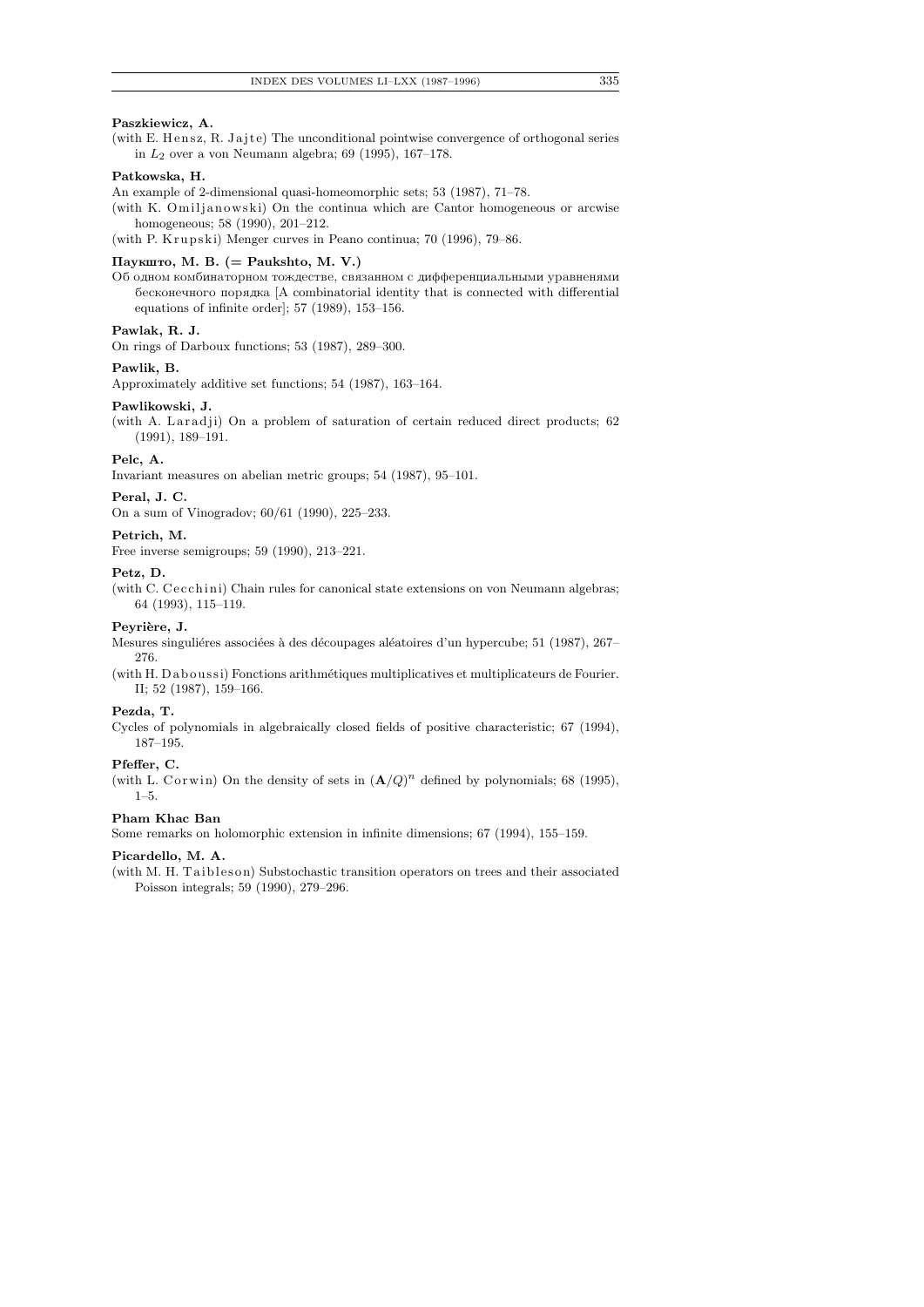**Paszkiewicz, A.**

(with E. Hensz, R. Jajte) The unconditional pointwise convergence of orthogonal series in $L_2$ over a von Neumann algebra; 69 (1995), 167–178.

**Patkowska, H.**

An example of 2-dimensional quasi-homeomorphic sets; 53 (1987), 71–78.

(with K. Omiljanowski) On the continua which are Cantor homogeneous or arcwise homogeneous; 58 (1990), 201–212.

(with P. Krupski) Menger curves in Peano continua; 70 (1996), 79–86.

**Паукшто, М. В. (= Paukshto, M. V.)**

Об одном комбинаторном тождестве, связанном с дифференциальными уравнениями бесконечного порядка [A combinatorial identity that is connected with differential equations of infinite order]; 57 (1989), 153–156.

**Pawlak, R. J.**

On rings of Darboux functions; 53 (1987), 289–300.

**Pawlik, B.**

Approximately additive set functions; 54 (1987), 163–164.

**Pawlikowski, J.**

(with A. Laradji) On a problem of saturation of certain reduced direct products; 62 (1991), 189–191.

**Pelc, A.**

Invariant measures on abelian metric groups; 54 (1987), 95–101.

**Peral, J. C.**

On a sum of Vinogradov; 60/61 (1990), 225–233.

**Petrich, M.**

Free inverse semigroups; 59 (1990), 213–221.

**Petz, D.**

(with C. Cecchini) Chain rules for canonical state extensions on von Neumann algebras; 64 (1993), 115–119.

**Peyrière, J.**

Mesures singuliéres associées à des découpages aléatoires d'un hypercube; 51 (1987), 267–276.

(with H. Daboussi) Fonctions arithmétiques multiplicatives et multiplicateurs de Fourier. II; 52 (1987), 159–166.

**Pezda, T.**

Cycles of polynomials in algebraically closed fields of positive characteristic; 67 (1994), 187–195.

**Pfeffer, C.**

(with L. Corwin) On the density of sets in $(\mathbf{A}/Q)^n$ defined by polynomials; 68 (1995), 1–5.

**Pham Khac Ban**

Some remarks on holomorphic extension in infinite dimensions; 67 (1994), 155–159.

**Picardello, M. A.**

(with M. H. Taibleson) Substochastic transition operators on trees and their associated Poisson integrals; 59 (1990), 279–296.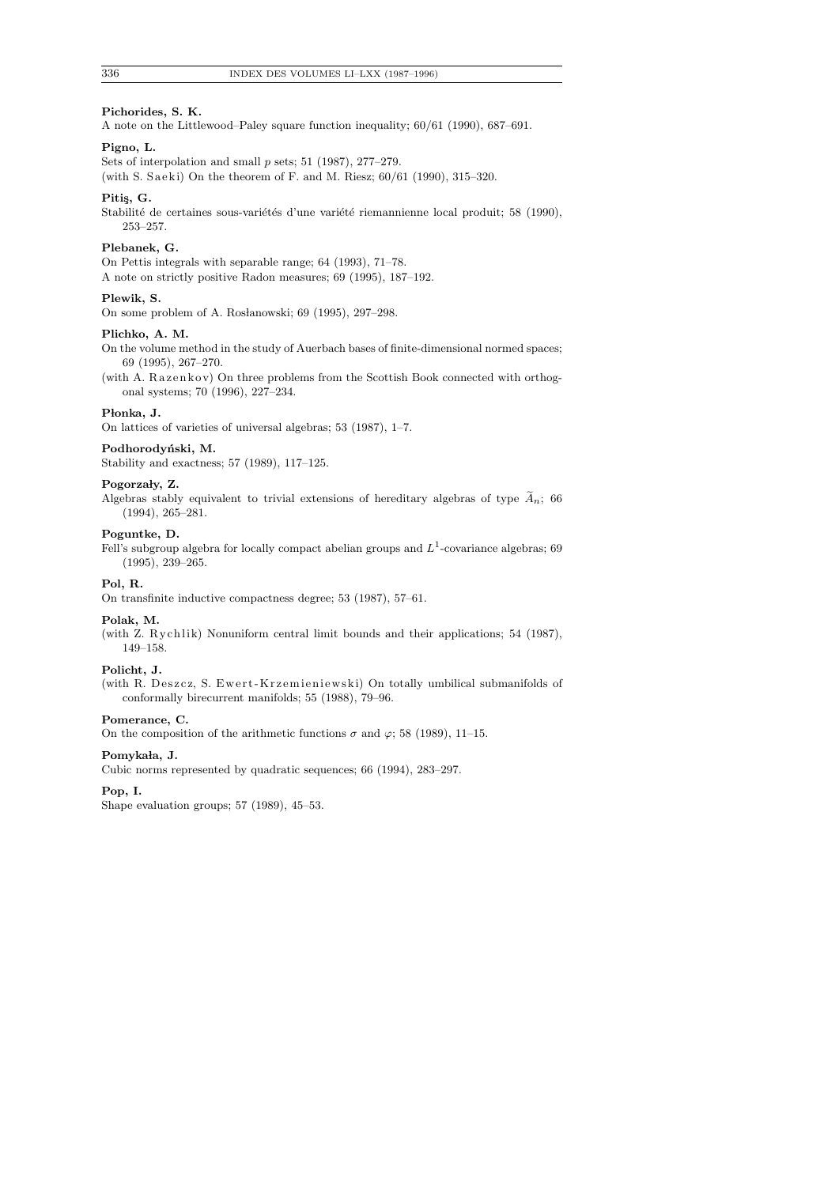**Pichorides, S. K.**

A note on the Littlewood–Paley square function inequality; 60/61 (1990), 687–691.

**Pigno, L.**

Sets of interpolation and small $p$ sets; 51 (1987), 277–279.

(with S. Saeki) On the theorem of F. and M. Riesz; 60/61 (1990), 315–320.

**Pitiş, G.**

Stabilité de certaines sous-variétés d'une variété riemannienne local produit; 58 (1990), 253–257.

**Plebanek, G.**

On Pettis integrals with separable range; 64 (1993), 71–78.

A note on strictly positive Radon measures; 69 (1995), 187–192.

**Plewik, S.**

On some problem of A. Rosłanowski; 69 (1995), 297–298.

**Plichko, A. M.**

On the volume method in the study of Auerbach bases of finite-dimensional normed spaces; 69 (1995), 267–270.

(with A. Razenkov) On three problems from the Scottish Book connected with orthogonal systems; 70 (1996), 227–234.

**Płonka, J.**

On lattices of varieties of universal algebras; 53 (1987), 1–7.

**Podhorodyński, M.**

Stability and exactness; 57 (1989), 117–125.

**Pogorzały, Z.**

Algebras stably equivalent to trivial extensions of hereditary algebras of type $\widetilde{A}_n$; 66 (1994), 265–281.

**Poguntke, D.**

Fell's subgroup algebra for locally compact abelian groups and $L^1$-covariance algebras; 69 (1995), 239–265.

**Pol, R.**

On transfinite inductive compactness degree; 53 (1987), 57–61.

**Polak, M.**

(with Z. Rychlik) Nonuniform central limit bounds and their applications; 54 (1987), 149–158.

**Policht, J.**

(with R. Deszcz, S. Ewert-Krzemieniewski) On totally umbilical submanifolds of conformally birecurrent manifolds; 55 (1988), 79–96.

**Pomerance, C.**

On the composition of the arithmetic functions $\sigma$ and $\varphi$; 58 (1989), 11–15.

**Pomykała, J.**

Cubic norms represented by quadratic sequences; 66 (1994), 283–297.

**Pop, I.**

Shape evaluation groups; 57 (1989), 45–53.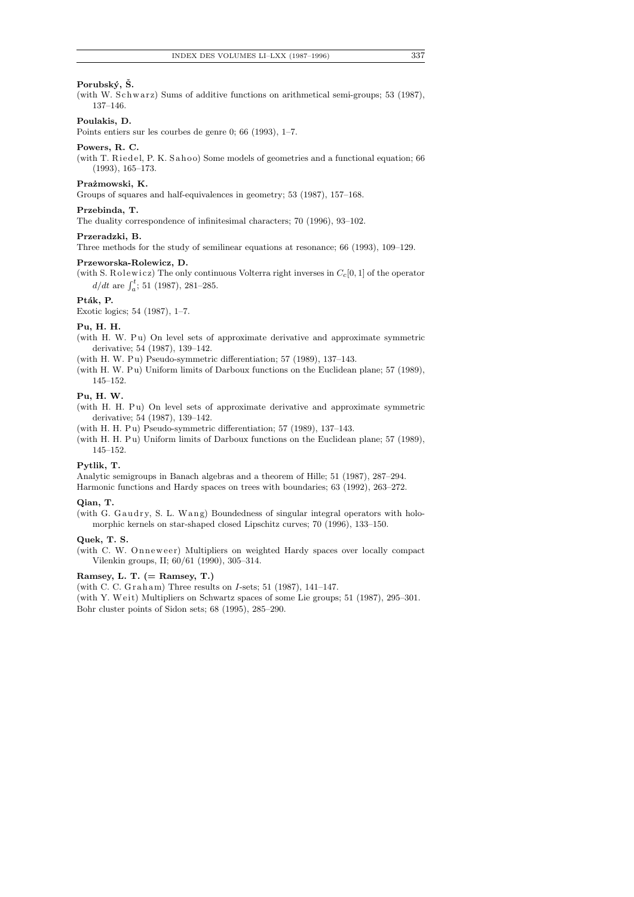**Porubský, Š.**

(with W. Schwarz) Sums of additive functions on arithmetical semi-groups; 53 (1987), 137–146.

**Poulakis, D.**

Points entiers sur les courbes de genre 0; 66 (1993), 1–7.

**Powers, R. C.**

(with T. Riedel, P. K. Sahoo) Some models of geometries and a functional equation; 66 (1993), 165–173.

**Prażmowski, K.**

Groups of squares and half-equivalences in geometry; 53 (1987), 157–168.

**Przebinda, T.**

The duality correspondence of infinitesimal characters; 70 (1996), 93–102.

**Przeradzki, B.**

Three methods for the study of semilinear equations at resonance; 66 (1993), 109–129.

**Przeworska-Rolewicz, D.**

(with S. Rolewicz) The only continuous Volterra right inverses in $C_c[0,1]$ of the operator $d/dt$ are $\int_a^t$; 51 (1987), 281–285.

**Pták, P.**

Exotic logics; 54 (1987), 1–7.

**Pu, H. H.**

(with H. W. Pu) On level sets of approximate derivative and approximate symmetric derivative; 54 (1987), 139–142.

(with H. W. Pu) Pseudo-symmetric differentiation; 57 (1989), 137–143.

(with H. W. Pu) Uniform limits of Darboux functions on the Euclidean plane; 57 (1989), 145–152.

**Pu, H. W.**

(with H. H. Pu) On level sets of approximate derivative and approximate symmetric derivative; 54 (1987), 139–142.

(with H. H. Pu) Pseudo-symmetric differentiation; 57 (1989), 137–143.

(with H. H. Pu) Uniform limits of Darboux functions on the Euclidean plane; 57 (1989), 145–152.

**Pytlik, T.**

Analytic semigroups in Banach algebras and a theorem of Hille; 51 (1987), 287–294.

Harmonic functions and Hardy spaces on trees with boundaries; 63 (1992), 263–272.

**Qian, T.**

(with G. Gaudry, S. L. Wang) Boundedness of singular integral operators with holomorphic kernels on star-shaped closed Lipschitz curves; 70 (1996), 133–150.

**Quek, T. S.**

(with C. W. Onneweer) Multipliers on weighted Hardy spaces over locally compact Vilenkin groups, II; 60/61 (1990), 305–314.

**Ramsey, L. T. (= Ramsey, T.)**

(with C. C. Graham) Three results on *I*-sets; 51 (1987), 141–147.

(with Y. Weit) Multipliers on Schwartz spaces of some Lie groups; 51 (1987), 295–301.

Bohr cluster points of Sidon sets; 68 (1995), 285–290.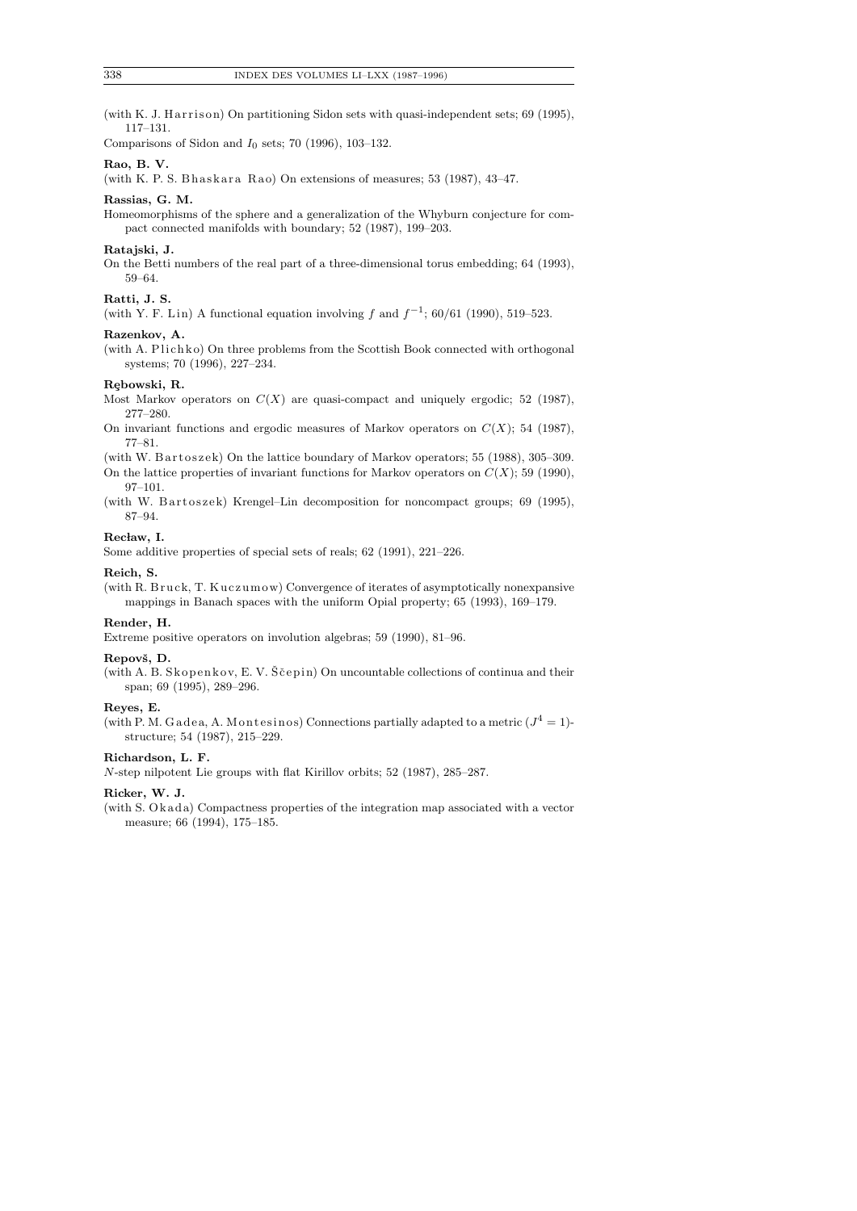(with K. J. Harrison) On partitioning Sidon sets with quasi-independent sets; 69 (1995), 117–131.

Comparisons of Sidon and $I_0$ sets; 70 (1996), 103–132.

**Rao, B. V.**

(with K. P. S. Bhaskara Rao) On extensions of measures; 53 (1987), 43–47.

**Rassias, G. M.**

Homeomorphisms of the sphere and a generalization of the Whyburn conjecture for compact connected manifolds with boundary; 52 (1987), 199–203.

**Ratajski, J.**

On the Betti numbers of the real part of a three-dimensional torus embedding; 64 (1993), 59–64.

**Ratti, J. S.**

(with Y. F. Lin) A functional equation involving $f$ and $f^{-1}$; 60/61 (1990), 519–523.

**Razenkov, A.**

(with A. Plichko) On three problems from the Scottish Book connected with orthogonal systems; 70 (1996), 227–234.

**Rębowski, R.**

Most Markov operators on $C(X)$ are quasi-compact and uniquely ergodic; 52 (1987), 277–280.

On invariant functions and ergodic measures of Markov operators on $C(X)$; 54 (1987), 77–81.

(with W. Bartoszek) On the lattice boundary of Markov operators; 55 (1988), 305–309.

On the lattice properties of invariant functions for Markov operators on $C(X)$; 59 (1990), 97–101.

(with W. Bartoszek) Krengel–Lin decomposition for noncompact groups; 69 (1995), 87–94.

**Recław, I.**

Some additive properties of special sets of reals; 62 (1991), 221–226.

**Reich, S.**

(with R. Bruck, T. Kuczumow) Convergence of iterates of asymptotically nonexpansive mappings in Banach spaces with the uniform Opial property; 65 (1993), 169–179.

**Render, H.**

Extreme positive operators on involution algebras; 59 (1990), 81–96.

**Repovš, D.**

(with A. B. Skopenkov, E. V. Ščepin) On uncountable collections of continua and their span; 69 (1995), 289–296.

**Reyes, E.**

(with P. M. Gadea, A. Montesinos) Connections partially adapted to a metric ($J^4 = 1$)-structure; 54 (1987), 215–229.

**Richardson, L. F.**

$N$-step nilpotent Lie groups with flat Kirillov orbits; 52 (1987), 285–287.

**Ricker, W. J.**

(with S. Okada) Compactness properties of the integration map associated with a vector measure; 66 (1994), 175–185.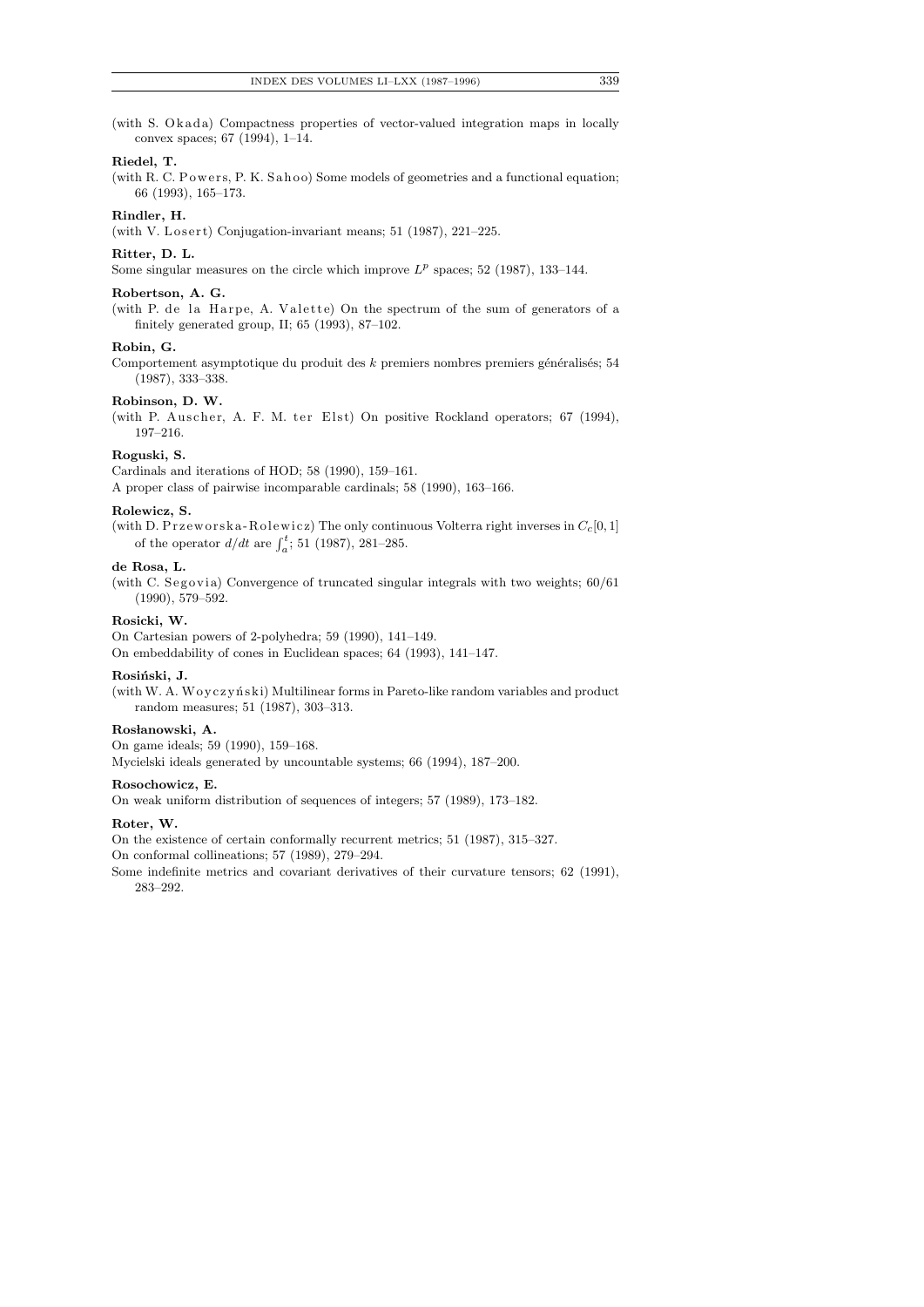(with S. Okada) Compactness properties of vector-valued integration maps in locally convex spaces; 67 (1994), 1–14.

**Riedel, T.**

(with R. C. Powers, P. K. Sahoo) Some models of geometries and a functional equation; 66 (1993), 165–173.

**Rindler, H.**

(with V. Losert) Conjugation-invariant means; 51 (1987), 221–225.

**Ritter, D. L.**

Some singular measures on the circle which improve $L^p$ spaces; 52 (1987), 133–144.

**Robertson, A. G.**

(with P. de la Harpe, A. Valette) On the spectrum of the sum of generators of a finitely generated group, II; 65 (1993), 87–102.

**Robin, G.**

Comportement asymptotique du produit des $k$ premiers nombres premiers généralisés; 54 (1987), 333–338.

**Robinson, D. W.**

(with P. Auscher, A. F. M. ter Elst) On positive Rockland operators; 67 (1994), 197–216.

**Roguski, S.**

Cardinals and iterations of HOD; 58 (1990), 159–161.

A proper class of pairwise incomparable cardinals; 58 (1990), 163–166.

**Rolewicz, S.**

(with D. Przeworska-Rolewicz) The only continuous Volterra right inverses in $C_c[0,1]$ of the operator $d/dt$ are $\int_a^t$; 51 (1987), 281–285.

**de Rosa, L.**

(with C. Segovia) Convergence of truncated singular integrals with two weights; 60/61 (1990), 579–592.

**Rosicki, W.**

On Cartesian powers of 2-polyhedra; 59 (1990), 141–149.

On embeddability of cones in Euclidean spaces; 64 (1993), 141–147.

**Rosiński, J.**

(with W. A. Woyczyński) Multilinear forms in Pareto-like random variables and product random measures; 51 (1987), 303–313.

**Rosłanowski, A.**

On game ideals; 59 (1990), 159–168.

Mycielski ideals generated by uncountable systems; 66 (1994), 187–200.

**Rosochowicz, E.**

On weak uniform distribution of sequences of integers; 57 (1989), 173–182.

**Roter, W.**

On the existence of certain conformally recurrent metrics; 51 (1987), 315–327.

On conformal collineations; 57 (1989), 279–294.

Some indefinite metrics and covariant derivatives of their curvature tensors; 62 (1991), 283–292.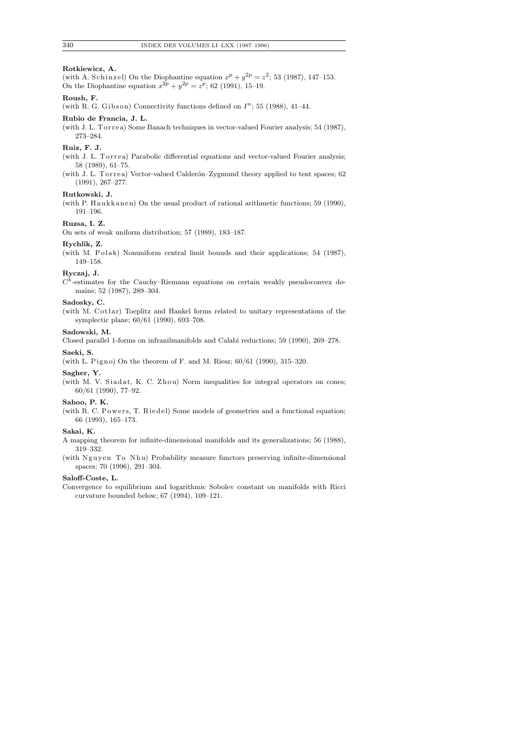**Rotkiewicz, A.**

(with A. Schinzel) On the Diophantine equation $x^p + y^{2p} = z^2$; 53 (1987), 147–153.
On the Diophantine equation $x^{2p} + y^{2p} = z^p$; 62 (1991), 15–19.

**Roush, F.**

(with R. G. Gibson) Connectivity functions defined on $I^n$; 55 (1988), 41–44.

**Rubio de Francia, J. L.**

(with J. L. Torrea) Some Banach techniques in vector-valued Fourier analysis; 54 (1987), 273–284.

**Ruiz, F. J.**

(with J. L. Torrea) Parabolic differential equations and vector-valued Fourier analysis; 58 (1989), 61–75.

(with J. L. Torrea) Vector-valued Calderón–Zygmund theory applied to tent spaces; 62 (1991), 267–277.

**Rutkowski, J.**

(with P. Haukkanen) On the usual product of rational arithmetic functions; 59 (1990), 191–196.

**Ruzsa, I. Z.**

On sets of weak uniform distribution; 57 (1989), 183–187.

**Rychlik, Z.**

(with M. Polak) Nonuniform central limit bounds and their applications; 54 (1987), 149–158.

**Ryczaj, J.**

$C^k$-estimates for the Cauchy–Riemann equations on certain weakly pseudoconvex domains; 52 (1987), 289–304.

**Sadosky, C.**

(with M. Cotlar) Toeplitz and Hankel forms related to unitary representations of the symplectic plane; 60/61 (1990), 693–708.

**Sadowski, M.**

Closed parallel 1-forms on infranilmanifolds and Calabi reductions; 59 (1990), 269–278.

**Saeki, S.**

(with L. Pigno) On the theorem of F. and M. Riesz; 60/61 (1990), 315–320.

**Sagher, Y.**

(with M. V. Siadat, K. C. Zhou) Norm inequalities for integral operators on cones; 60/61 (1990), 77–92.

**Sahoo, P. K.**

(with R. C. Powers, T. Riedel) Some models of geometries and a functional equation; 66 (1993), 165–173.

**Sakai, K.**

A mapping theorem for infinite-dimensional manifolds and its generalizations; 56 (1988), 319–332.

(with Nguyen To Nhu) Probability measure functors preserving infinite-dimensional spaces; 70 (1996), 291–304.

**Saloff-Coste, L.**

Convergence to equilibrium and logarithmic Sobolev constant on manifolds with Ricci curvature bounded below; 67 (1994), 109–121.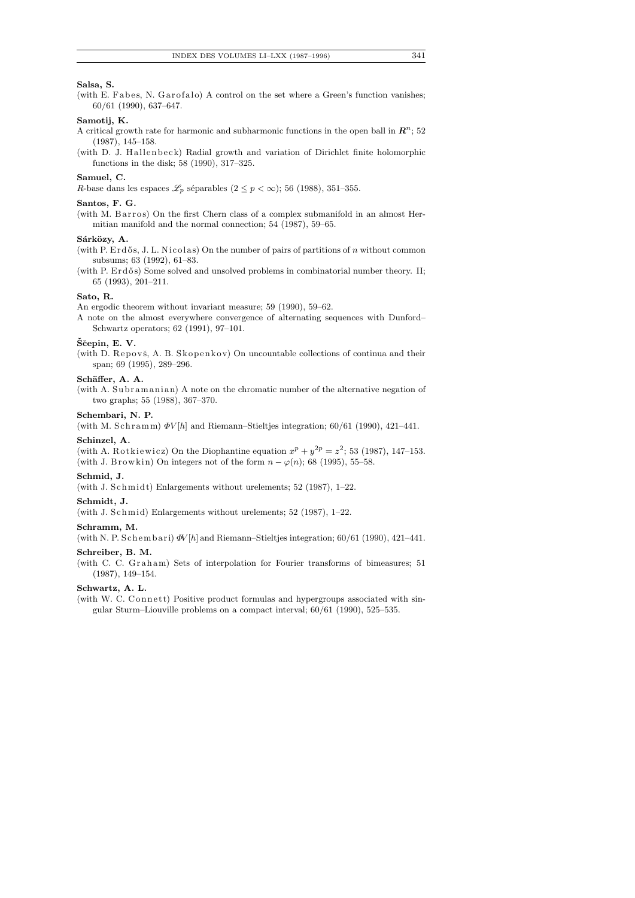**Salsa, S.**

(with E. Fabes, N. Garofalo) A control on the set where a Green's function vanishes; 60/61 (1990), 637–647.

**Samotij, K.**

A critical growth rate for harmonic and subharmonic functions in the open ball in $\boldsymbol{R}^n$; 52 (1987), 145–158.

(with D. J. Hallenbeck) Radial growth and variation of Dirichlet finite holomorphic functions in the disk; 58 (1990), 317–325.

**Samuel, C.**

$R$-base dans les espaces $\mathscr{L}_p$ séparables $(2 \le p < \infty)$; 56 (1988), 351–355.

**Santos, F. G.**

(with M. Barros) On the first Chern class of a complex submanifold in an almost Hermitian manifold and the normal connection; 54 (1987), 59–65.

**Sárközy, A.**

(with P. Erdős, J. L. Nicolas) On the number of pairs of partitions of $n$ without common subsums; 63 (1992), 61–83.

(with P. Erdős) Some solved and unsolved problems in combinatorial number theory. II; 65 (1993), 201–211.

**Sato, R.**

An ergodic theorem without invariant measure; 59 (1990), 59–62.

A note on the almost everywhere convergence of alternating sequences with Dunford–Schwartz operators; 62 (1991), 97–101.

**Ščepin, E. V.**

(with D. Repovš, A. B. Skopenkov) On uncountable collections of continua and their span; 69 (1995), 289–296.

**Schäffer, A. A.**

(with A. Subramanian) A note on the chromatic number of the alternative negation of two graphs; 55 (1988), 367–370.

**Schembari, N. P.**

(with M. Schramm) $\Phi V[h]$ and Riemann–Stieltjes integration; 60/61 (1990), 421–441.

**Schinzel, A.**

(with A. Rotkiewicz) On the Diophantine equation $x^p + y^{2p} = z^2$; 53 (1987), 147–153.

(with J. Browkin) On integers not of the form $n - \varphi(n)$; 68 (1995), 55–58.

**Schmid, J.**

(with J. Schmidt) Enlargements without urelements; 52 (1987), 1–22.

**Schmidt, J.**

(with J. Schmid) Enlargements without urelements; 52 (1987), 1–22.

**Schramm, M.**

(with N. P. Schembari) $\Phi V[h]$ and Riemann–Stieltjes integration; 60/61 (1990), 421–441.

**Schreiber, B. M.**

(with C. C. Graham) Sets of interpolation for Fourier transforms of bimeasures; 51 (1987), 149–154.

**Schwartz, A. L.**

(with W. C. Connett) Positive product formulas and hypergroups associated with singular Sturm–Liouville problems on a compact interval; 60/61 (1990), 525–535.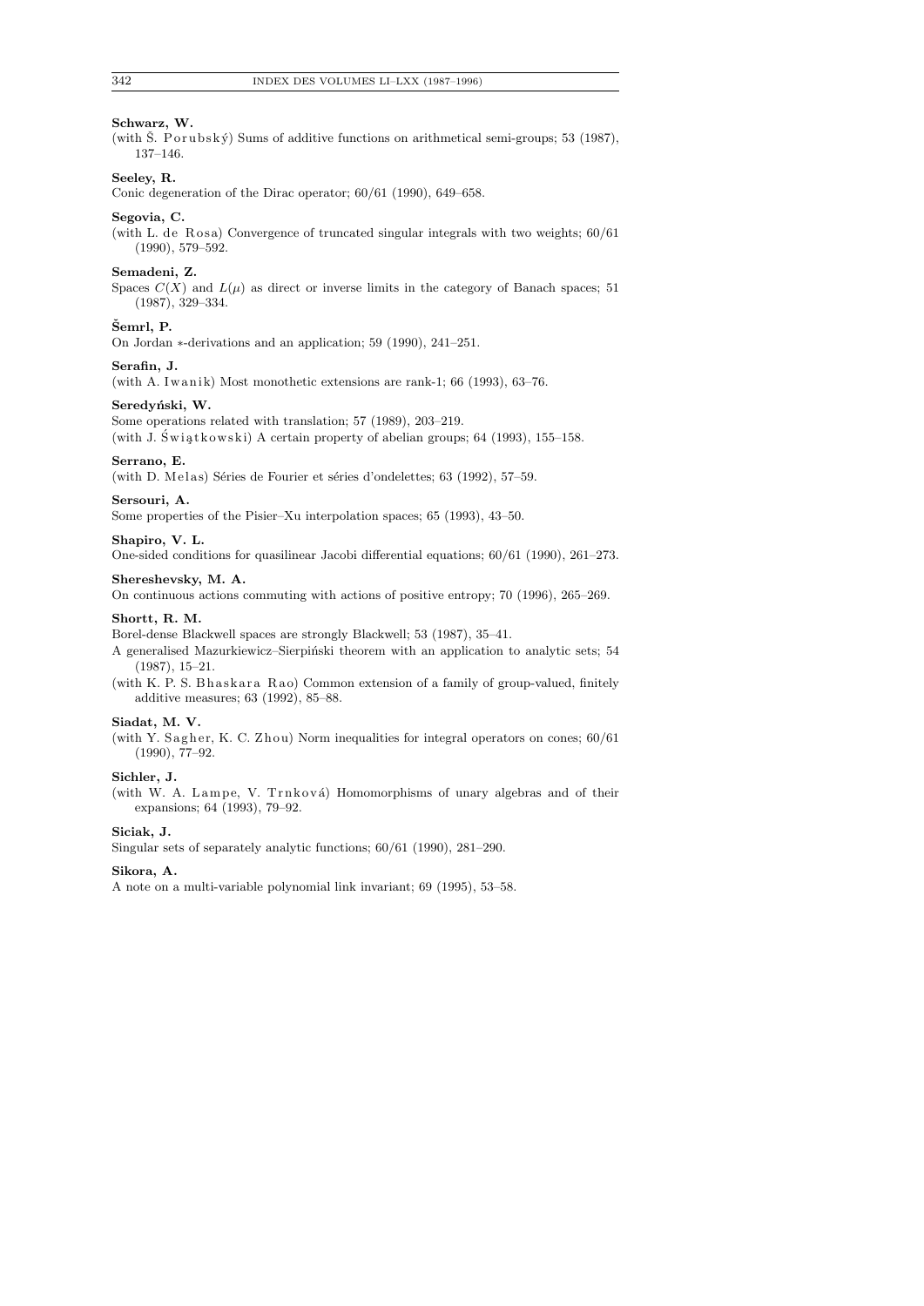**Schwarz, W.**
(with Š. Porubský) Sums of additive functions on arithmetical semi-groups; 53 (1987), 137–146.

**Seeley, R.**
Conic degeneration of the Dirac operator; 60/61 (1990), 649–658.

**Segovia, C.**
(with L. de Rosa) Convergence of truncated singular integrals with two weights; 60/61 (1990), 579–592.

**Semadeni, Z.**
Spaces $C(X)$ and $L(\mu)$ as direct or inverse limits in the category of Banach spaces; 51 (1987), 329–334.

**Šemrl, P.**
On Jordan $*$-derivations and an application; 59 (1990), 241–251.

**Serafin, J.**
(with A. Iwanik) Most monothetic extensions are rank-1; 66 (1993), 63–76.

**Seredyński, W.**
Some operations related with translation; 57 (1989), 203–219.
(with J. Świątkowski) A certain property of abelian groups; 64 (1993), 155–158.

**Serrano, E.**
(with D. Melas) Séries de Fourier et séries d'ondelettes; 63 (1992), 57–59.

**Sersouri, A.**
Some properties of the Pisier–Xu interpolation spaces; 65 (1993), 43–50.

**Shapiro, V. L.**
One-sided conditions for quasilinear Jacobi differential equations; 60/61 (1990), 261–273.

**Shereshevsky, M. A.**
On continuous actions commuting with actions of positive entropy; 70 (1996), 265–269.

**Shortt, R. M.**
Borel-dense Blackwell spaces are strongly Blackwell; 53 (1987), 35–41.
A generalised Mazurkiewicz–Sierpiński theorem with an application to analytic sets; 54 (1987), 15–21.
(with K. P. S. Bhaskara Rao) Common extension of a family of group-valued, finitely additive measures; 63 (1992), 85–88.

**Siadat, M. V.**
(with Y. Sagher, K. C. Zhou) Norm inequalities for integral operators on cones; 60/61 (1990), 77–92.

**Sichler, J.**
(with W. A. Lampe, V. Trnková) Homomorphisms of unary algebras and of their expansions; 64 (1993), 79–92.

**Siciak, J.**
Singular sets of separately analytic functions; 60/61 (1990), 281–290.

**Sikora, A.**
A note on a multi-variable polynomial link invariant; 69 (1995), 53–58.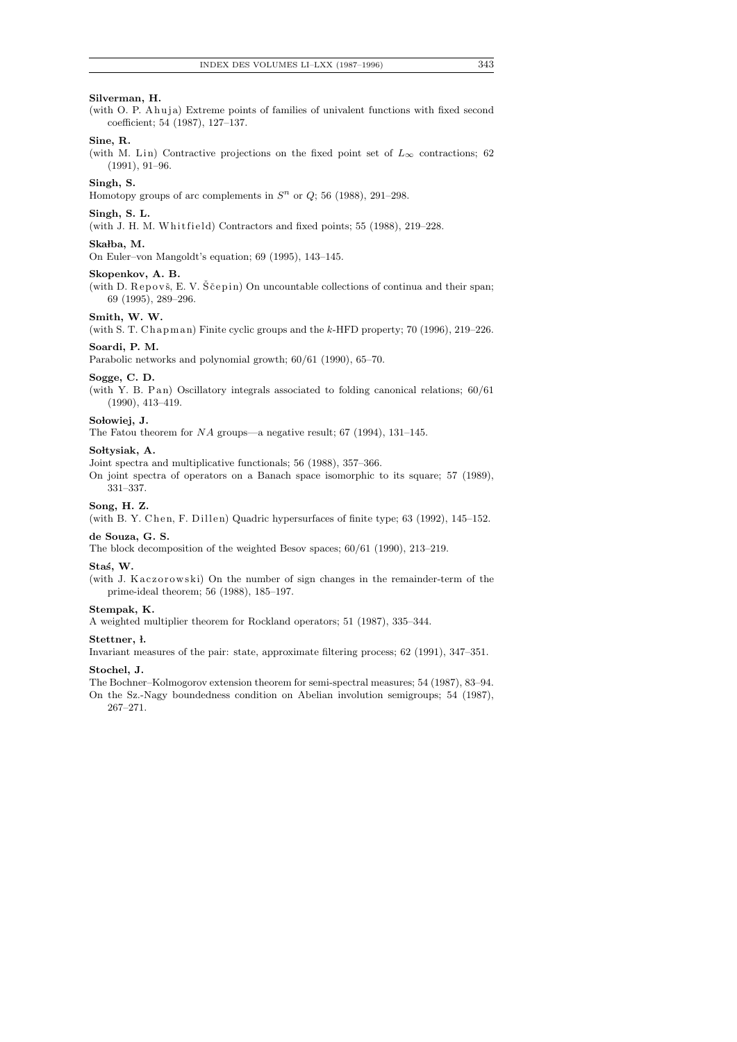**Silverman, H.**

(with O. P. Ahuja) Extreme points of families of univalent functions with fixed second coefficient; 54 (1987), 127–137.

**Sine, R.**

(with M. Lin) Contractive projections on the fixed point set of $L_\infty$ contractions; 62 (1991), 91–96.

**Singh, S.**

Homotopy groups of arc complements in $S^n$ or $Q$; 56 (1988), 291–298.

**Singh, S. L.**

(with J. H. M. Whitfield) Contractors and fixed points; 55 (1988), 219–228.

**Skałba, M.**

On Euler–von Mangoldt's equation; 69 (1995), 143–145.

**Skopenkov, A. B.**

(with D. Repovš, E. V. Ščepin) On uncountable collections of continua and their span; 69 (1995), 289–296.

**Smith, W. W.**

(with S. T. Chapman) Finite cyclic groups and the $k$-HFD property; 70 (1996), 219–226.

**Soardi, P. M.**

Parabolic networks and polynomial growth; 60/61 (1990), 65–70.

**Sogge, C. D.**

(with Y. B. Pan) Oscillatory integrals associated to folding canonical relations; 60/61 (1990), 413–419.

**Sołowiej, J.**

The Fatou theorem for $NA$ groups—a negative result; 67 (1994), 131–145.

**Sołtysiak, A.**

Joint spectra and multiplicative functionals; 56 (1988), 357–366.

On joint spectra of operators on a Banach space isomorphic to its square; 57 (1989), 331–337.

**Song, H. Z.**

(with B. Y. Chen, F. Dillen) Quadric hypersurfaces of finite type; 63 (1992), 145–152.

**de Souza, G. S.**

The block decomposition of the weighted Besov spaces; 60/61 (1990), 213–219.

**Staś, W.**

(with J. Kaczorowski) On the number of sign changes in the remainder-term of the prime-ideal theorem; 56 (1988), 185–197.

**Stempak, K.**

A weighted multiplier theorem for Rockland operators; 51 (1987), 335–344.

**Stettner, Ł.**

Invariant measures of the pair: state, approximate filtering process; 62 (1991), 347–351.

**Stochel, J.**

The Bochner–Kolmogorov extension theorem for semi-spectral measures; 54 (1987), 83–94.

On the Sz.-Nagy boundedness condition on Abelian involution semigroups; 54 (1987), 267–271.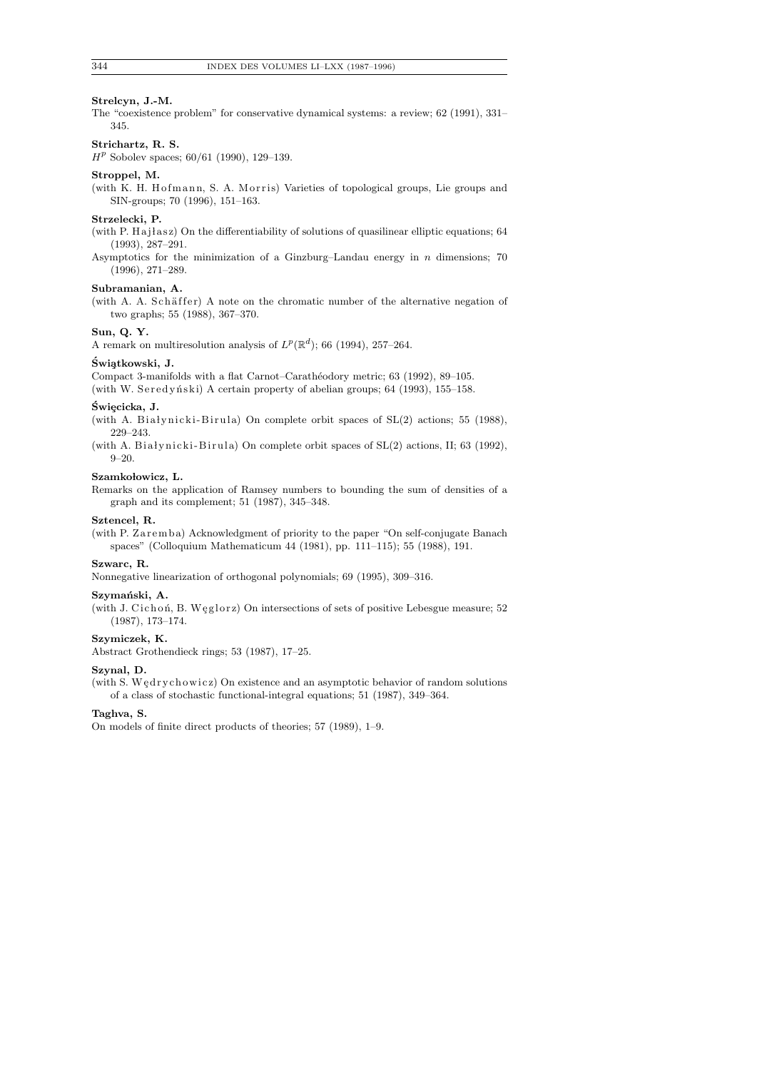**Strelcyn, J.-M.**

The "coexistence problem" for conservative dynamical systems: a review; 62 (1991), 331–345.

**Strichartz, R. S.**

$H^p$ Sobolev spaces; 60/61 (1990), 129–139.

**Stroppel, M.**

(with K. H. Hofmann, S. A. Morris) Varieties of topological groups, Lie groups and SIN-groups; 70 (1996), 151–163.

**Strzelecki, P.**

(with P. Hajłasz) On the differentiability of solutions of quasilinear elliptic equations; 64 (1993), 287–291.

Asymptotics for the minimization of a Ginzburg–Landau energy in $n$ dimensions; 70 (1996), 271–289.

**Subramanian, A.**

(with A. A. Schäffer) A note on the chromatic number of the alternative negation of two graphs; 55 (1988), 367–370.

**Sun, Q. Y.**

A remark on multiresolution analysis of $L^p(\mathbb{R}^d)$; 66 (1994), 257–264.

**Świątkowski, J.**

Compact 3-manifolds with a flat Carnot–Carathéodory metric; 63 (1992), 89–105.

(with W. Seredyński) A certain property of abelian groups; 64 (1993), 155–158.

**Święcicka, J.**

(with A. Białynicki-Birula) On complete orbit spaces of SL(2) actions; 55 (1988), 229–243.

(with A. Białynicki-Birula) On complete orbit spaces of SL(2) actions, II; 63 (1992), 9–20.

**Szamkołowicz, L.**

Remarks on the application of Ramsey numbers to bounding the sum of densities of a graph and its complement; 51 (1987), 345–348.

**Sztencel, R.**

(with P. Zaremba) Acknowledgment of priority to the paper "On self-conjugate Banach spaces" (Colloquium Mathematicum 44 (1981), pp. 111–115); 55 (1988), 191.

**Szwarc, R.**

Nonnegative linearization of orthogonal polynomials; 69 (1995), 309–316.

**Szymański, A.**

(with J. Cichoń, B. Węglorz) On intersections of sets of positive Lebesgue measure; 52 (1987), 173–174.

**Szymiczek, K.**

Abstract Grothendieck rings; 53 (1987), 17–25.

**Szynal, D.**

(with S. Wędrychowicz) On existence and an asymptotic behavior of random solutions of a class of stochastic functional-integral equations; 51 (1987), 349–364.

**Taghva, S.**

On models of finite direct products of theories; 57 (1989), 1–9.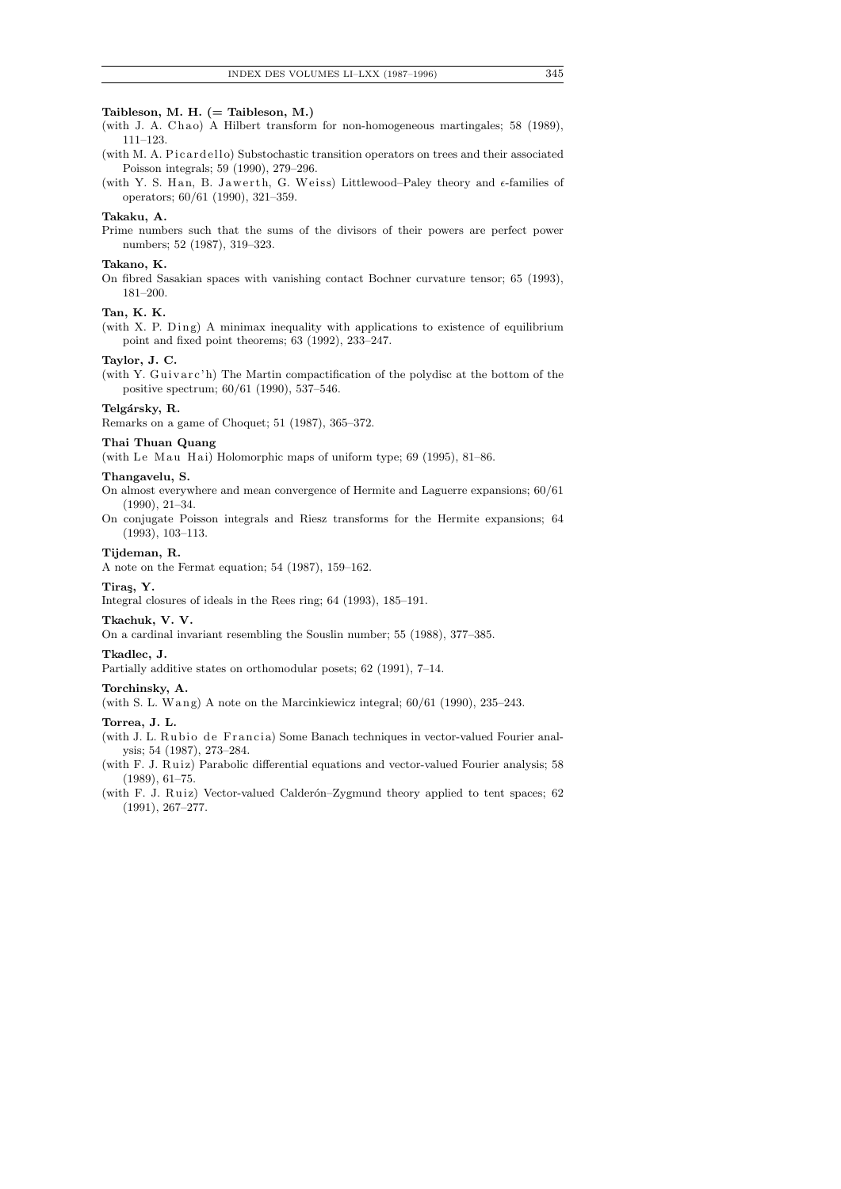**Taibleson, M. H. (= Taibleson, M.)**

(with J. A. Chao) A Hilbert transform for non-homogeneous martingales; 58 (1989), 111–123.

(with M. A. Picardello) Substochastic transition operators on trees and their associated Poisson integrals; 59 (1990), 279–296.

(with Y. S. Han, B. Jawerth, G. Weiss) Littlewood–Paley theory and $\epsilon$-families of operators; 60/61 (1990), 321–359.

**Takaku, A.**

Prime numbers such that the sums of the divisors of their powers are perfect power numbers; 52 (1987), 319–323.

**Takano, K.**

On fibred Sasakian spaces with vanishing contact Bochner curvature tensor; 65 (1993), 181–200.

**Tan, K. K.**

(with X. P. Ding) A minimax inequality with applications to existence of equilibrium point and fixed point theorems; 63 (1992), 233–247.

**Taylor, J. C.**

(with Y. Guivarc'h) The Martin compactification of the polydisc at the bottom of the positive spectrum; 60/61 (1990), 537–546.

**Telgársky, R.**

Remarks on a game of Choquet; 51 (1987), 365–372.

**Thai Thuan Quang**

(with Le Mau Hai) Holomorphic maps of uniform type; 69 (1995), 81–86.

**Thangavelu, S.**

On almost everywhere and mean convergence of Hermite and Laguerre expansions; 60/61 (1990), 21–34.

On conjugate Poisson integrals and Riesz transforms for the Hermite expansions; 64 (1993), 103–113.

**Tijdeman, R.**

A note on the Fermat equation; 54 (1987), 159–162.

**Tiraş, Y.**

Integral closures of ideals in the Rees ring; 64 (1993), 185–191.

**Tkachuk, V. V.**

On a cardinal invariant resembling the Souslin number; 55 (1988), 377–385.

**Tkadlec, J.**

Partially additive states on orthomodular posets; 62 (1991), 7–14.

**Torchinsky, A.**

(with S. L. Wang) A note on the Marcinkiewicz integral; 60/61 (1990), 235–243.

**Torrea, J. L.**

(with J. L. Rubio de Francia) Some Banach techniques in vector-valued Fourier analysis; 54 (1987), 273–284.

(with F. J. Ruiz) Parabolic differential equations and vector-valued Fourier analysis; 58 (1989), 61–75.

(with F. J. Ruiz) Vector-valued Calderón–Zygmund theory applied to tent spaces; 62 (1991), 267–277.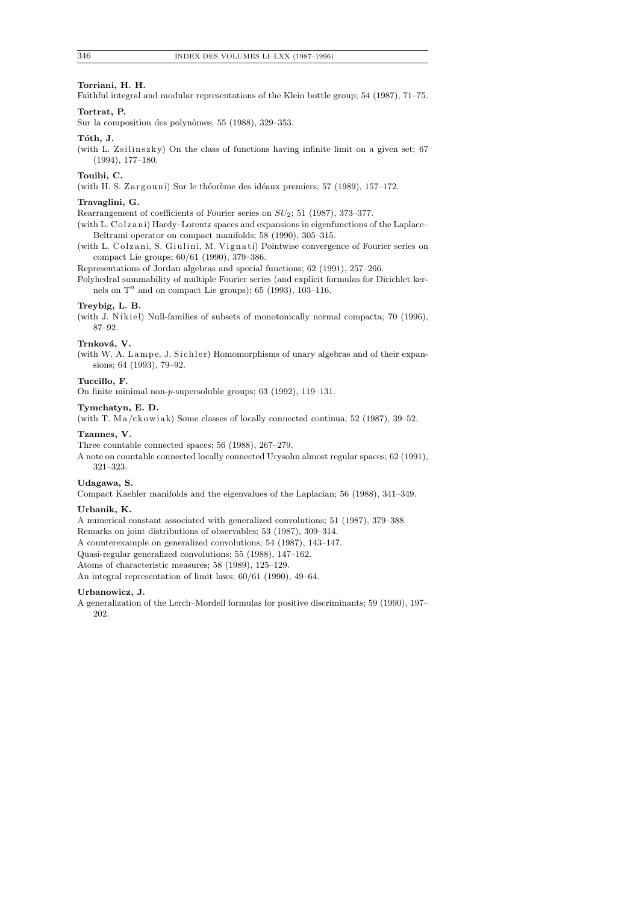**Torriani, H. H.**

Faithful integral and modular representations of the Klein bottle group; 54 (1987), 71–75.

**Tortrat, P.**

Sur la composition des polynômes; 55 (1988), 329–353.

**Tóth, J.**

(with L. Zsilinszky) On the class of functions having infinite limit on a given set; 67 (1994), 177–180.

**Touibi, C.**

(with H. S. Zargouni) Sur le théorème des idéaux premiers; 57 (1989), 157–172.

**Travaglini, G.**

Rearrangement of coefficients of Fourier series on $SU_2$; 51 (1987), 373–377.

(with L. Colzani) Hardy–Lorentz spaces and expansions in eigenfunctions of the Laplace–Beltrami operator on compact manifolds; 58 (1990), 305–315.

(with L. Colzani, S. Giulini, M. Vignati) Pointwise convergence of Fourier series on compact Lie groups; 60/61 (1990), 379–386.

Representations of Jordan algebras and special functions; 62 (1991), 257–266.

Polyhedral summability of multiple Fourier series (and explicit formulas for Dirichlet kernels on $\mathbb{T}^n$ and on compact Lie groups); 65 (1993), 103–116.

**Treybig, L. B.**

(with J. Nikiel) Null-families of subsets of monotonically normal compacta; 70 (1996), 87–92.

**Trnková, V.**

(with W. A. Lampe, J. Sichler) Homomorphisms of unary algebras and of their expansions; 64 (1993), 79–92.

**Tuccillo, F.**

On finite minimal non-$p$-supersoluble groups; 63 (1992), 119–131.

**Tymchatyn, E. D.**

(with T. Maćkowiak) Some classes of locally connected continua; 52 (1987), 39–52.

**Tzannes, V.**

Three countable connected spaces; 56 (1988), 267–279.

A note on countable connected locally connected Urysohn almost regular spaces; 62 (1991), 321–323.

**Udagawa, S.**

Compact Kaehler manifolds and the eigenvalues of the Laplacian; 56 (1988), 341–349.

**Urbanik, K.**

A numerical constant associated with generalized convolutions; 51 (1987), 379–388.

Remarks on joint distributions of observables; 53 (1987), 309–314.

A counterexample on generalized convolutions; 54 (1987), 143–147.

Quasi-regular generalized convolutions; 55 (1988), 147–162.

Atoms of characteristic measures; 58 (1989), 125–129.

An integral representation of limit laws; 60/61 (1990), 49–64.

**Urbanowicz, J.**

A generalization of the Lerch–Mordell formulas for positive discriminants; 59 (1990), 197–202.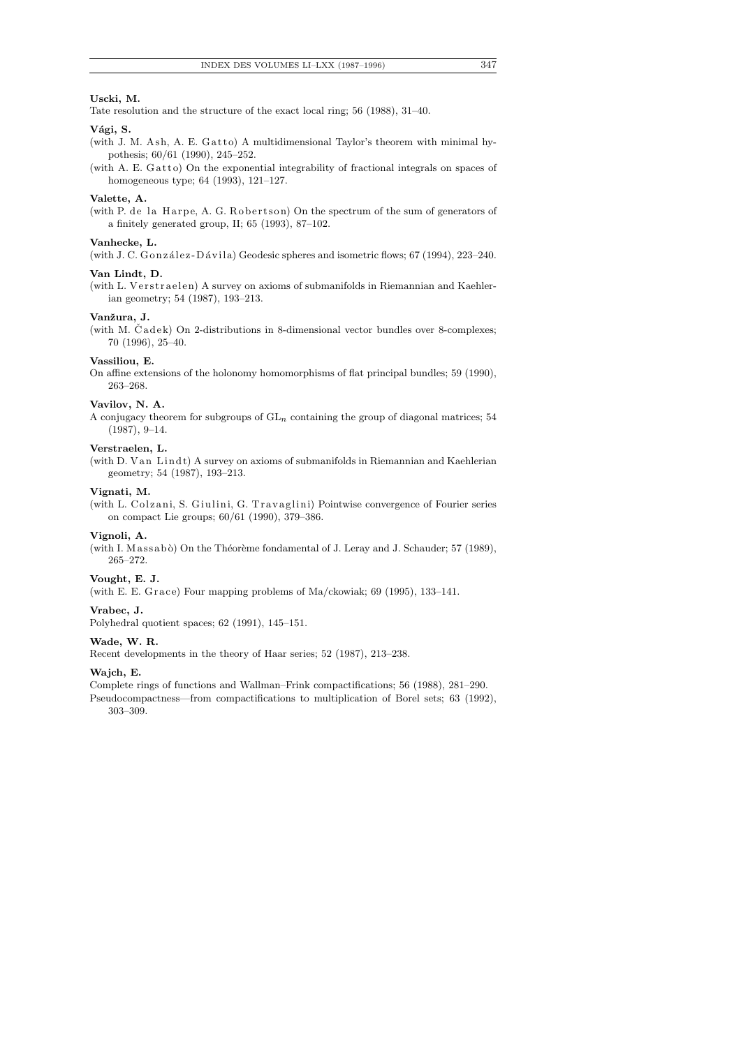**Uscki, M.**

Tate resolution and the structure of the exact local ring; 56 (1988), 31–40.

**Vági, S.**

(with J. M. Ash, A. E. Gatto) A multidimensional Taylor's theorem with minimal hypothesis; 60/61 (1990), 245–252.

(with A. E. Gatto) On the exponential integrability of fractional integrals on spaces of homogeneous type; 64 (1993), 121–127.

**Valette, A.**

(with P. de la Harpe, A. G. Robertson) On the spectrum of the sum of generators of a finitely generated group, II; 65 (1993), 87–102.

**Vanhecke, L.**

(with J. C. González-Dávila) Geodesic spheres and isometric flows; 67 (1994), 223–240.

**Van Lindt, D.**

(with L. Verstraelen) A survey on axioms of submanifolds in Riemannian and Kaehlerian geometry; 54 (1987), 193–213.

**Vanžura, J.**

(with M. Čadek) On 2-distributions in 8-dimensional vector bundles over 8-complexes; 70 (1996), 25–40.

**Vassiliou, E.**

On affine extensions of the holonomy homomorphisms of flat principal bundles; 59 (1990), 263–268.

**Vavilov, N. A.**

A conjugacy theorem for subgroups of $\mathrm{GL}_n$ containing the group of diagonal matrices; 54 (1987), 9–14.

**Verstraelen, L.**

(with D. Van Lindt) A survey on axioms of submanifolds in Riemannian and Kaehlerian geometry; 54 (1987), 193–213.

**Vignati, M.**

(with L. Colzani, S. Giulini, G. Travaglini) Pointwise convergence of Fourier series on compact Lie groups; 60/61 (1990), 379–386.

**Vignoli, A.**

(with I. Massabò) On the Théorème fondamental of J. Leray and J. Schauder; 57 (1989), 265–272.

**Vought, E. J.**

(with E. E. Grace) Four mapping problems of Ma/ckowiak; 69 (1995), 133–141.

**Vrabec, J.**

Polyhedral quotient spaces; 62 (1991), 145–151.

**Wade, W. R.**

Recent developments in the theory of Haar series; 52 (1987), 213–238.

**Wajch, E.**

Complete rings of functions and Wallman–Frink compactifications; 56 (1988), 281–290.

Pseudocompactness—from compactifications to multiplication of Borel sets; 63 (1992), 303–309.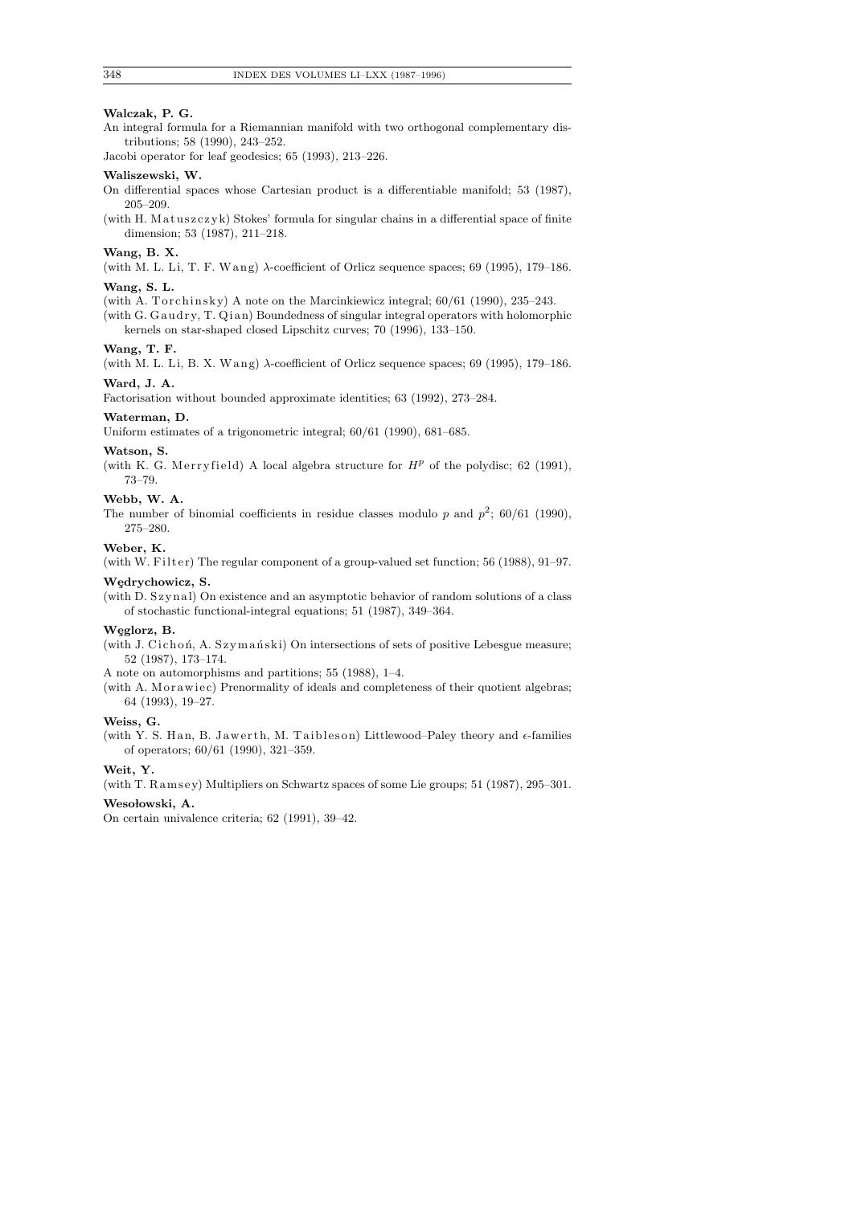**Walczak, P. G.**

An integral formula for a Riemannian manifold with two orthogonal complementary distributions; 58 (1990), 243–252.

Jacobi operator for leaf geodesics; 65 (1993), 213–226.

**Waliszewski, W.**

On differential spaces whose Cartesian product is a differentiable manifold; 53 (1987), 205–209.

(with H. Matuszczyk) Stokes' formula for singular chains in a differential space of finite dimension; 53 (1987), 211–218.

**Wang, B. X.**

(with M. L. Li, T. F. Wang) $\lambda$-coefficient of Orlicz sequence spaces; 69 (1995), 179–186.

**Wang, S. L.**

(with A. Torchinsky) A note on the Marcinkiewicz integral; 60/61 (1990), 235–243.

(with G. Gaudry, T. Qian) Boundedness of singular integral operators with holomorphic kernels on star-shaped closed Lipschitz curves; 70 (1996), 133–150.

**Wang, T. F.**

(with M. L. Li, B. X. Wang) $\lambda$-coefficient of Orlicz sequence spaces; 69 (1995), 179–186.

**Ward, J. A.**

Factorisation without bounded approximate identities; 63 (1992), 273–284.

**Waterman, D.**

Uniform estimates of a trigonometric integral; 60/61 (1990), 681–685.

**Watson, S.**

(with K. G. Merryfield) A local algebra structure for $H^p$ of the polydisc; 62 (1991), 73–79.

**Webb, W. A.**

The number of binomial coefficients in residue classes modulo $p$ and $p^2$; 60/61 (1990), 275–280.

**Weber, K.**

(with W. Filter) The regular component of a group-valued set function; 56 (1988), 91–97.

**Wędrychowicz, S.**

(with D. Szynal) On existence and an asymptotic behavior of random solutions of a class of stochastic functional-integral equations; 51 (1987), 349–364.

**Węglorz, B.**

(with J. Cichoń, A. Szymański) On intersections of sets of positive Lebesgue measure; 52 (1987), 173–174.

A note on automorphisms and partitions; 55 (1988), 1–4.

(with A. Morawiec) Prenormality of ideals and completeness of their quotient algebras; 64 (1993), 19–27.

**Weiss, G.**

(with Y. S. Han, B. Jawerth, M. Taibleson) Littlewood–Paley theory and $\epsilon$-families of operators; 60/61 (1990), 321–359.

**Weit, Y.**

(with T. Ramsey) Multipliers on Schwartz spaces of some Lie groups; 51 (1987), 295–301.

**Wesołowski, A.**

On certain univalence criteria; 62 (1991), 39–42.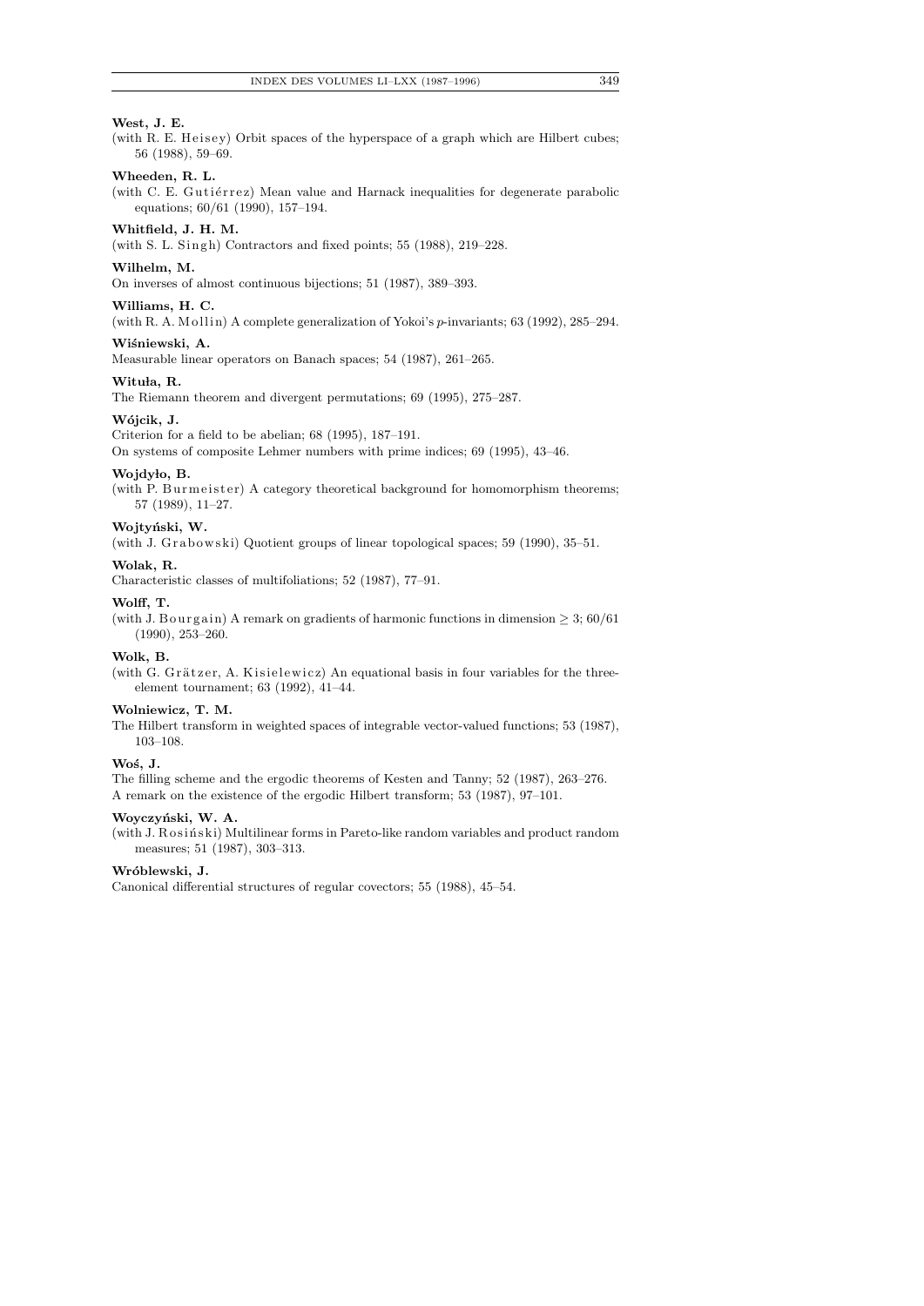**West, J. E.**
(with R. E. Heisey) Orbit spaces of the hyperspace of a graph which are Hilbert cubes; 56 (1988), 59–69.

**Wheeden, R. L.**
(with C. E. Gutiérrez) Mean value and Harnack inequalities for degenerate parabolic equations; 60/61 (1990), 157–194.

**Whitfield, J. H. M.**
(with S. L. Singh) Contractors and fixed points; 55 (1988), 219–228.

**Wilhelm, M.**
On inverses of almost continuous bijections; 51 (1987), 389–393.

**Williams, H. C.**
(with R. A. Mollin) A complete generalization of Yokoi's $p$-invariants; 63 (1992), 285–294.

**Wiśniewski, A.**
Measurable linear operators on Banach spaces; 54 (1987), 261–265.

**Wituła, R.**
The Riemann theorem and divergent permutations; 69 (1995), 275–287.

**Wójcik, J.**
Criterion for a field to be abelian; 68 (1995), 187–191.
On systems of composite Lehmer numbers with prime indices; 69 (1995), 43–46.

**Wojdyło, B.**
(with P. Burmeister) A category theoretical background for homomorphism theorems; 57 (1989), 11–27.

**Wojtyński, W.**
(with J. Grabowski) Quotient groups of linear topological spaces; 59 (1990), 35–51.

**Wolak, R.**
Characteristic classes of multifoliations; 52 (1987), 77–91.

**Wolff, T.**
(with J. Bourgain) A remark on gradients of harmonic functions in dimension $\geq 3$; 60/61 (1990), 253–260.

**Wolk, B.**
(with G. Grätzer, A. Kisielewicz) An equational basis in four variables for the three-element tournament; 63 (1992), 41–44.

**Wolniewicz, T. M.**
The Hilbert transform in weighted spaces of integrable vector-valued functions; 53 (1987), 103–108.

**Woś, J.**
The filling scheme and the ergodic theorems of Kesten and Tanny; 52 (1987), 263–276.
A remark on the existence of the ergodic Hilbert transform; 53 (1987), 97–101.

**Woyczyński, W. A.**
(with J. Rosiński) Multilinear forms in Pareto-like random variables and product random measures; 51 (1987), 303–313.

**Wróblewski, J.**
Canonical differential structures of regular covectors; 55 (1988), 45–54.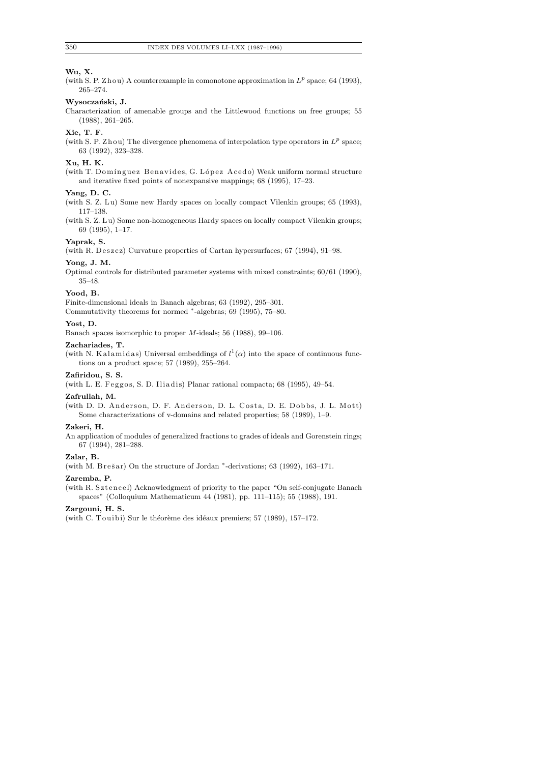**Wu, X.**

(with S. P. Zhou) A counterexample in comonotone approximation in $L^p$ space; 64 (1993), 265–274.

**Wysoczański, J.**

Characterization of amenable groups and the Littlewood functions on free groups; 55 (1988), 261–265.

**Xie, T. F.**

(with S. P. Zhou) The divergence phenomena of interpolation type operators in $L^p$ space; 63 (1992), 323–328.

**Xu, H. K.**

(with T. Domínguez Benavides, G. López Acedo) Weak uniform normal structure and iterative fixed points of nonexpansive mappings; 68 (1995), 17–23.

**Yang, D. C.**

(with S. Z. Lu) Some new Hardy spaces on locally compact Vilenkin groups; 65 (1993), 117–138.

(with S. Z. Lu) Some non-homogeneous Hardy spaces on locally compact Vilenkin groups; 69 (1995), 1–17.

**Yaprak, S.**

(with R. Deszcz) Curvature properties of Cartan hypersurfaces; 67 (1994), 91–98.

**Yong, J. M.**

Optimal controls for distributed parameter systems with mixed constraints; 60/61 (1990), 35–48.

**Yood, B.**

Finite-dimensional ideals in Banach algebras; 63 (1992), 295–301.

Commutativity theorems for normed $^*$-algebras; 69 (1995), 75–80.

**Yost, D.**

Banach spaces isomorphic to proper $M$-ideals; 56 (1988), 99–106.

**Zachariades, T.**

(with N. Kalamidas) Universal embeddings of $l^1(\alpha)$ into the space of continuous functions on a product space; 57 (1989), 255–264.

**Zafiridou, S. S.**

(with L. E. Feggos, S. D. Iliadis) Planar rational compacta; 68 (1995), 49–54.

**Zafrullah, M.**

(with D. D. Anderson, D. F. Anderson, D. L. Costa, D. E. Dobbs, J. L. Mott) Some characterizations of v-domains and related properties; 58 (1989), 1–9.

**Zakeri, H.**

An application of modules of generalized fractions to grades of ideals and Gorenstein rings; 67 (1994), 281–288.

**Zalar, B.**

(with M. Brešar) On the structure of Jordan $^*$-derivations; 63 (1992), 163–171.

**Zaremba, P.**

(with R. Sztencel) Acknowledgment of priority to the paper "On self-conjugate Banach spaces" (Colloquium Mathematicum 44 (1981), pp. 111–115); 55 (1988), 191.

**Zargouni, H. S.**

(with C. Touibi) Sur le théorème des idéaux premiers; 57 (1989), 157–172.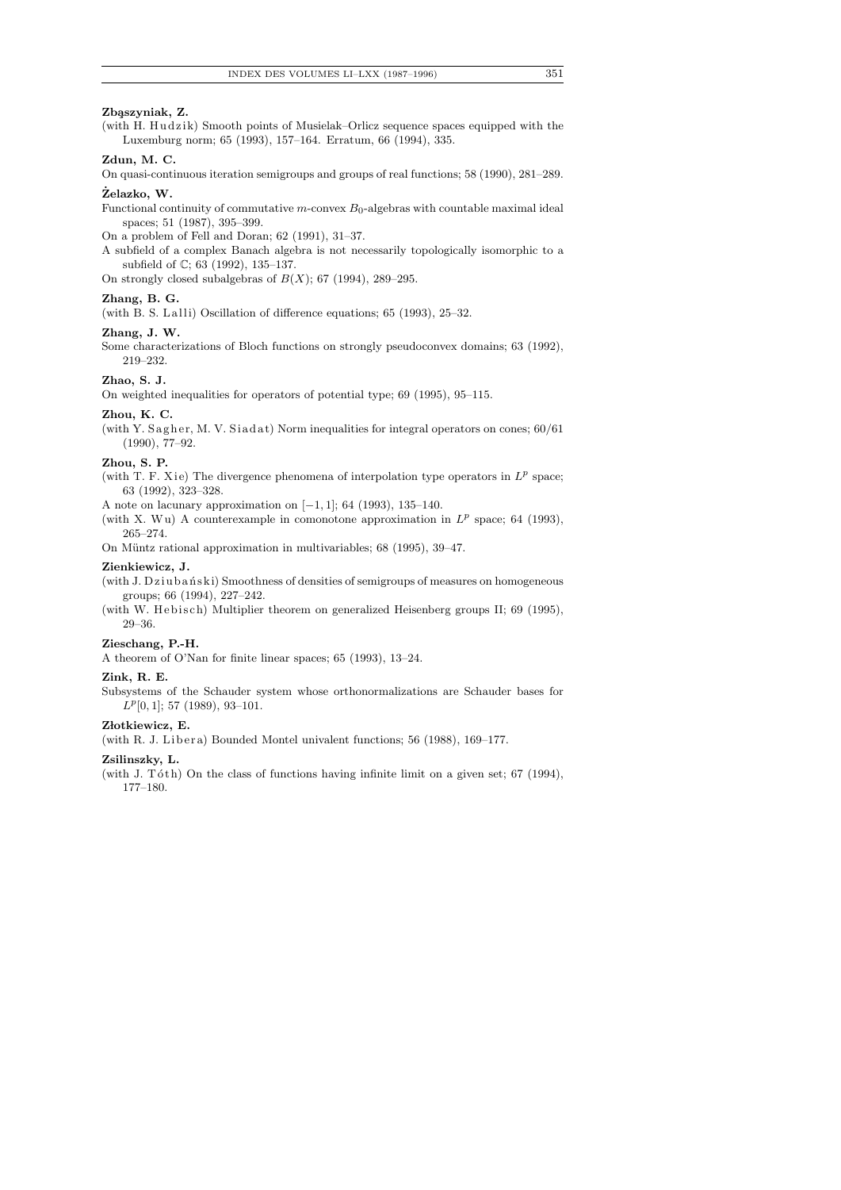**Zbąszyniak, Z.**

(with H. Hudzik) Smooth points of Musielak–Orlicz sequence spaces equipped with the Luxemburg norm; 65 (1993), 157–164. Erratum, 66 (1994), 335.

**Zdun, M. C.**

On quasi-continuous iteration semigroups and groups of real functions; 58 (1990), 281–289.

**Żelazko, W.**

Functional continuity of commutative $m$-convex $B_0$-algebras with countable maximal ideal spaces; 51 (1987), 395–399.

On a problem of Fell and Doran; 62 (1991), 31–37.

A subfield of a complex Banach algebra is not necessarily topologically isomorphic to a subfield of $\mathbb{C}$; 63 (1992), 135–137.

On strongly closed subalgebras of $B(X)$; 67 (1994), 289–295.

**Zhang, B. G.**

(with B. S. Lalli) Oscillation of difference equations; 65 (1993), 25–32.

**Zhang, J. W.**

Some characterizations of Bloch functions on strongly pseudoconvex domains; 63 (1992), 219–232.

**Zhao, S. J.**

On weighted inequalities for operators of potential type; 69 (1995), 95–115.

**Zhou, K. C.**

(with Y. Sagher, M. V. Siadat) Norm inequalities for integral operators on cones; 60/61 (1990), 77–92.

**Zhou, S. P.**

(with T. F. Xie) The divergence phenomena of interpolation type operators in $L^p$ space; 63 (1992), 323–328.

A note on lacunary approximation on $[-1,1]$; 64 (1993), 135–140.

(with X. Wu) A counterexample in comonotone approximation in $L^p$ space; 64 (1993), 265–274.

On Müntz rational approximation in multivariables; 68 (1995), 39–47.

**Zienkiewicz, J.**

(with J. Dziubański) Smoothness of densities of semigroups of measures on homogeneous groups; 66 (1994), 227–242.

(with W. Hebisch) Multiplier theorem on generalized Heisenberg groups II; 69 (1995), 29–36.

**Zieschang, P.-H.**

A theorem of O'Nan for finite linear spaces; 65 (1993), 13–24.

**Zink, R. E.**

Subsystems of the Schauder system whose orthonormalizations are Schauder bases for $L^p[0,1]$; 57 (1989), 93–101.

**Złotkiewicz, E.**

(with R. J. Libera) Bounded Montel univalent functions; 56 (1988), 169–177.

**Zsilinszky, L.**

(with J. Tóth) On the class of functions having infinite limit on a given set; 67 (1994), 177–180.